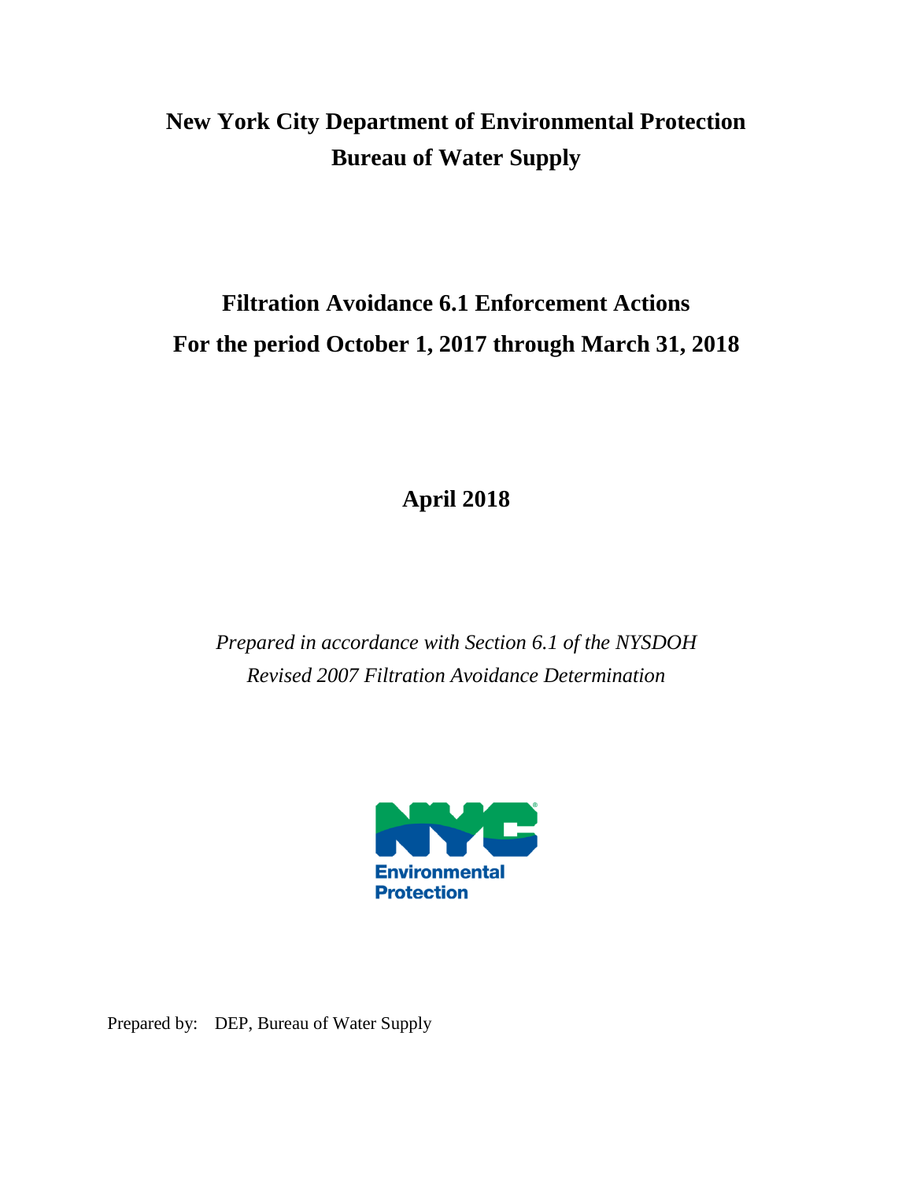# New York City Department of Environmental Protection
# Bureau of Water Supply

## Filtration Avoidance 6.1 Enforcement Actions
## For the period October 1, 2017 through March 31, 2018

**April 2018**

*Prepared in accordance with Section 6.1 of the NYSDOH*
*Revised 2007 Filtration Avoidance Determination*

Prepared by: DEP, Bureau of Water Supply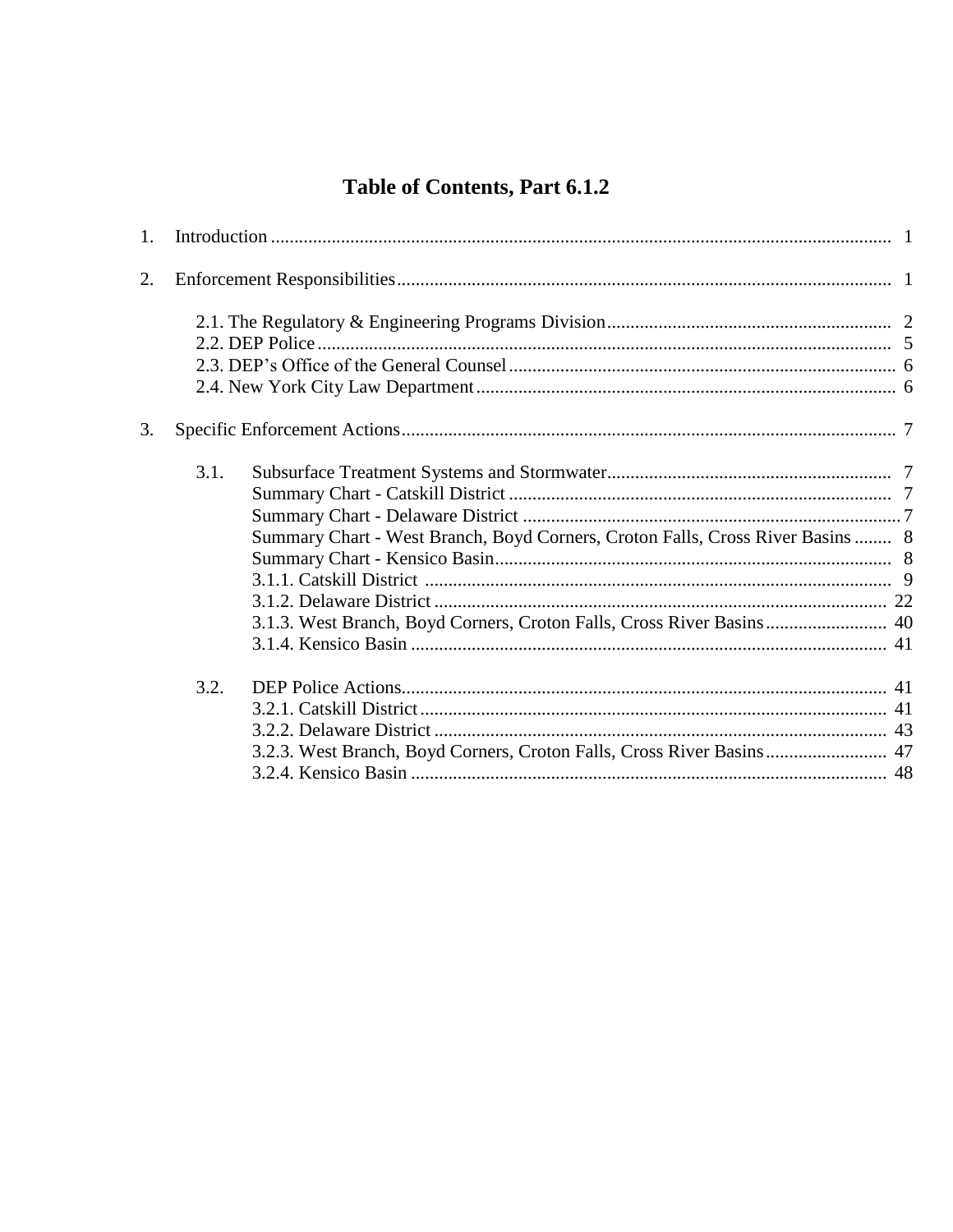# Table of Contents, Part 6.1.2

1. Introduction ..... 1

2. Enforcement Responsibilities ..... 1

   2.1. The Regulatory & Engineering Programs Division ..... 2
   2.2. DEP Police ..... 5
   2.3. DEP's Office of the General Counsel ..... 6
   2.4. New York City Law Department ..... 6

3. Specific Enforcement Actions ..... 7

   3.1. Subsurface Treatment Systems and Stormwater ..... 7
   - Summary Chart - Catskill District ..... 7
   - Summary Chart - Delaware District ..... 7
   - Summary Chart - West Branch, Boyd Corners, Croton Falls, Cross River Basins ..... 8
   - Summary Chart - Kensico Basin ..... 8
   - 3.1.1. Catskill District ..... 9
   - 3.1.2. Delaware District ..... 22
   - 3.1.3. West Branch, Boyd Corners, Croton Falls, Cross River Basins ..... 40
   - 3.1.4. Kensico Basin ..... 41

   3.2. DEP Police Actions ..... 41
   - 3.2.1. Catskill District ..... 41
   - 3.2.2. Delaware District ..... 43
   - 3.2.3. West Branch, Boyd Corners, Croton Falls, Cross River Basins ..... 47
   - 3.2.4. Kensico Basin ..... 48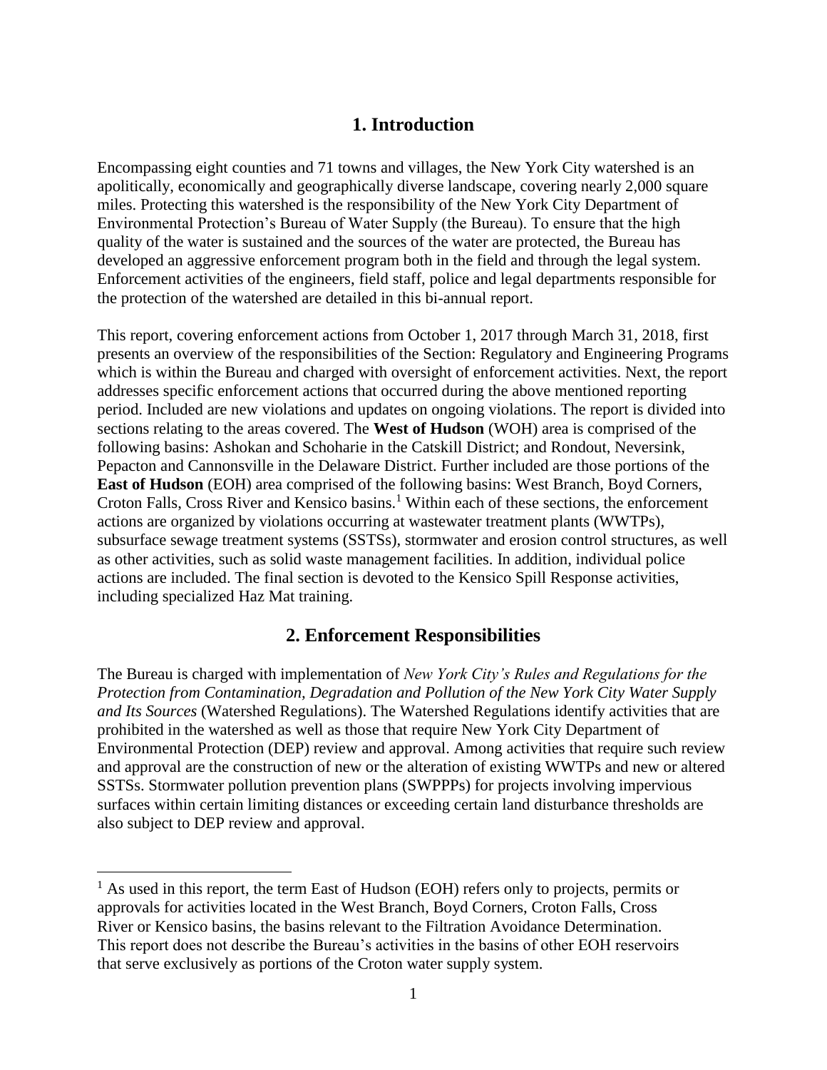# 1. Introduction

Encompassing eight counties and 71 towns and villages, the New York City watershed is an apolitically, economically and geographically diverse landscape, covering nearly 2,000 square miles. Protecting this watershed is the responsibility of the New York City Department of Environmental Protection's Bureau of Water Supply (the Bureau). To ensure that the high quality of the water is sustained and the sources of the water are protected, the Bureau has developed an aggressive enforcement program both in the field and through the legal system. Enforcement activities of the engineers, field staff, police and legal departments responsible for the protection of the watershed are detailed in this bi-annual report.

This report, covering enforcement actions from October 1, 2017 through March 31, 2018, first presents an overview of the responsibilities of the Section: Regulatory and Engineering Programs which is within the Bureau and charged with oversight of enforcement activities. Next, the report addresses specific enforcement actions that occurred during the above mentioned reporting period. Included are new violations and updates on ongoing violations. The report is divided into sections relating to the areas covered. The **West of Hudson** (WOH) area is comprised of the following basins: Ashokan and Schoharie in the Catskill District; and Rondout, Neversink, Pepacton and Cannonsville in the Delaware District. Further included are those portions of the **East of Hudson** (EOH) area comprised of the following basins: West Branch, Boyd Corners, Croton Falls, Cross River and Kensico basins.[1] Within each of these sections, the enforcement actions are organized by violations occurring at wastewater treatment plants (WWTPs), subsurface sewage treatment systems (SSTSs), stormwater and erosion control structures, as well as other activities, such as solid waste management facilities. In addition, individual police actions are included. The final section is devoted to the Kensico Spill Response activities, including specialized Haz Mat training.

# 2. Enforcement Responsibilities

The Bureau is charged with implementation of *New York City's Rules and Regulations for the Protection from Contamination, Degradation and Pollution of the New York City Water Supply and Its Sources* (Watershed Regulations). The Watershed Regulations identify activities that are prohibited in the watershed as well as those that require New York City Department of Environmental Protection (DEP) review and approval. Among activities that require such review and approval are the construction of new or the alteration of existing WWTPs and new or altered SSTSs. Stormwater pollution prevention plans (SWPPPs) for projects involving impervious surfaces within certain limiting distances or exceeding certain land disturbance thresholds are also subject to DEP review and approval.

---

[1] As used in this report, the term East of Hudson (EOH) refers only to projects, permits or approvals for activities located in the West Branch, Boyd Corners, Croton Falls, Cross River or Kensico basins, the basins relevant to the Filtration Avoidance Determination. This report does not describe the Bureau's activities in the basins of other EOH reservoirs that serve exclusively as portions of the Croton water supply system.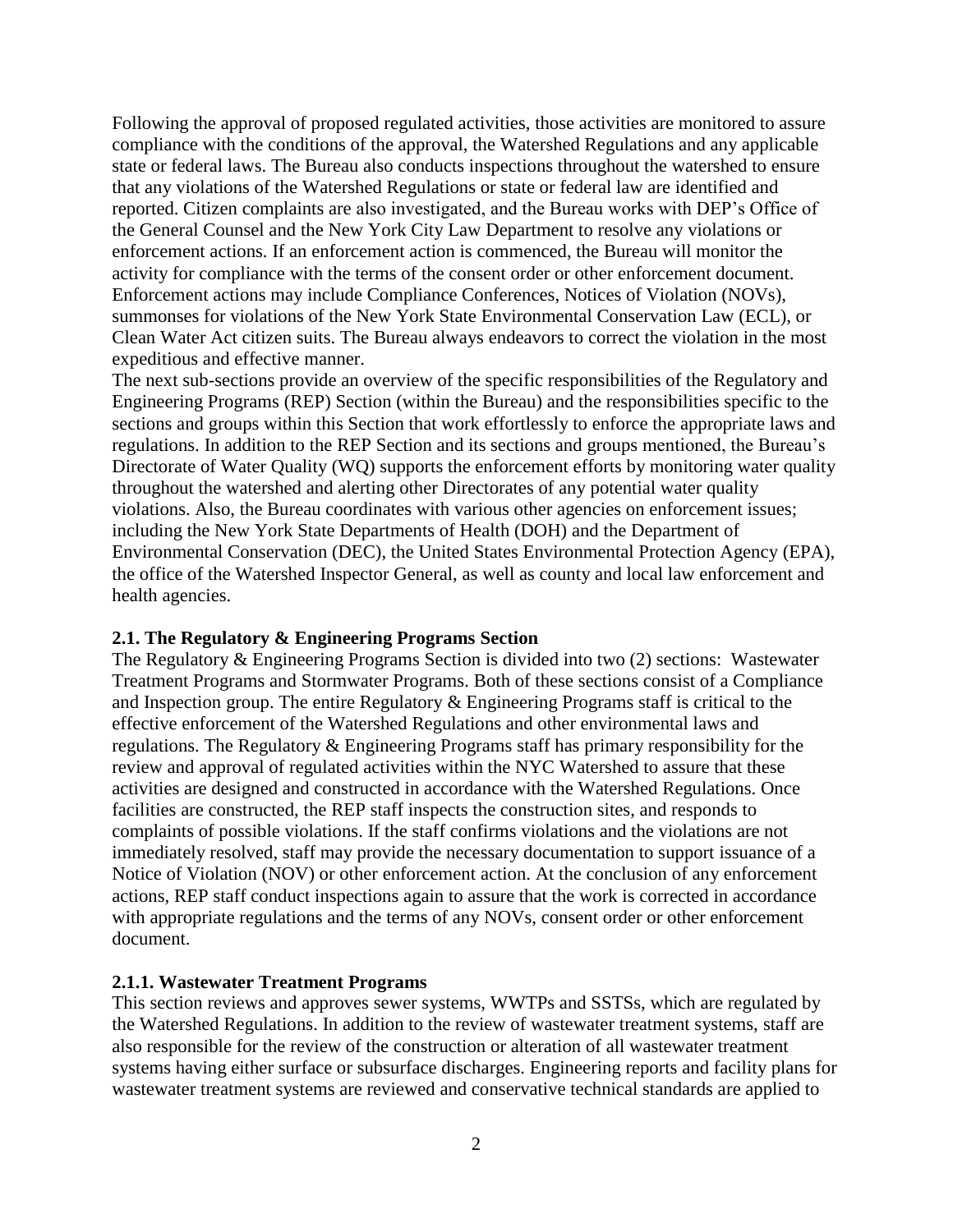Following the approval of proposed regulated activities, those activities are monitored to assure compliance with the conditions of the approval, the Watershed Regulations and any applicable state or federal laws. The Bureau also conducts inspections throughout the watershed to ensure that any violations of the Watershed Regulations or state or federal law are identified and reported. Citizen complaints are also investigated, and the Bureau works with DEP's Office of the General Counsel and the New York City Law Department to resolve any violations or enforcement actions. If an enforcement action is commenced, the Bureau will monitor the activity for compliance with the terms of the consent order or other enforcement document. Enforcement actions may include Compliance Conferences, Notices of Violation (NOVs), summonses for violations of the New York State Environmental Conservation Law (ECL), or Clean Water Act citizen suits. The Bureau always endeavors to correct the violation in the most expeditious and effective manner.

The next sub-sections provide an overview of the specific responsibilities of the Regulatory and Engineering Programs (REP) Section (within the Bureau) and the responsibilities specific to the sections and groups within this Section that work effortlessly to enforce the appropriate laws and regulations. In addition to the REP Section and its sections and groups mentioned, the Bureau's Directorate of Water Quality (WQ) supports the enforcement efforts by monitoring water quality throughout the watershed and alerting other Directorates of any potential water quality violations. Also, the Bureau coordinates with various other agencies on enforcement issues; including the New York State Departments of Health (DOH) and the Department of Environmental Conservation (DEC), the United States Environmental Protection Agency (EPA), the office of the Watershed Inspector General, as well as county and local law enforcement and health agencies.

### 2.1. The Regulatory & Engineering Programs Section

The Regulatory & Engineering Programs Section is divided into two (2) sections: Wastewater Treatment Programs and Stormwater Programs. Both of these sections consist of a Compliance and Inspection group. The entire Regulatory & Engineering Programs staff is critical to the effective enforcement of the Watershed Regulations and other environmental laws and regulations. The Regulatory & Engineering Programs staff has primary responsibility for the review and approval of regulated activities within the NYC Watershed to assure that these activities are designed and constructed in accordance with the Watershed Regulations. Once facilities are constructed, the REP staff inspects the construction sites, and responds to complaints of possible violations. If the staff confirms violations and the violations are not immediately resolved, staff may provide the necessary documentation to support issuance of a Notice of Violation (NOV) or other enforcement action. At the conclusion of any enforcement actions, REP staff conduct inspections again to assure that the work is corrected in accordance with appropriate regulations and the terms of any NOVs, consent order or other enforcement document.

#### 2.1.1. Wastewater Treatment Programs

This section reviews and approves sewer systems, WWTPs and SSTSs, which are regulated by the Watershed Regulations. In addition to the review of wastewater treatment systems, staff are also responsible for the review of the construction or alteration of all wastewater treatment systems having either surface or subsurface discharges. Engineering reports and facility plans for wastewater treatment systems are reviewed and conservative technical standards are applied to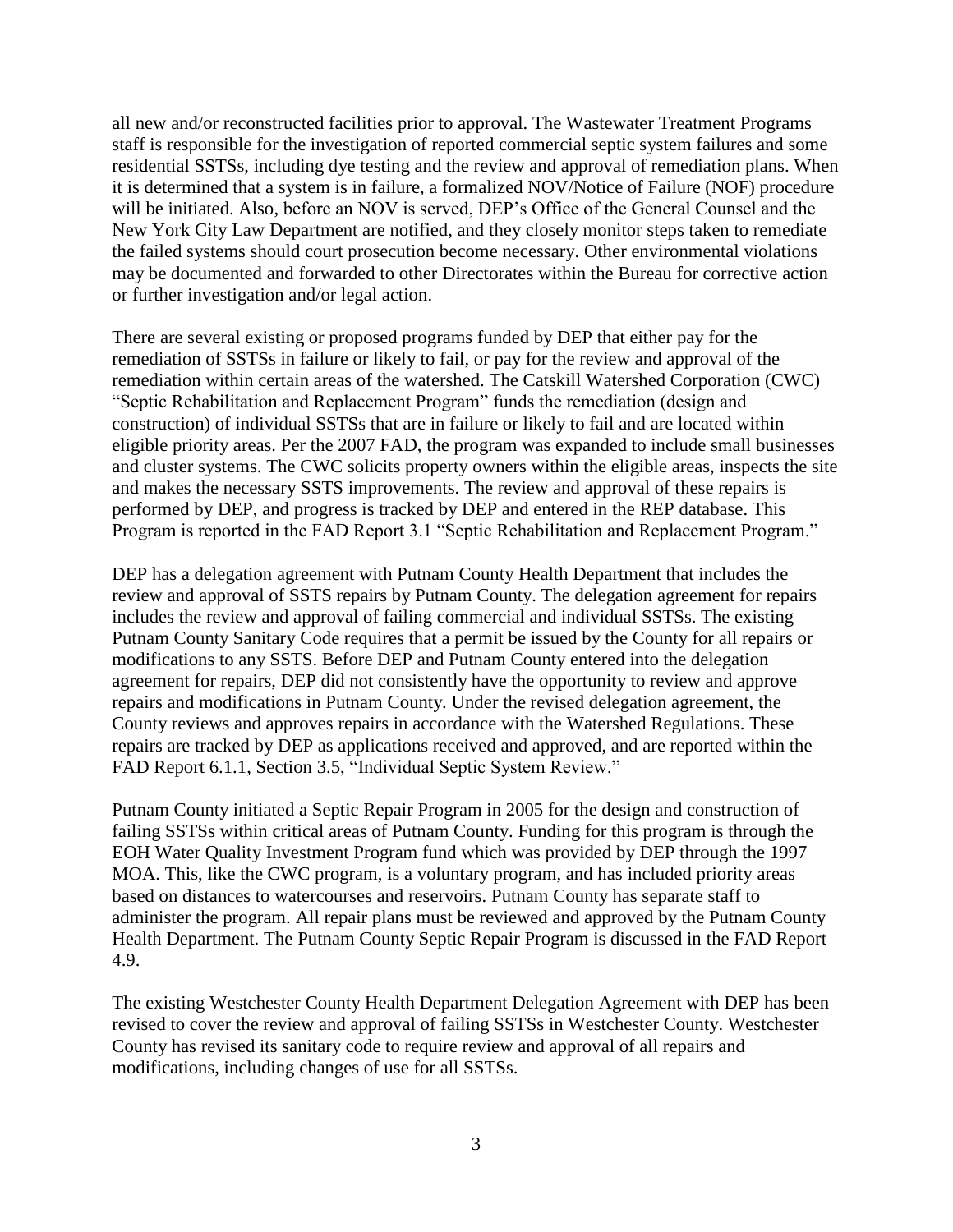all new and/or reconstructed facilities prior to approval. The Wastewater Treatment Programs staff is responsible for the investigation of reported commercial septic system failures and some residential SSTSs, including dye testing and the review and approval of remediation plans. When it is determined that a system is in failure, a formalized NOV/Notice of Failure (NOF) procedure will be initiated. Also, before an NOV is served, DEP's Office of the General Counsel and the New York City Law Department are notified, and they closely monitor steps taken to remediate the failed systems should court prosecution become necessary. Other environmental violations may be documented and forwarded to other Directorates within the Bureau for corrective action or further investigation and/or legal action.

There are several existing or proposed programs funded by DEP that either pay for the remediation of SSTSs in failure or likely to fail, or pay for the review and approval of the remediation within certain areas of the watershed. The Catskill Watershed Corporation (CWC) "Septic Rehabilitation and Replacement Program" funds the remediation (design and construction) of individual SSTSs that are in failure or likely to fail and are located within eligible priority areas. Per the 2007 FAD, the program was expanded to include small businesses and cluster systems. The CWC solicits property owners within the eligible areas, inspects the site and makes the necessary SSTS improvements. The review and approval of these repairs is performed by DEP, and progress is tracked by DEP and entered in the REP database. This Program is reported in the FAD Report 3.1 "Septic Rehabilitation and Replacement Program."

DEP has a delegation agreement with Putnam County Health Department that includes the review and approval of SSTS repairs by Putnam County. The delegation agreement for repairs includes the review and approval of failing commercial and individual SSTSs. The existing Putnam County Sanitary Code requires that a permit be issued by the County for all repairs or modifications to any SSTS. Before DEP and Putnam County entered into the delegation agreement for repairs, DEP did not consistently have the opportunity to review and approve repairs and modifications in Putnam County. Under the revised delegation agreement, the County reviews and approves repairs in accordance with the Watershed Regulations. These repairs are tracked by DEP as applications received and approved, and are reported within the FAD Report 6.1.1, Section 3.5, "Individual Septic System Review."

Putnam County initiated a Septic Repair Program in 2005 for the design and construction of failing SSTSs within critical areas of Putnam County. Funding for this program is through the EOH Water Quality Investment Program fund which was provided by DEP through the 1997 MOA. This, like the CWC program, is a voluntary program, and has included priority areas based on distances to watercourses and reservoirs. Putnam County has separate staff to administer the program. All repair plans must be reviewed and approved by the Putnam County Health Department. The Putnam County Septic Repair Program is discussed in the FAD Report 4.9.

The existing Westchester County Health Department Delegation Agreement with DEP has been revised to cover the review and approval of failing SSTSs in Westchester County. Westchester County has revised its sanitary code to require review and approval of all repairs and modifications, including changes of use for all SSTSs.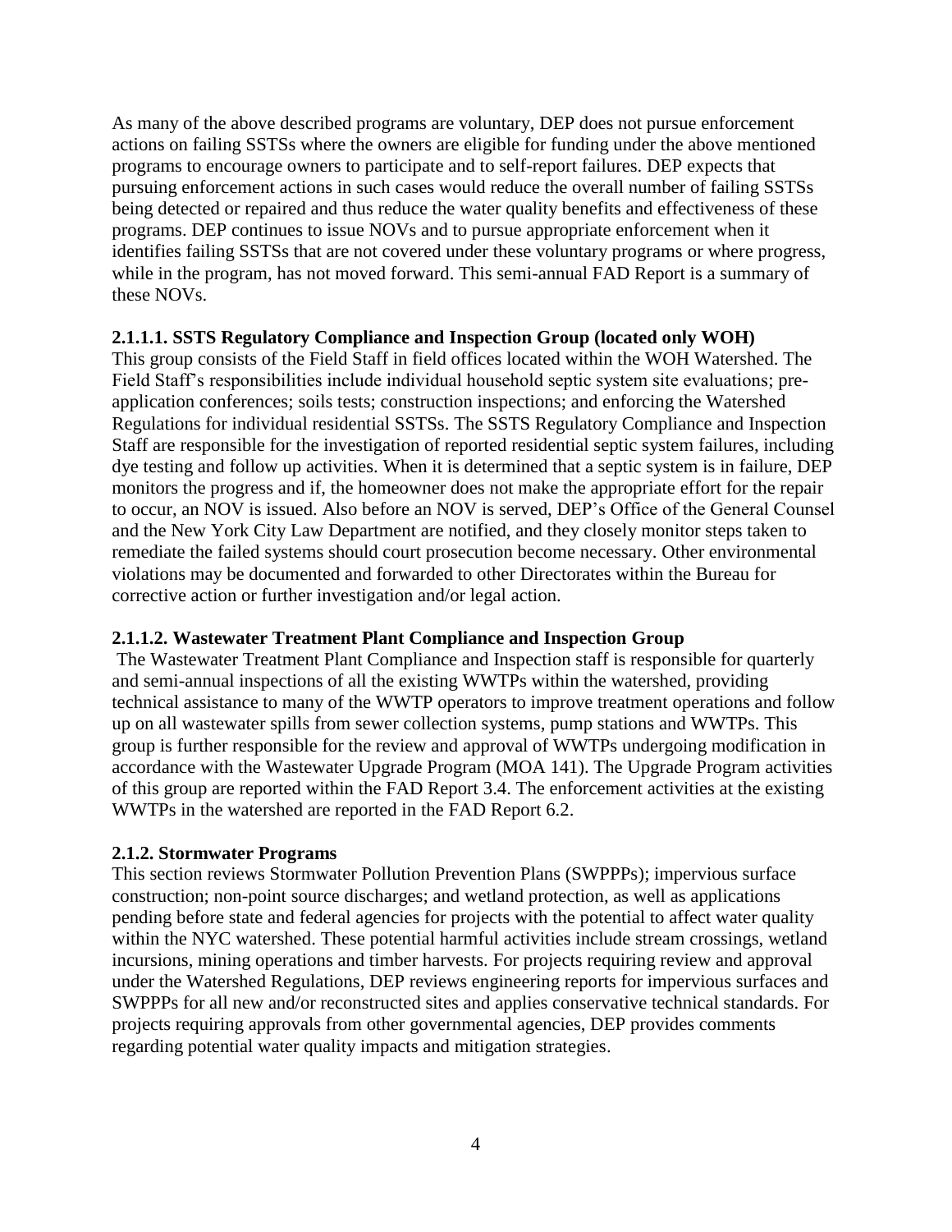As many of the above described programs are voluntary, DEP does not pursue enforcement actions on failing SSTSs where the owners are eligible for funding under the above mentioned programs to encourage owners to participate and to self-report failures. DEP expects that pursuing enforcement actions in such cases would reduce the overall number of failing SSTSs being detected or repaired and thus reduce the water quality benefits and effectiveness of these programs. DEP continues to issue NOVs and to pursue appropriate enforcement when it identifies failing SSTSs that are not covered under these voluntary programs or where progress, while in the program, has not moved forward. This semi-annual FAD Report is a summary of these NOVs.

#### 2.1.1.1. SSTS Regulatory Compliance and Inspection Group (located only WOH)

This group consists of the Field Staff in field offices located within the WOH Watershed. The Field Staff's responsibilities include individual household septic system site evaluations; pre-application conferences; soils tests; construction inspections; and enforcing the Watershed Regulations for individual residential SSTSs. The SSTS Regulatory Compliance and Inspection Staff are responsible for the investigation of reported residential septic system failures, including dye testing and follow up activities. When it is determined that a septic system is in failure, DEP monitors the progress and if, the homeowner does not make the appropriate effort for the repair to occur, an NOV is issued. Also before an NOV is served, DEP's Office of the General Counsel and the New York City Law Department are notified, and they closely monitor steps taken to remediate the failed systems should court prosecution become necessary. Other environmental violations may be documented and forwarded to other Directorates within the Bureau for corrective action or further investigation and/or legal action.

#### 2.1.1.2. Wastewater Treatment Plant Compliance and Inspection Group

The Wastewater Treatment Plant Compliance and Inspection staff is responsible for quarterly and semi-annual inspections of all the existing WWTPs within the watershed, providing technical assistance to many of the WWTP operators to improve treatment operations and follow up on all wastewater spills from sewer collection systems, pump stations and WWTPs. This group is further responsible for the review and approval of WWTPs undergoing modification in accordance with the Wastewater Upgrade Program (MOA 141). The Upgrade Program activities of this group are reported within the FAD Report 3.4. The enforcement activities at the existing WWTPs in the watershed are reported in the FAD Report 6.2.

### 2.1.2. Stormwater Programs

This section reviews Stormwater Pollution Prevention Plans (SWPPPs); impervious surface construction; non-point source discharges; and wetland protection, as well as applications pending before state and federal agencies for projects with the potential to affect water quality within the NYC watershed. These potential harmful activities include stream crossings, wetland incursions, mining operations and timber harvests. For projects requiring review and approval under the Watershed Regulations, DEP reviews engineering reports for impervious surfaces and SWPPPs for all new and/or reconstructed sites and applies conservative technical standards. For projects requiring approvals from other governmental agencies, DEP provides comments regarding potential water quality impacts and mitigation strategies.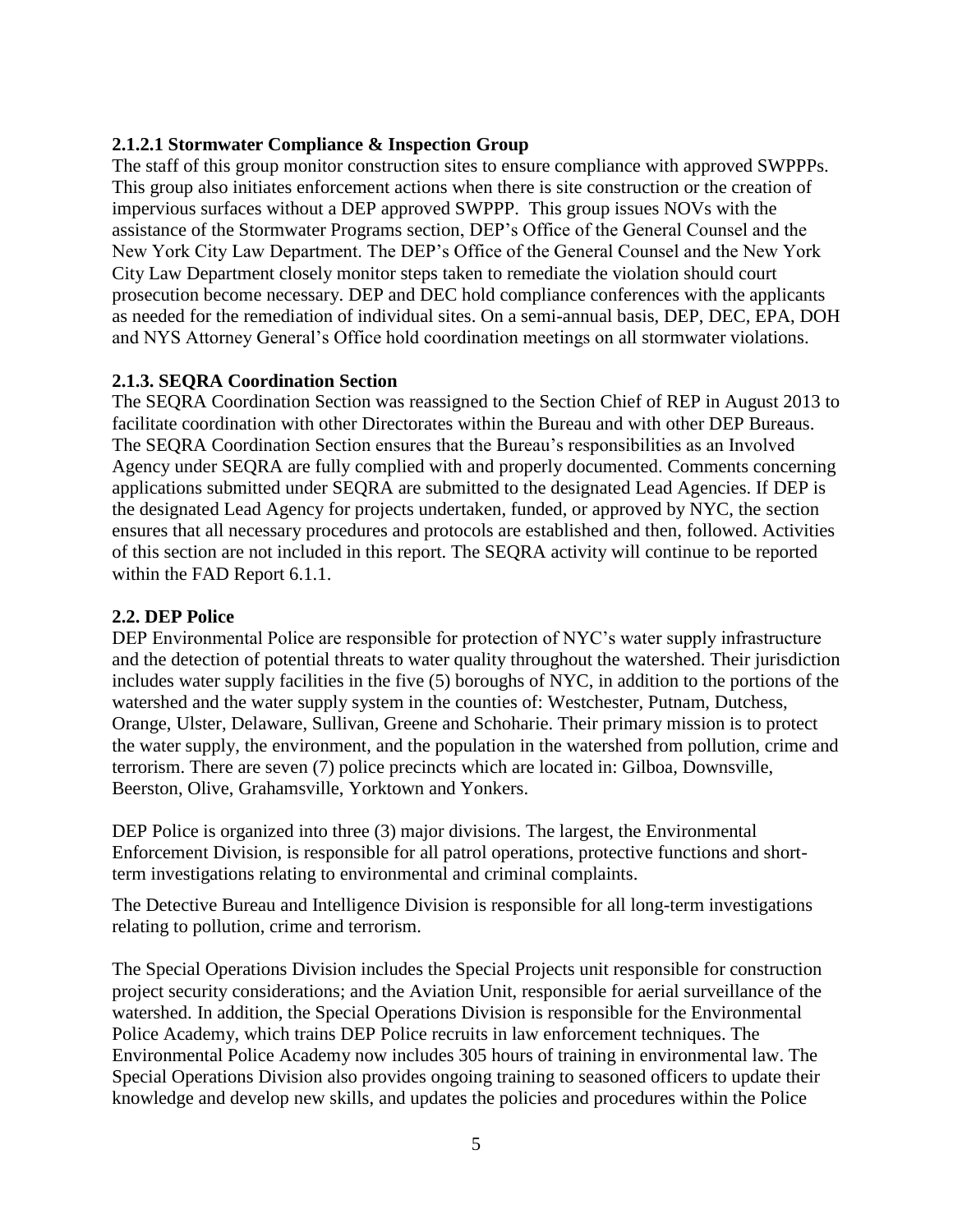#### 2.1.2.1 Stormwater Compliance & Inspection Group

The staff of this group monitor construction sites to ensure compliance with approved SWPPPs. This group also initiates enforcement actions when there is site construction or the creation of impervious surfaces without a DEP approved SWPPP. This group issues NOVs with the assistance of the Stormwater Programs section, DEP's Office of the General Counsel and the New York City Law Department. The DEP's Office of the General Counsel and the New York City Law Department closely monitor steps taken to remediate the violation should court prosecution become necessary. DEP and DEC hold compliance conferences with the applicants as needed for the remediation of individual sites. On a semi-annual basis, DEP, DEC, EPA, DOH and NYS Attorney General's Office hold coordination meetings on all stormwater violations.

### 2.1.3. SEQRA Coordination Section

The SEQRA Coordination Section was reassigned to the Section Chief of REP in August 2013 to facilitate coordination with other Directorates within the Bureau and with other DEP Bureaus. The SEQRA Coordination Section ensures that the Bureau's responsibilities as an Involved Agency under SEQRA are fully complied with and properly documented. Comments concerning applications submitted under SEQRA are submitted to the designated Lead Agencies. If DEP is the designated Lead Agency for projects undertaken, funded, or approved by NYC, the section ensures that all necessary procedures and protocols are established and then, followed. Activities of this section are not included in this report. The SEQRA activity will continue to be reported within the FAD Report 6.1.1.

## 2.2. DEP Police

DEP Environmental Police are responsible for protection of NYC's water supply infrastructure and the detection of potential threats to water quality throughout the watershed. Their jurisdiction includes water supply facilities in the five (5) boroughs of NYC, in addition to the portions of the watershed and the water supply system in the counties of: Westchester, Putnam, Dutchess, Orange, Ulster, Delaware, Sullivan, Greene and Schoharie. Their primary mission is to protect the water supply, the environment, and the population in the watershed from pollution, crime and terrorism. There are seven (7) police precincts which are located in: Gilboa, Downsville, Beerston, Olive, Grahamsville, Yorktown and Yonkers.

DEP Police is organized into three (3) major divisions. The largest, the Environmental Enforcement Division, is responsible for all patrol operations, protective functions and short-term investigations relating to environmental and criminal complaints.

The Detective Bureau and Intelligence Division is responsible for all long-term investigations relating to pollution, crime and terrorism.

The Special Operations Division includes the Special Projects unit responsible for construction project security considerations; and the Aviation Unit, responsible for aerial surveillance of the watershed. In addition, the Special Operations Division is responsible for the Environmental Police Academy, which trains DEP Police recruits in law enforcement techniques. The Environmental Police Academy now includes 305 hours of training in environmental law. The Special Operations Division also provides ongoing training to seasoned officers to update their knowledge and develop new skills, and updates the policies and procedures within the Police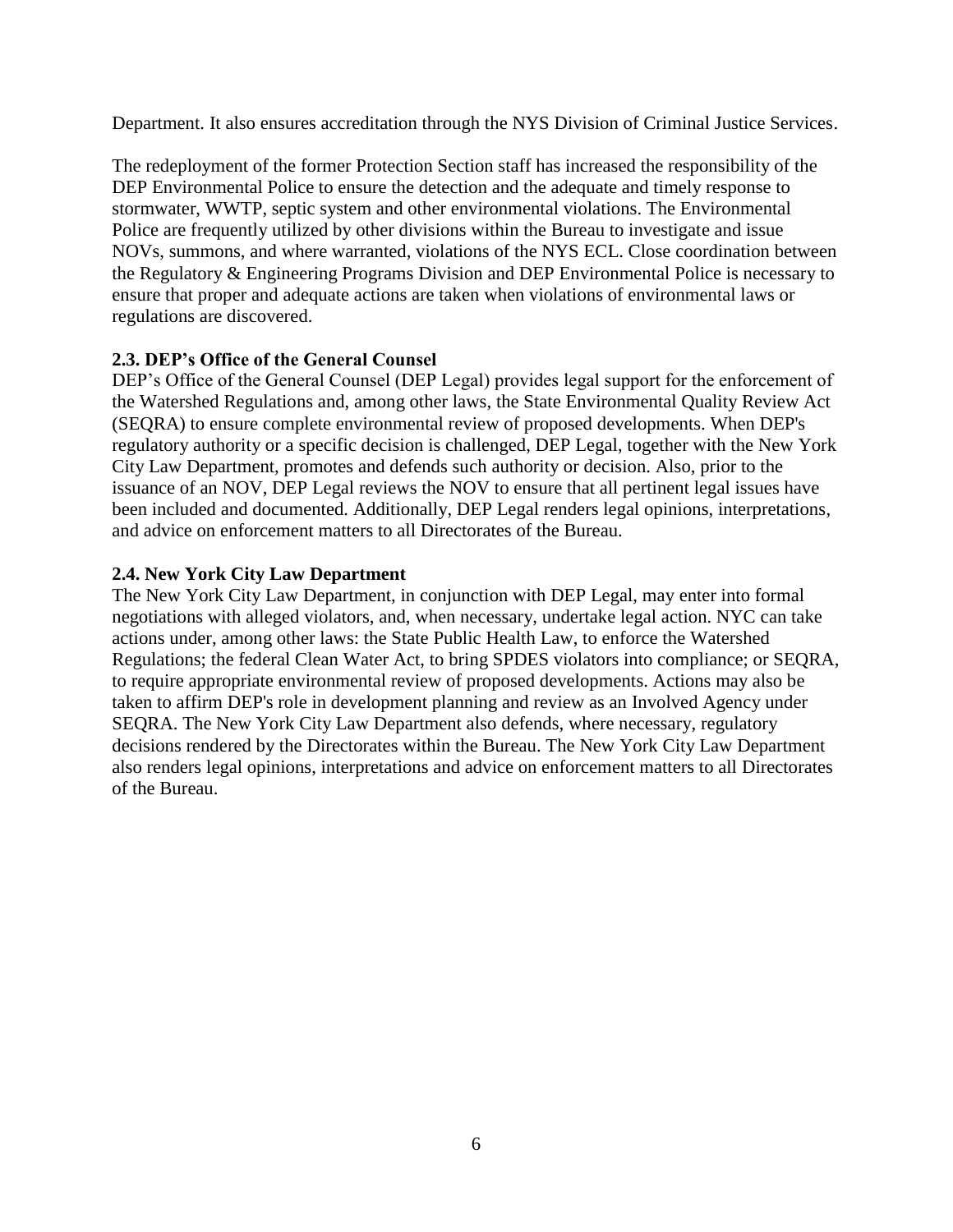Department. It also ensures accreditation through the NYS Division of Criminal Justice Services.

The redeployment of the former Protection Section staff has increased the responsibility of the DEP Environmental Police to ensure the detection and the adequate and timely response to stormwater, WWTP, septic system and other environmental violations. The Environmental Police are frequently utilized by other divisions within the Bureau to investigate and issue NOVs, summons, and where warranted, violations of the NYS ECL. Close coordination between the Regulatory & Engineering Programs Division and DEP Environmental Police is necessary to ensure that proper and adequate actions are taken when violations of environmental laws or regulations are discovered.

### 2.3. DEP's Office of the General Counsel

DEP's Office of the General Counsel (DEP Legal) provides legal support for the enforcement of the Watershed Regulations and, among other laws, the State Environmental Quality Review Act (SEQRA) to ensure complete environmental review of proposed developments. When DEP's regulatory authority or a specific decision is challenged, DEP Legal, together with the New York City Law Department, promotes and defends such authority or decision. Also, prior to the issuance of an NOV, DEP Legal reviews the NOV to ensure that all pertinent legal issues have been included and documented. Additionally, DEP Legal renders legal opinions, interpretations, and advice on enforcement matters to all Directorates of the Bureau.

### 2.4. New York City Law Department

The New York City Law Department, in conjunction with DEP Legal, may enter into formal negotiations with alleged violators, and, when necessary, undertake legal action. NYC can take actions under, among other laws: the State Public Health Law, to enforce the Watershed Regulations; the federal Clean Water Act, to bring SPDES violators into compliance; or SEQRA, to require appropriate environmental review of proposed developments. Actions may also be taken to affirm DEP's role in development planning and review as an Involved Agency under SEQRA. The New York City Law Department also defends, where necessary, regulatory decisions rendered by the Directorates within the Bureau. The New York City Law Department also renders legal opinions, interpretations and advice on enforcement matters to all Directorates of the Bureau.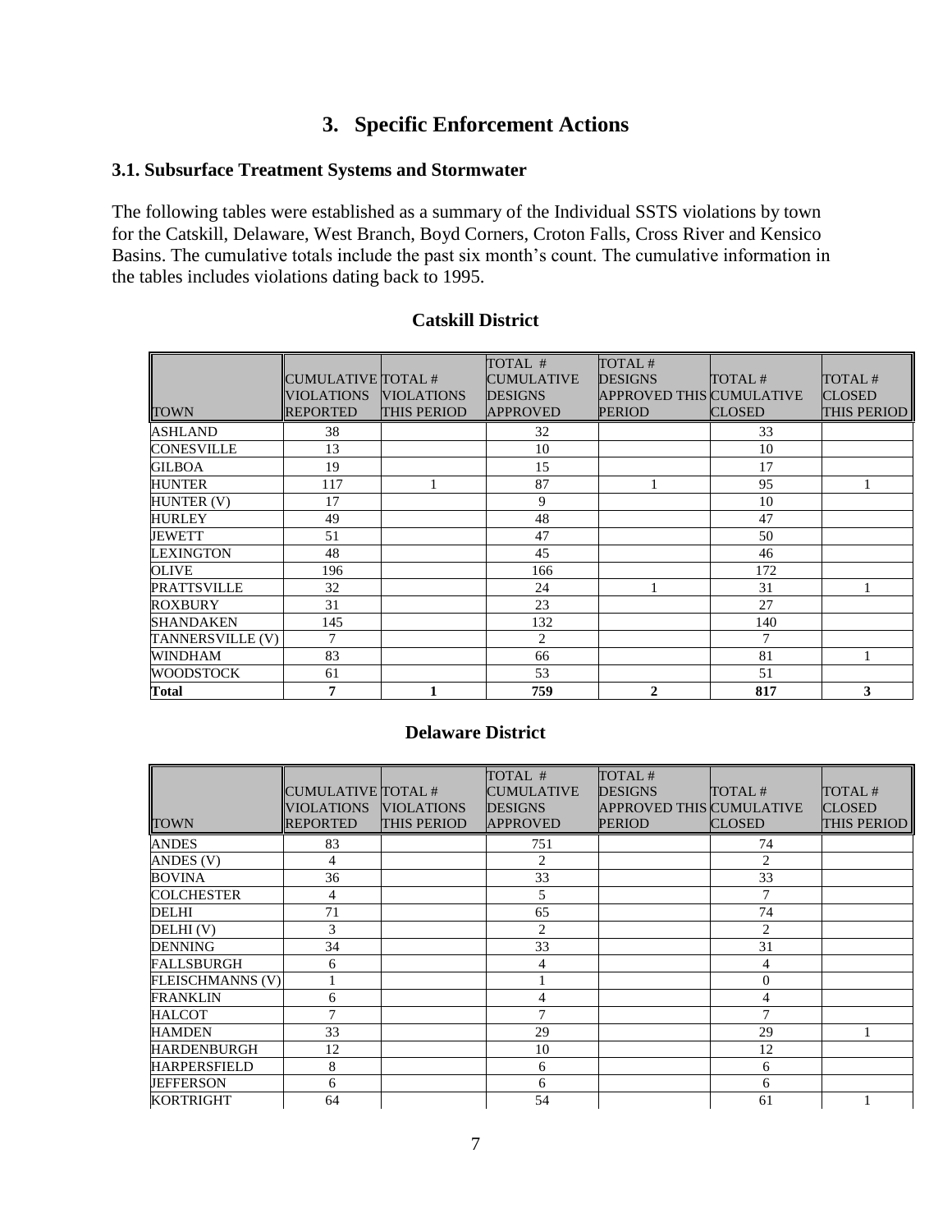# 3. Specific Enforcement Actions

## 3.1. Subsurface Treatment Systems and Stormwater

The following tables were established as a summary of the Individual SSTS violations by town for the Catskill, Delaware, West Branch, Boyd Corners, Croton Falls, Cross River and Kensico Basins. The cumulative totals include the past six month's count. The cumulative information in the tables includes violations dating back to 1995.

### Catskill District

| TOWN | CUMULATIVE VIOLATIONS REPORTED | TOTAL # VIOLATIONS THIS PERIOD | TOTAL # CUMULATIVE DESIGNS APPROVED | TOTAL # DESIGNS APPROVED THIS PERIOD | TOTAL # CUMULATIVE CLOSED | TOTAL # CLOSED THIS PERIOD |
|---|---|---|---|---|---|---|
| ASHLAND | 38 | | 32 | | 33 | |
| CONESVILLE | 13 | | 10 | | 10 | |
| GILBOA | 19 | | 15 | | 17 | |
| HUNTER | 117 | 1 | 87 | 1 | 95 | 1 |
| HUNTER (V) | 17 | | 9 | | 10 | |
| HURLEY | 49 | | 48 | | 47 | |
| JEWETT | 51 | | 47 | | 50 | |
| LEXINGTON | 48 | | 45 | | 46 | |
| OLIVE | 196 | | 166 | | 172 | |
| PRATTSVILLE | 32 | | 24 | 1 | 31 | 1 |
| ROXBURY | 31 | | 23 | | 27 | |
| SHANDAKEN | 145 | | 132 | | 140 | |
| TANNERSVILLE (V) | 7 | | 2 | | 7 | |
| WINDHAM | 83 | | 66 | | 81 | 1 |
| WOODSTOCK | 61 | | 53 | | 51 | |
| **Total** | **7** | **1** | **759** | **2** | **817** | **3** |

### Delaware District

| TOWN | CUMULATIVE VIOLATIONS REPORTED | TOTAL # VIOLATIONS THIS PERIOD | TOTAL # CUMULATIVE DESIGNS APPROVED | TOTAL # DESIGNS APPROVED THIS PERIOD | TOTAL # CUMULATIVE CLOSED | TOTAL # CLOSED THIS PERIOD |
|---|---|---|---|---|---|---|
| ANDES | 83 | | 751 | | 74 | |
| ANDES (V) | 4 | | 2 | | 2 | |
| BOVINA | 36 | | 33 | | 33 | |
| COLCHESTER | 4 | | 5 | | 7 | |
| DELHI | 71 | | 65 | | 74 | |
| DELHI (V) | 3 | | 2 | | 2 | |
| DENNING | 34 | | 33 | | 31 | |
| FALLSBURGH | 6 | | 4 | | 4 | |
| FLEISCHMANNS (V) | 1 | | 1 | | 0 | |
| FRANKLIN | 6 | | 4 | | 4 | |
| HALCOT | 7 | | 7 | | 7 | |
| HAMDEN | 33 | | 29 | | 29 | 1 |
| HARDENBURGH | 12 | | 10 | | 12 | |
| HARPERSFIELD | 8 | | 6 | | 6 | |
| JEFFERSON | 6 | | 6 | | 6 | |
| KORTRIGHT | 64 | | 54 | | 61 | 1 |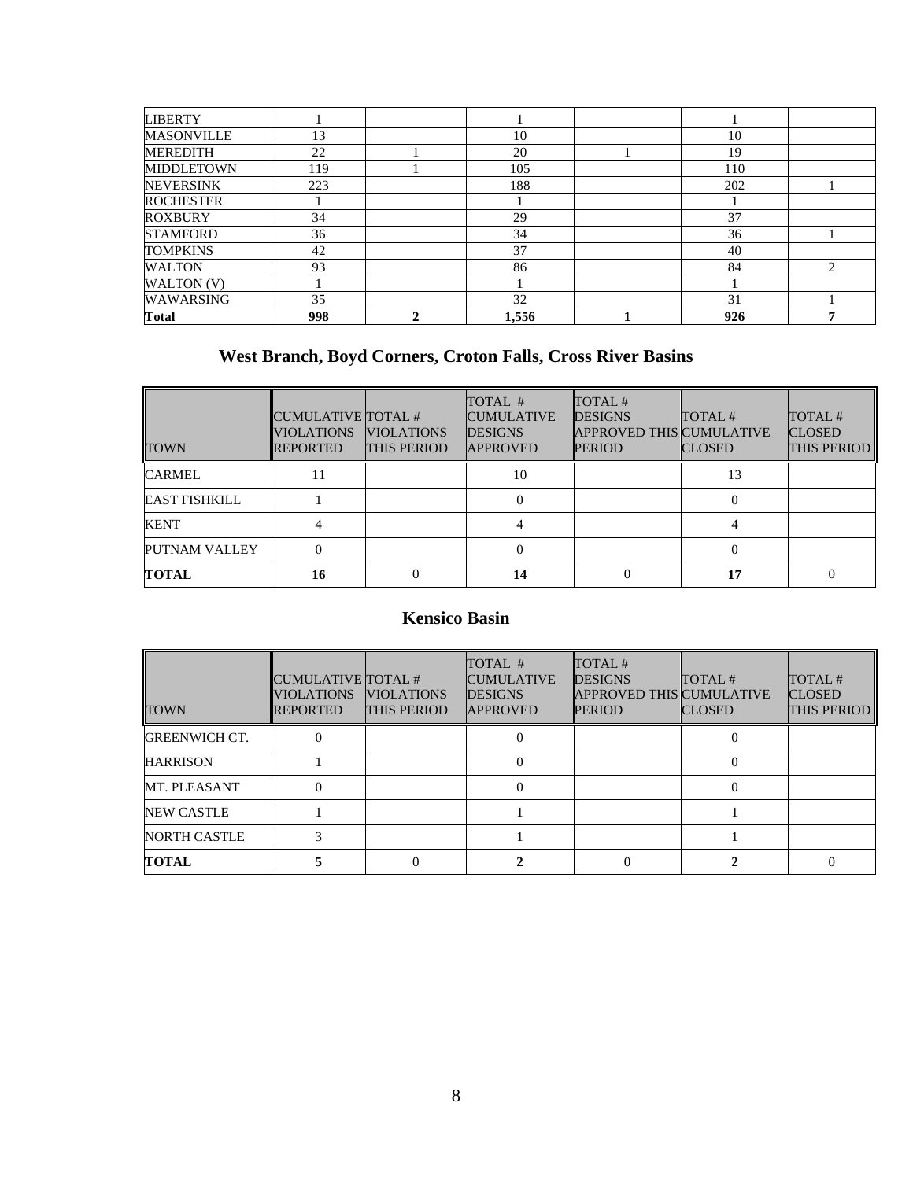| | | | | | | |
|---|---|---|---|---|---|---|
| LIBERTY | 1 | | 1 | | 1 | |
| MASONVILLE | 13 | | 10 | | 10 | |
| MEREDITH | 22 | 1 | 20 | 1 | 19 | |
| MIDDLETOWN | 119 | 1 | 105 | | 110 | |
| NEVERSINK | 223 | | 188 | | 202 | 1 |
| ROCHESTER | 1 | | 1 | | 1 | |
| ROXBURY | 34 | | 29 | | 37 | |
| STAMFORD | 36 | | 34 | | 36 | 1 |
| TOMPKINS | 42 | | 37 | | 40 | |
| WALTON | 93 | | 86 | | 84 | 2 |
| WALTON (V) | 1 | | 1 | | 1 | |
| WAWARSING | 35 | | 32 | | 31 | 1 |
| **Total** | **998** | **2** | **1,556** | **1** | **926** | **7** |

## West Branch, Boyd Corners, Croton Falls, Cross River Basins

| TOWN | CUMULATIVE VIOLATIONS REPORTED | TOTAL # VIOLATIONS THIS PERIOD | TOTAL # CUMULATIVE DESIGNS APPROVED | TOTAL # DESIGNS APPROVED THIS PERIOD | TOTAL # CUMULATIVE CLOSED | TOTAL # CLOSED THIS PERIOD |
|---|---|---|---|---|---|---|
| CARMEL | 11 | | 10 | | 13 | |
| EAST FISHKILL | 1 | | 0 | | 0 | |
| KENT | 4 | | 4 | | 4 | |
| PUTNAM VALLEY | 0 | | 0 | | 0 | |
| **TOTAL** | **16** | 0 | **14** | 0 | **17** | 0 |

## Kensico Basin

| TOWN | CUMULATIVE VIOLATIONS REPORTED | TOTAL # VIOLATIONS THIS PERIOD | TOTAL # CUMULATIVE DESIGNS APPROVED | TOTAL # DESIGNS APPROVED THIS PERIOD | TOTAL # CUMULATIVE CLOSED | TOTAL # CLOSED THIS PERIOD |
|---|---|---|---|---|---|---|
| GREENWICH CT. | 0 | | 0 | | 0 | |
| HARRISON | 1 | | 0 | | 0 | |
| MT. PLEASANT | 0 | | 0 | | 0 | |
| NEW CASTLE | 1 | | 1 | | 1 | |
| NORTH CASTLE | 3 | | 1 | | 1 | |
| **TOTAL** | **5** | 0 | **2** | 0 | **2** | 0 |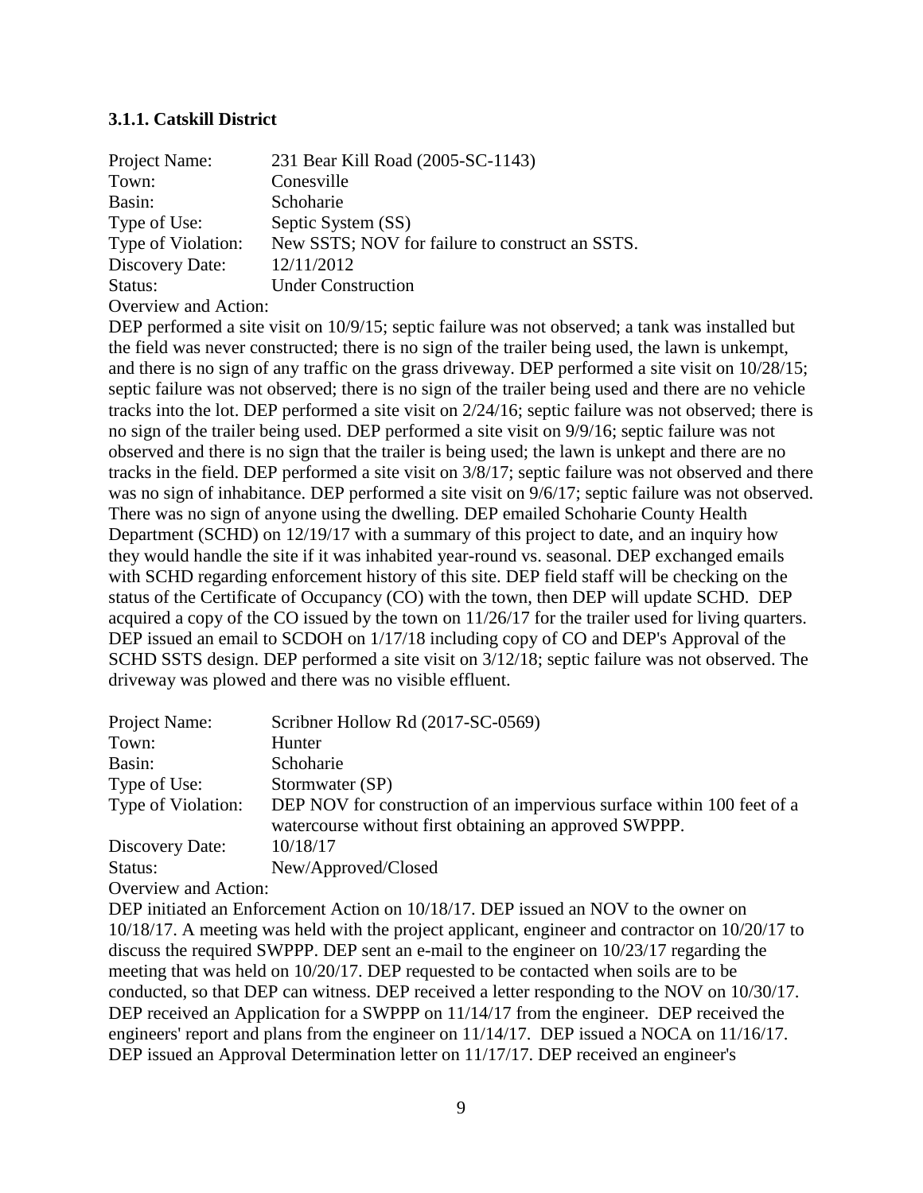### 3.1.1. Catskill District

Project Name: 231 Bear Kill Road (2005-SC-1143)
Town: Conesville
Basin: Schoharie
Type of Use: Septic System (SS)
Type of Violation: New SSTS; NOV for failure to construct an SSTS.
Discovery Date: 12/11/2012
Status: Under Construction

Overview and Action:

DEP performed a site visit on 10/9/15; septic failure was not observed; a tank was installed but the field was never constructed; there is no sign of the trailer being used, the lawn is unkempt, and there is no sign of any traffic on the grass driveway. DEP performed a site visit on 10/28/15; septic failure was not observed; there is no sign of the trailer being used and there are no vehicle tracks into the lot. DEP performed a site visit on 2/24/16; septic failure was not observed; there is no sign of the trailer being used. DEP performed a site visit on 9/9/16; septic failure was not observed and there is no sign that the trailer is being used; the lawn is unkept and there are no tracks in the field. DEP performed a site visit on 3/8/17; septic failure was not observed and there was no sign of inhabitance. DEP performed a site visit on 9/6/17; septic failure was not observed. There was no sign of anyone using the dwelling. DEP emailed Schoharie County Health Department (SCHD) on 12/19/17 with a summary of this project to date, and an inquiry how they would handle the site if it was inhabited year-round vs. seasonal. DEP exchanged emails with SCHD regarding enforcement history of this site. DEP field staff will be checking on the status of the Certificate of Occupancy (CO) with the town, then DEP will update SCHD. DEP acquired a copy of the CO issued by the town on 11/26/17 for the trailer used for living quarters. DEP issued an email to SCDOH on 1/17/18 including copy of CO and DEP's Approval of the SCHD SSTS design. DEP performed a site visit on 3/12/18; septic failure was not observed. The driveway was plowed and there was no visible effluent.

Project Name: Scribner Hollow Rd (2017-SC-0569)
Town: Hunter
Basin: Schoharie
Type of Use: Stormwater (SP)
Type of Violation: DEP NOV for construction of an impervious surface within 100 feet of a watercourse without first obtaining an approved SWPPP.
Discovery Date: 10/18/17
Status: New/Approved/Closed

Overview and Action:

DEP initiated an Enforcement Action on 10/18/17. DEP issued an NOV to the owner on 10/18/17. A meeting was held with the project applicant, engineer and contractor on 10/20/17 to discuss the required SWPPP. DEP sent an e-mail to the engineer on 10/23/17 regarding the meeting that was held on 10/20/17. DEP requested to be contacted when soils are to be conducted, so that DEP can witness. DEP received a letter responding to the NOV on 10/30/17. DEP received an Application for a SWPPP on 11/14/17 from the engineer. DEP received the engineers' report and plans from the engineer on 11/14/17. DEP issued a NOCA on 11/16/17. DEP issued an Approval Determination letter on 11/17/17. DEP received an engineer's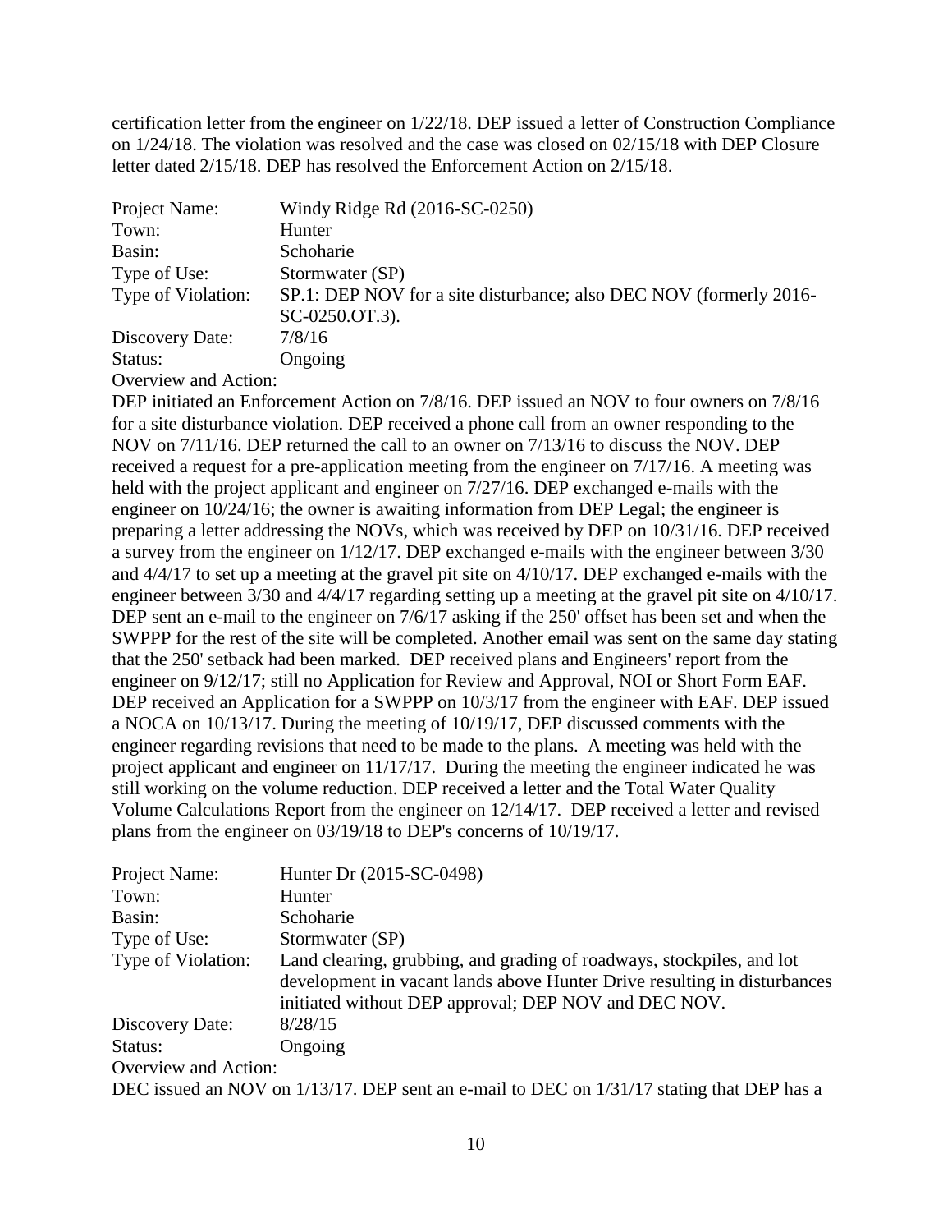certification letter from the engineer on 1/22/18. DEP issued a letter of Construction Compliance on 1/24/18. The violation was resolved and the case was closed on 02/15/18 with DEP Closure letter dated 2/15/18. DEP has resolved the Enforcement Action on 2/15/18.

| | |
|---|---|
| Project Name: | Windy Ridge Rd (2016-SC-0250) |
| Town: | Hunter |
| Basin: | Schoharie |
| Type of Use: | Stormwater (SP) |
| Type of Violation: | SP.1: DEP NOV for a site disturbance; also DEC NOV (formerly 2016-SC-0250.OT.3). |
| Discovery Date: | 7/8/16 |
| Status: | Ongoing |

Overview and Action:

DEP initiated an Enforcement Action on 7/8/16. DEP issued an NOV to four owners on 7/8/16 for a site disturbance violation. DEP received a phone call from an owner responding to the NOV on 7/11/16. DEP returned the call to an owner on 7/13/16 to discuss the NOV. DEP received a request for a pre-application meeting from the engineer on 7/17/16. A meeting was held with the project applicant and engineer on 7/27/16. DEP exchanged e-mails with the engineer on 10/24/16; the owner is awaiting information from DEP Legal; the engineer is preparing a letter addressing the NOVs, which was received by DEP on 10/31/16. DEP received a survey from the engineer on 1/12/17. DEP exchanged e-mails with the engineer between 3/30 and 4/4/17 to set up a meeting at the gravel pit site on 4/10/17. DEP exchanged e-mails with the engineer between 3/30 and 4/4/17 regarding setting up a meeting at the gravel pit site on 4/10/17. DEP sent an e-mail to the engineer on 7/6/17 asking if the 250' offset has been set and when the SWPPP for the rest of the site will be completed. Another email was sent on the same day stating that the 250' setback had been marked. DEP received plans and Engineers' report from the engineer on 9/12/17; still no Application for Review and Approval, NOI or Short Form EAF. DEP received an Application for a SWPPP on 10/3/17 from the engineer with EAF. DEP issued a NOCA on 10/13/17. During the meeting of 10/19/17, DEP discussed comments with the engineer regarding revisions that need to be made to the plans. A meeting was held with the project applicant and engineer on 11/17/17. During the meeting the engineer indicated he was still working on the volume reduction. DEP received a letter and the Total Water Quality Volume Calculations Report from the engineer on 12/14/17. DEP received a letter and revised plans from the engineer on 03/19/18 to DEP's concerns of 10/19/17.

| | |
|---|---|
| Project Name: | Hunter Dr (2015-SC-0498) |
| Town: | Hunter |
| Basin: | Schoharie |
| Type of Use: | Stormwater (SP) |
| Type of Violation: | Land clearing, grubbing, and grading of roadways, stockpiles, and lot development in vacant lands above Hunter Drive resulting in disturbances initiated without DEP approval; DEP NOV and DEC NOV. |
| Discovery Date: | 8/28/15 |
| Status: | Ongoing |

Overview and Action:

DEC issued an NOV on 1/13/17. DEP sent an e-mail to DEC on 1/31/17 stating that DEP has a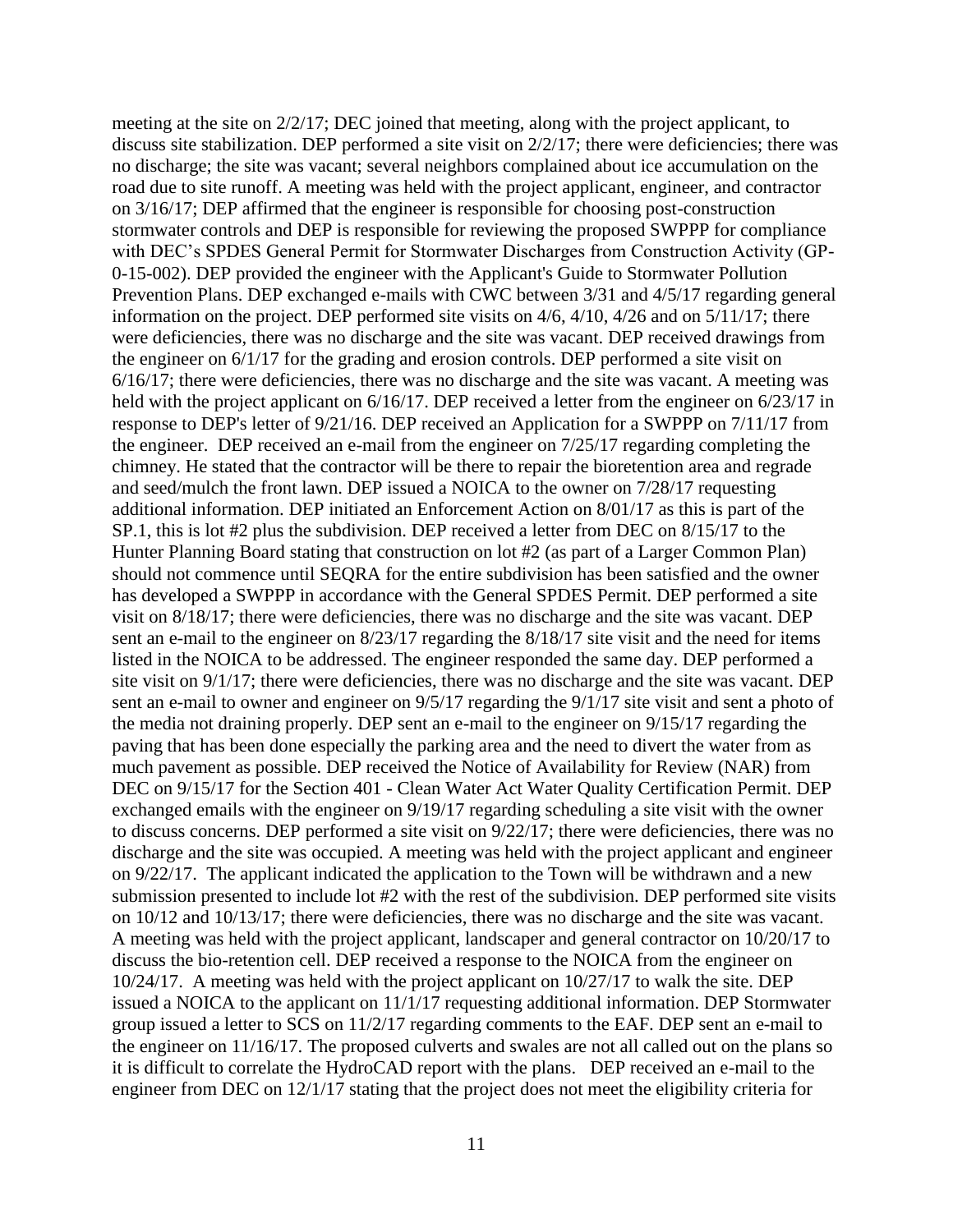meeting at the site on 2/2/17; DEC joined that meeting, along with the project applicant, to discuss site stabilization. DEP performed a site visit on 2/2/17; there were deficiencies; there was no discharge; the site was vacant; several neighbors complained about ice accumulation on the road due to site runoff. A meeting was held with the project applicant, engineer, and contractor on 3/16/17; DEP affirmed that the engineer is responsible for choosing post-construction stormwater controls and DEP is responsible for reviewing the proposed SWPPP for compliance with DEC's SPDES General Permit for Stormwater Discharges from Construction Activity (GP-0-15-002). DEP provided the engineer with the Applicant's Guide to Stormwater Pollution Prevention Plans. DEP exchanged e-mails with CWC between 3/31 and 4/5/17 regarding general information on the project. DEP performed site visits on 4/6, 4/10, 4/26 and on 5/11/17; there were deficiencies, there was no discharge and the site was vacant. DEP received drawings from the engineer on 6/1/17 for the grading and erosion controls. DEP performed a site visit on 6/16/17; there were deficiencies, there was no discharge and the site was vacant. A meeting was held with the project applicant on 6/16/17. DEP received a letter from the engineer on 6/23/17 in response to DEP's letter of 9/21/16. DEP received an Application for a SWPPP on 7/11/17 from the engineer. DEP received an e-mail from the engineer on 7/25/17 regarding completing the chimney. He stated that the contractor will be there to repair the bioretention area and regrade and seed/mulch the front lawn. DEP issued a NOICA to the owner on 7/28/17 requesting additional information. DEP initiated an Enforcement Action on 8/01/17 as this is part of the SP.1, this is lot #2 plus the subdivision. DEP received a letter from DEC on 8/15/17 to the Hunter Planning Board stating that construction on lot #2 (as part of a Larger Common Plan) should not commence until SEQRA for the entire subdivision has been satisfied and the owner has developed a SWPPP in accordance with the General SPDES Permit. DEP performed a site visit on 8/18/17; there were deficiencies, there was no discharge and the site was vacant. DEP sent an e-mail to the engineer on 8/23/17 regarding the 8/18/17 site visit and the need for items listed in the NOICA to be addressed. The engineer responded the same day. DEP performed a site visit on 9/1/17; there were deficiencies, there was no discharge and the site was vacant. DEP sent an e-mail to owner and engineer on 9/5/17 regarding the 9/1/17 site visit and sent a photo of the media not draining properly. DEP sent an e-mail to the engineer on 9/15/17 regarding the paving that has been done especially the parking area and the need to divert the water from as much pavement as possible. DEP received the Notice of Availability for Review (NAR) from DEC on 9/15/17 for the Section 401 - Clean Water Act Water Quality Certification Permit. DEP exchanged emails with the engineer on 9/19/17 regarding scheduling a site visit with the owner to discuss concerns. DEP performed a site visit on 9/22/17; there were deficiencies, there was no discharge and the site was occupied. A meeting was held with the project applicant and engineer on 9/22/17. The applicant indicated the application to the Town will be withdrawn and a new submission presented to include lot #2 with the rest of the subdivision. DEP performed site visits on 10/12 and 10/13/17; there were deficiencies, there was no discharge and the site was vacant. A meeting was held with the project applicant, landscaper and general contractor on 10/20/17 to discuss the bio-retention cell. DEP received a response to the NOICA from the engineer on 10/24/17. A meeting was held with the project applicant on 10/27/17 to walk the site. DEP issued a NOICA to the applicant on 11/1/17 requesting additional information. DEP Stormwater group issued a letter to SCS on 11/2/17 regarding comments to the EAF. DEP sent an e-mail to the engineer on 11/16/17. The proposed culverts and swales are not all called out on the plans so it is difficult to correlate the HydroCAD report with the plans. DEP received an e-mail to the engineer from DEC on 12/1/17 stating that the project does not meet the eligibility criteria for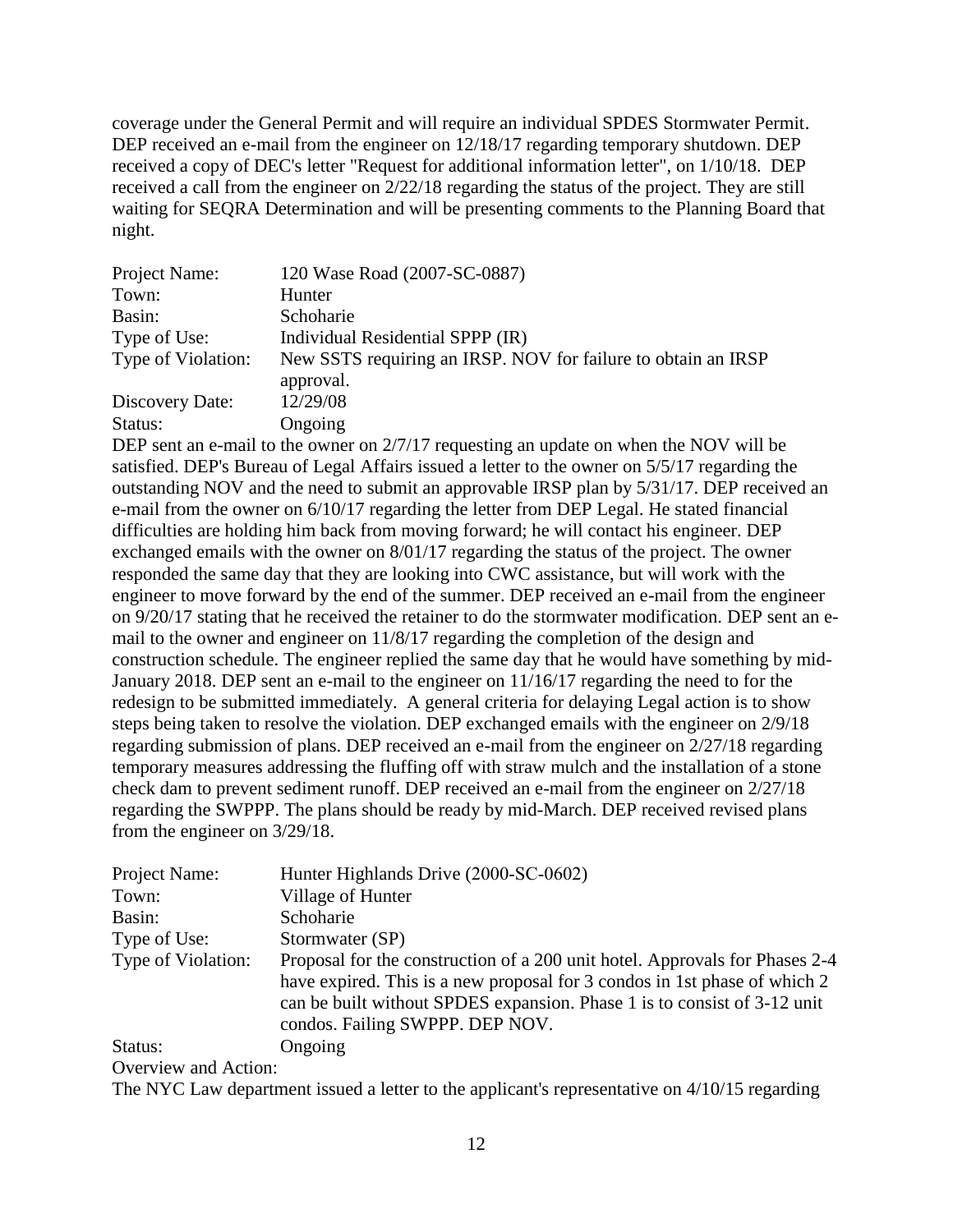coverage under the General Permit and will require an individual SPDES Stormwater Permit. DEP received an e-mail from the engineer on 12/18/17 regarding temporary shutdown. DEP received a copy of DEC's letter "Request for additional information letter", on 1/10/18. DEP received a call from the engineer on 2/22/18 regarding the status of the project. They are still waiting for SEQRA Determination and will be presenting comments to the Planning Board that night.

| | |
|---|---|
| Project Name: | 120 Wase Road (2007-SC-0887) |
| Town: | Hunter |
| Basin: | Schoharie |
| Type of Use: | Individual Residential SPPP (IR) |
| Type of Violation: | New SSTS requiring an IRSP. NOV for failure to obtain an IRSP approval. |
| Discovery Date: | 12/29/08 |
| Status: | Ongoing |

DEP sent an e-mail to the owner on 2/7/17 requesting an update on when the NOV will be satisfied. DEP's Bureau of Legal Affairs issued a letter to the owner on 5/5/17 regarding the outstanding NOV and the need to submit an approvable IRSP plan by 5/31/17. DEP received an e-mail from the owner on 6/10/17 regarding the letter from DEP Legal. He stated financial difficulties are holding him back from moving forward; he will contact his engineer. DEP exchanged emails with the owner on 8/01/17 regarding the status of the project. The owner responded the same day that they are looking into CWC assistance, but will work with the engineer to move forward by the end of the summer. DEP received an e-mail from the engineer on 9/20/17 stating that he received the retainer to do the stormwater modification. DEP sent an e-mail to the owner and engineer on 11/8/17 regarding the completion of the design and construction schedule. The engineer replied the same day that he would have something by mid-January 2018. DEP sent an e-mail to the engineer on 11/16/17 regarding the need to for the redesign to be submitted immediately. A general criteria for delaying Legal action is to show steps being taken to resolve the violation. DEP exchanged emails with the engineer on 2/9/18 regarding submission of plans. DEP received an e-mail from the engineer on 2/27/18 regarding temporary measures addressing the fluffing off with straw mulch and the installation of a stone check dam to prevent sediment runoff. DEP received an e-mail from the engineer on 2/27/18 regarding the SWPPP. The plans should be ready by mid-March. DEP received revised plans from the engineer on 3/29/18.

| | |
|---|---|
| Project Name: | Hunter Highlands Drive (2000-SC-0602) |
| Town: | Village of Hunter |
| Basin: | Schoharie |
| Type of Use: | Stormwater (SP) |
| Type of Violation: | Proposal for the construction of a 200 unit hotel. Approvals for Phases 2-4 have expired. This is a new proposal for 3 condos in 1st phase of which 2 can be built without SPDES expansion. Phase 1 is to consist of 3-12 unit condos. Failing SWPPP. DEP NOV. |
| Status: | Ongoing |

Overview and Action:

The NYC Law department issued a letter to the applicant's representative on 4/10/15 regarding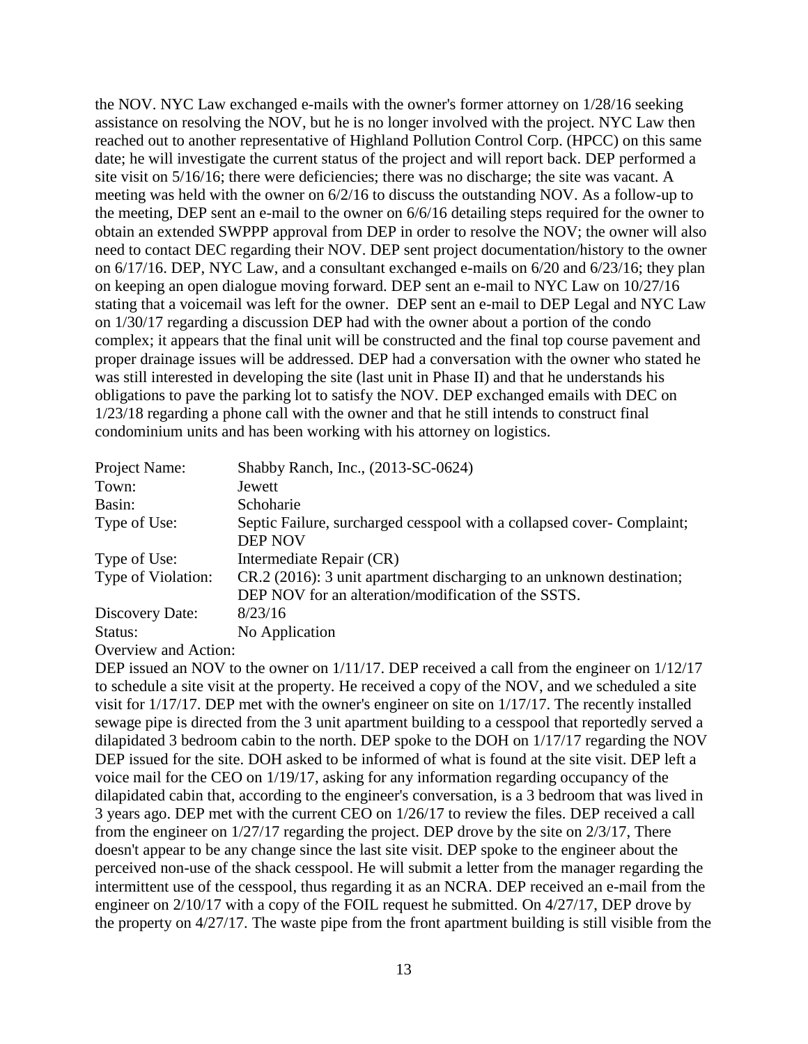the NOV. NYC Law exchanged e-mails with the owner's former attorney on 1/28/16 seeking assistance on resolving the NOV, but he is no longer involved with the project. NYC Law then reached out to another representative of Highland Pollution Control Corp. (HPCC) on this same date; he will investigate the current status of the project and will report back. DEP performed a site visit on 5/16/16; there were deficiencies; there was no discharge; the site was vacant. A meeting was held with the owner on 6/2/16 to discuss the outstanding NOV. As a follow-up to the meeting, DEP sent an e-mail to the owner on 6/6/16 detailing steps required for the owner to obtain an extended SWPPP approval from DEP in order to resolve the NOV; the owner will also need to contact DEC regarding their NOV. DEP sent project documentation/history to the owner on 6/17/16. DEP, NYC Law, and a consultant exchanged e-mails on 6/20 and 6/23/16; they plan on keeping an open dialogue moving forward. DEP sent an e-mail to NYC Law on 10/27/16 stating that a voicemail was left for the owner. DEP sent an e-mail to DEP Legal and NYC Law on 1/30/17 regarding a discussion DEP had with the owner about a portion of the condo complex; it appears that the final unit will be constructed and the final top course pavement and proper drainage issues will be addressed. DEP had a conversation with the owner who stated he was still interested in developing the site (last unit in Phase II) and that he understands his obligations to pave the parking lot to satisfy the NOV. DEP exchanged emails with DEC on 1/23/18 regarding a phone call with the owner and that he still intends to construct final condominium units and has been working with his attorney on logistics.

| | |
|---|---|
| Project Name: | Shabby Ranch, Inc., (2013-SC-0624) |
| Town: | Jewett |
| Basin: | Schoharie |
| Type of Use: | Septic Failure, surcharged cesspool with a collapsed cover- Complaint; DEP NOV |
| Type of Use: | Intermediate Repair (CR) |
| Type of Violation: | CR.2 (2016): 3 unit apartment discharging to an unknown destination; DEP NOV for an alteration/modification of the SSTS. |
| Discovery Date: | 8/23/16 |
| Status: | No Application |

Overview and Action:

DEP issued an NOV to the owner on 1/11/17. DEP received a call from the engineer on 1/12/17 to schedule a site visit at the property. He received a copy of the NOV, and we scheduled a site visit for 1/17/17. DEP met with the owner's engineer on site on 1/17/17. The recently installed sewage pipe is directed from the 3 unit apartment building to a cesspool that reportedly served a dilapidated 3 bedroom cabin to the north. DEP spoke to the DOH on 1/17/17 regarding the NOV DEP issued for the site. DOH asked to be informed of what is found at the site visit. DEP left a voice mail for the CEO on 1/19/17, asking for any information regarding occupancy of the dilapidated cabin that, according to the engineer's conversation, is a 3 bedroom that was lived in 3 years ago. DEP met with the current CEO on 1/26/17 to review the files. DEP received a call from the engineer on 1/27/17 regarding the project. DEP drove by the site on 2/3/17, There doesn't appear to be any change since the last site visit. DEP spoke to the engineer about the perceived non-use of the shack cesspool. He will submit a letter from the manager regarding the intermittent use of the cesspool, thus regarding it as an NCRA. DEP received an e-mail from the engineer on 2/10/17 with a copy of the FOIL request he submitted. On 4/27/17, DEP drove by the property on 4/27/17. The waste pipe from the front apartment building is still visible from the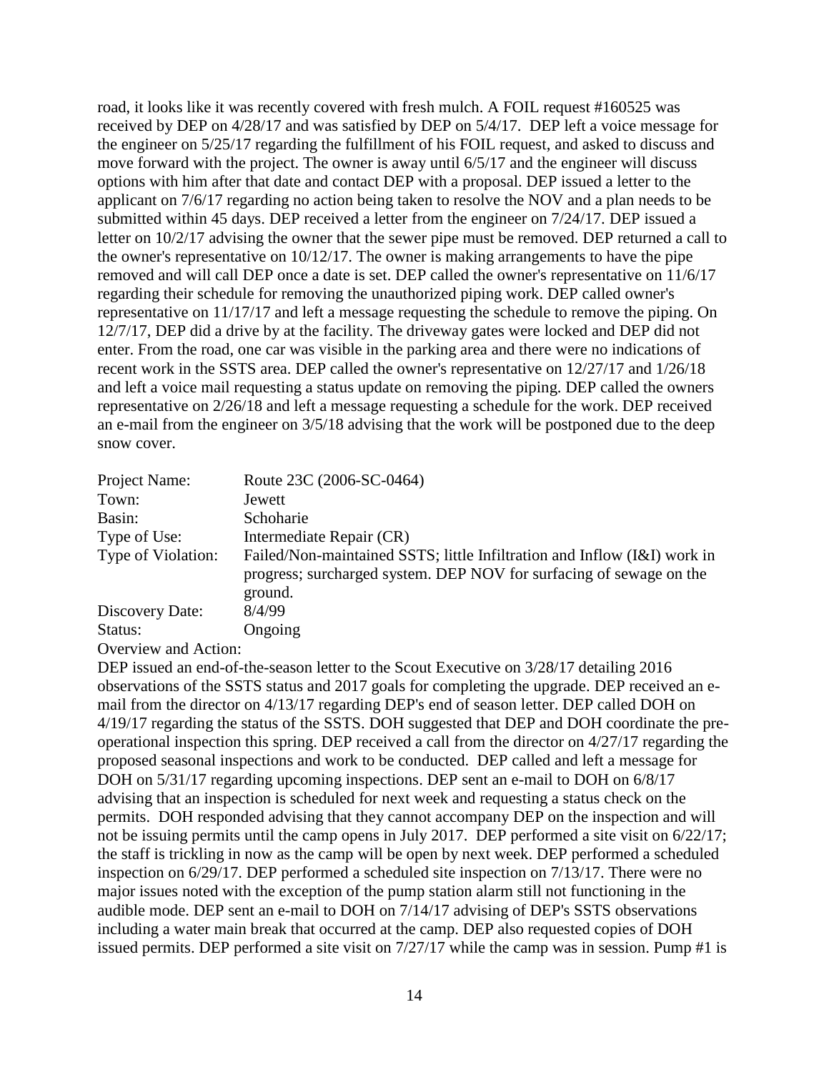road, it looks like it was recently covered with fresh mulch. A FOIL request #160525 was received by DEP on 4/28/17 and was satisfied by DEP on 5/4/17. DEP left a voice message for the engineer on 5/25/17 regarding the fulfillment of his FOIL request, and asked to discuss and move forward with the project. The owner is away until 6/5/17 and the engineer will discuss options with him after that date and contact DEP with a proposal. DEP issued a letter to the applicant on 7/6/17 regarding no action being taken to resolve the NOV and a plan needs to be submitted within 45 days. DEP received a letter from the engineer on 7/24/17. DEP issued a letter on 10/2/17 advising the owner that the sewer pipe must be removed. DEP returned a call to the owner's representative on 10/12/17. The owner is making arrangements to have the pipe removed and will call DEP once a date is set. DEP called the owner's representative on 11/6/17 regarding their schedule for removing the unauthorized piping work. DEP called owner's representative on 11/17/17 and left a message requesting the schedule to remove the piping. On 12/7/17, DEP did a drive by at the facility. The driveway gates were locked and DEP did not enter. From the road, one car was visible in the parking area and there were no indications of recent work in the SSTS area. DEP called the owner's representative on 12/27/17 and 1/26/18 and left a voice mail requesting a status update on removing the piping. DEP called the owners representative on 2/26/18 and left a message requesting a schedule for the work. DEP received an e-mail from the engineer on 3/5/18 advising that the work will be postponed due to the deep snow cover.

| | |
|---|---|
| Project Name: | Route 23C (2006-SC-0464) |
| Town: | Jewett |
| Basin: | Schoharie |
| Type of Use: | Intermediate Repair (CR) |
| Type of Violation: | Failed/Non-maintained SSTS; little Infiltration and Inflow (I&I) work in progress; surcharged system. DEP NOV for surfacing of sewage on the ground. |
| Discovery Date: | 8/4/99 |
| Status: | Ongoing |

Overview and Action:

DEP issued an end-of-the-season letter to the Scout Executive on 3/28/17 detailing 2016 observations of the SSTS status and 2017 goals for completing the upgrade. DEP received an e-mail from the director on 4/13/17 regarding DEP's end of season letter. DEP called DOH on 4/19/17 regarding the status of the SSTS. DOH suggested that DEP and DOH coordinate the pre-operational inspection this spring. DEP received a call from the director on 4/27/17 regarding the proposed seasonal inspections and work to be conducted. DEP called and left a message for DOH on 5/31/17 regarding upcoming inspections. DEP sent an e-mail to DOH on 6/8/17 advising that an inspection is scheduled for next week and requesting a status check on the permits. DOH responded advising that they cannot accompany DEP on the inspection and will not be issuing permits until the camp opens in July 2017. DEP performed a site visit on 6/22/17; the staff is trickling in now as the camp will be open by next week. DEP performed a scheduled inspection on 6/29/17. DEP performed a scheduled site inspection on 7/13/17. There were no major issues noted with the exception of the pump station alarm still not functioning in the audible mode. DEP sent an e-mail to DOH on 7/14/17 advising of DEP's SSTS observations including a water main break that occurred at the camp. DEP also requested copies of DOH issued permits. DEP performed a site visit on 7/27/17 while the camp was in session. Pump #1 is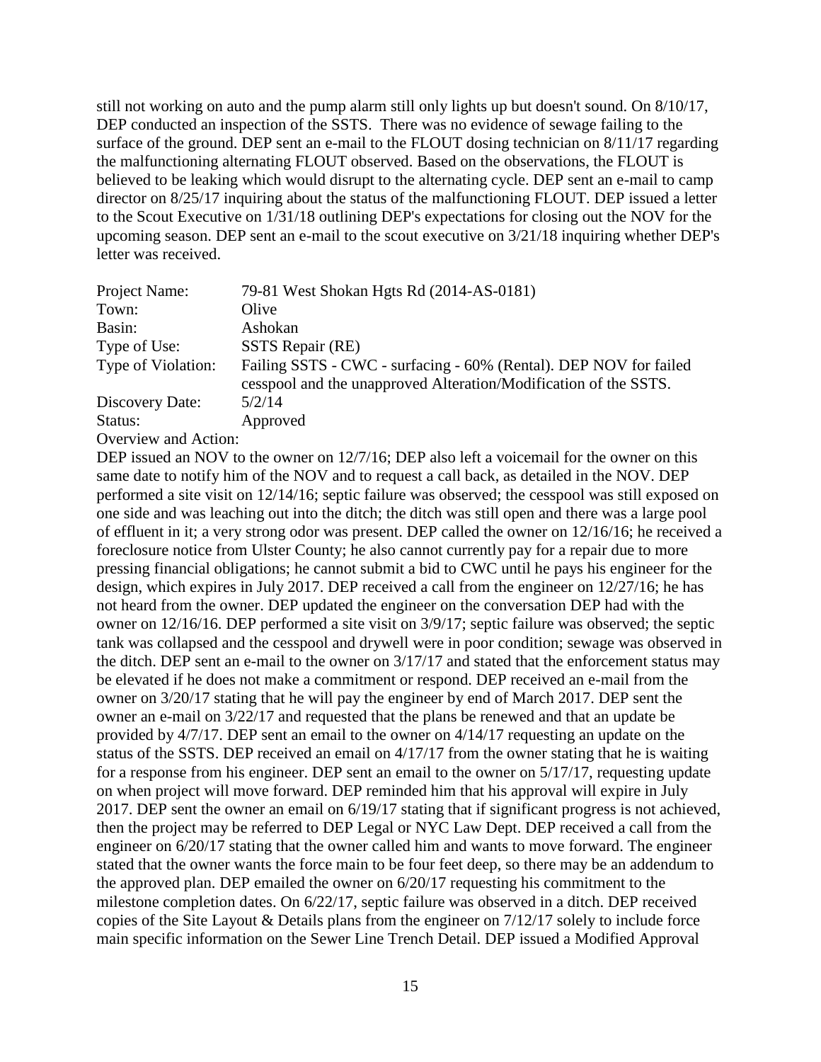still not working on auto and the pump alarm still only lights up but doesn't sound. On 8/10/17, DEP conducted an inspection of the SSTS. There was no evidence of sewage failing to the surface of the ground. DEP sent an e-mail to the FLOUT dosing technician on 8/11/17 regarding the malfunctioning alternating FLOUT observed. Based on the observations, the FLOUT is believed to be leaking which would disrupt to the alternating cycle. DEP sent an e-mail to camp director on 8/25/17 inquiring about the status of the malfunctioning FLOUT. DEP issued a letter to the Scout Executive on 1/31/18 outlining DEP's expectations for closing out the NOV for the upcoming season. DEP sent an e-mail to the scout executive on 3/21/18 inquiring whether DEP's letter was received.

| | |
|---|---|
| Project Name: | 79-81 West Shokan Hgts Rd (2014-AS-0181) |
| Town: | Olive |
| Basin: | Ashokan |
| Type of Use: | SSTS Repair (RE) |
| Type of Violation: | Failing SSTS - CWC - surfacing - 60% (Rental). DEP NOV for failed cesspool and the unapproved Alteration/Modification of the SSTS. |
| Discovery Date: | 5/2/14 |
| Status: | Approved |

Overview and Action:

DEP issued an NOV to the owner on 12/7/16; DEP also left a voicemail for the owner on this same date to notify him of the NOV and to request a call back, as detailed in the NOV. DEP performed a site visit on 12/14/16; septic failure was observed; the cesspool was still exposed on one side and was leaching out into the ditch; the ditch was still open and there was a large pool of effluent in it; a very strong odor was present. DEP called the owner on 12/16/16; he received a foreclosure notice from Ulster County; he also cannot currently pay for a repair due to more pressing financial obligations; he cannot submit a bid to CWC until he pays his engineer for the design, which expires in July 2017. DEP received a call from the engineer on 12/27/16; he has not heard from the owner. DEP updated the engineer on the conversation DEP had with the owner on 12/16/16. DEP performed a site visit on 3/9/17; septic failure was observed; the septic tank was collapsed and the cesspool and drywell were in poor condition; sewage was observed in the ditch. DEP sent an e-mail to the owner on 3/17/17 and stated that the enforcement status may be elevated if he does not make a commitment or respond. DEP received an e-mail from the owner on 3/20/17 stating that he will pay the engineer by end of March 2017. DEP sent the owner an e-mail on 3/22/17 and requested that the plans be renewed and that an update be provided by 4/7/17. DEP sent an email to the owner on 4/14/17 requesting an update on the status of the SSTS. DEP received an email on 4/17/17 from the owner stating that he is waiting for a response from his engineer. DEP sent an email to the owner on 5/17/17, requesting update on when project will move forward. DEP reminded him that his approval will expire in July 2017. DEP sent the owner an email on 6/19/17 stating that if significant progress is not achieved, then the project may be referred to DEP Legal or NYC Law Dept. DEP received a call from the engineer on 6/20/17 stating that the owner called him and wants to move forward. The engineer stated that the owner wants the force main to be four feet deep, so there may be an addendum to the approved plan. DEP emailed the owner on 6/20/17 requesting his commitment to the milestone completion dates. On 6/22/17, septic failure was observed in a ditch. DEP received copies of the Site Layout & Details plans from the engineer on 7/12/17 solely to include force main specific information on the Sewer Line Trench Detail. DEP issued a Modified Approval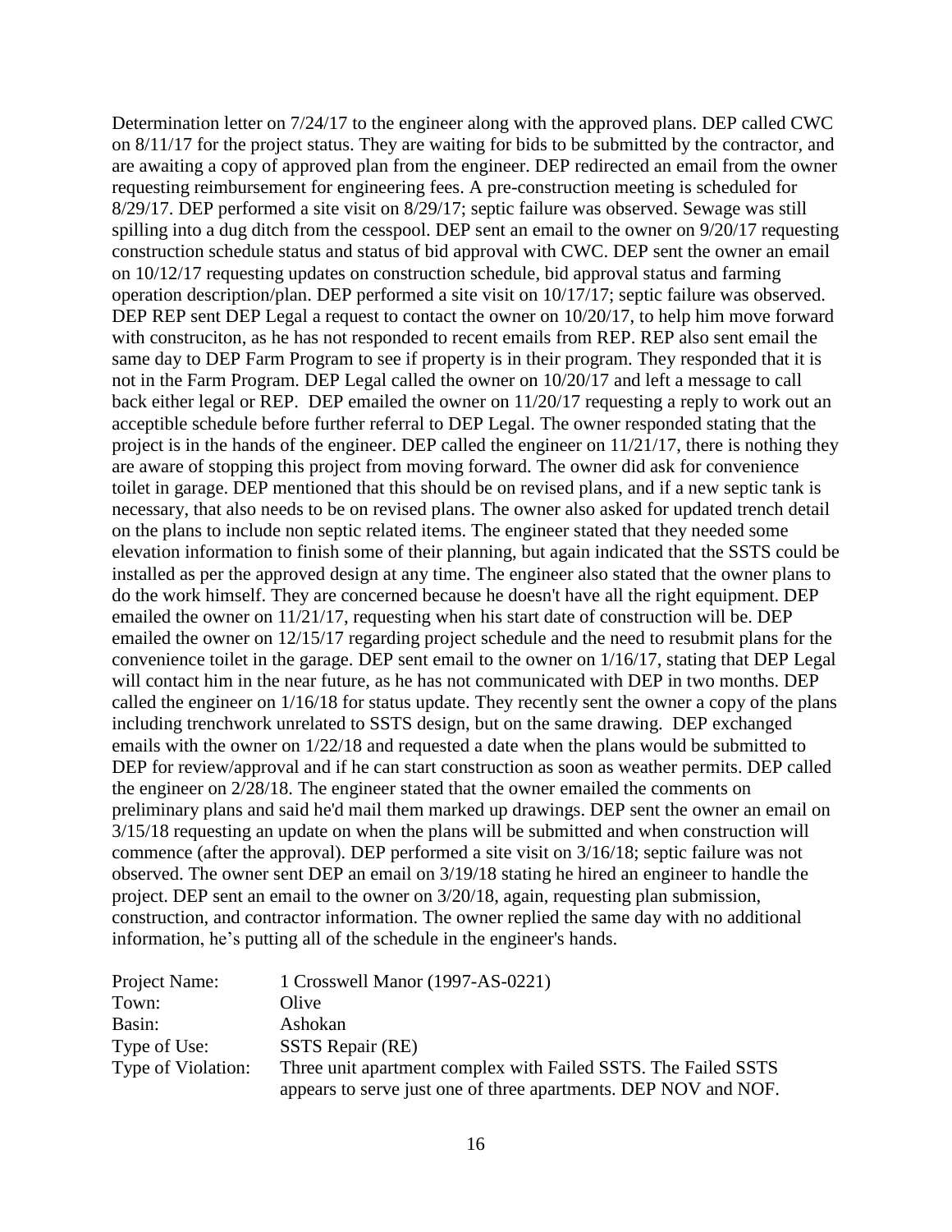Determination letter on 7/24/17 to the engineer along with the approved plans. DEP called CWC on 8/11/17 for the project status. They are waiting for bids to be submitted by the contractor, and are awaiting a copy of approved plan from the engineer. DEP redirected an email from the owner requesting reimbursement for engineering fees. A pre-construction meeting is scheduled for 8/29/17. DEP performed a site visit on 8/29/17; septic failure was observed. Sewage was still spilling into a dug ditch from the cesspool. DEP sent an email to the owner on 9/20/17 requesting construction schedule status and status of bid approval with CWC. DEP sent the owner an email on 10/12/17 requesting updates on construction schedule, bid approval status and farming operation description/plan. DEP performed a site visit on 10/17/17; septic failure was observed. DEP REP sent DEP Legal a request to contact the owner on 10/20/17, to help him move forward with construciton, as he has not responded to recent emails from REP. REP also sent email the same day to DEP Farm Program to see if property is in their program. They responded that it is not in the Farm Program. DEP Legal called the owner on 10/20/17 and left a message to call back either legal or REP. DEP emailed the owner on 11/20/17 requesting a reply to work out an acceptible schedule before further referral to DEP Legal. The owner responded stating that the project is in the hands of the engineer. DEP called the engineer on 11/21/17, there is nothing they are aware of stopping this project from moving forward. The owner did ask for convenience toilet in garage. DEP mentioned that this should be on revised plans, and if a new septic tank is necessary, that also needs to be on revised plans. The owner also asked for updated trench detail on the plans to include non septic related items. The engineer stated that they needed some elevation information to finish some of their planning, but again indicated that the SSTS could be installed as per the approved design at any time. The engineer also stated that the owner plans to do the work himself. They are concerned because he doesn't have all the right equipment. DEP emailed the owner on 11/21/17, requesting when his start date of construction will be. DEP emailed the owner on 12/15/17 regarding project schedule and the need to resubmit plans for the convenience toilet in the garage. DEP sent email to the owner on 1/16/17, stating that DEP Legal will contact him in the near future, as he has not communicated with DEP in two months. DEP called the engineer on 1/16/18 for status update. They recently sent the owner a copy of the plans including trenchwork unrelated to SSTS design, but on the same drawing. DEP exchanged emails with the owner on 1/22/18 and requested a date when the plans would be submitted to DEP for review/approval and if he can start construction as soon as weather permits. DEP called the engineer on 2/28/18. The engineer stated that the owner emailed the comments on preliminary plans and said he'd mail them marked up drawings. DEP sent the owner an email on 3/15/18 requesting an update on when the plans will be submitted and when construction will commence (after the approval). DEP performed a site visit on 3/16/18; septic failure was not observed. The owner sent DEP an email on 3/19/18 stating he hired an engineer to handle the project. DEP sent an email to the owner on 3/20/18, again, requesting plan submission, construction, and contractor information. The owner replied the same day with no additional information, he's putting all of the schedule in the engineer's hands.

| | |
|---|---|
| Project Name: | 1 Crosswell Manor (1997-AS-0221) |
| Town: | Olive |
| Basin: | Ashokan |
| Type of Use: | SSTS Repair (RE) |
| Type of Violation: | Three unit apartment complex with Failed SSTS. The Failed SSTS appears to serve just one of three apartments. DEP NOV and NOF. |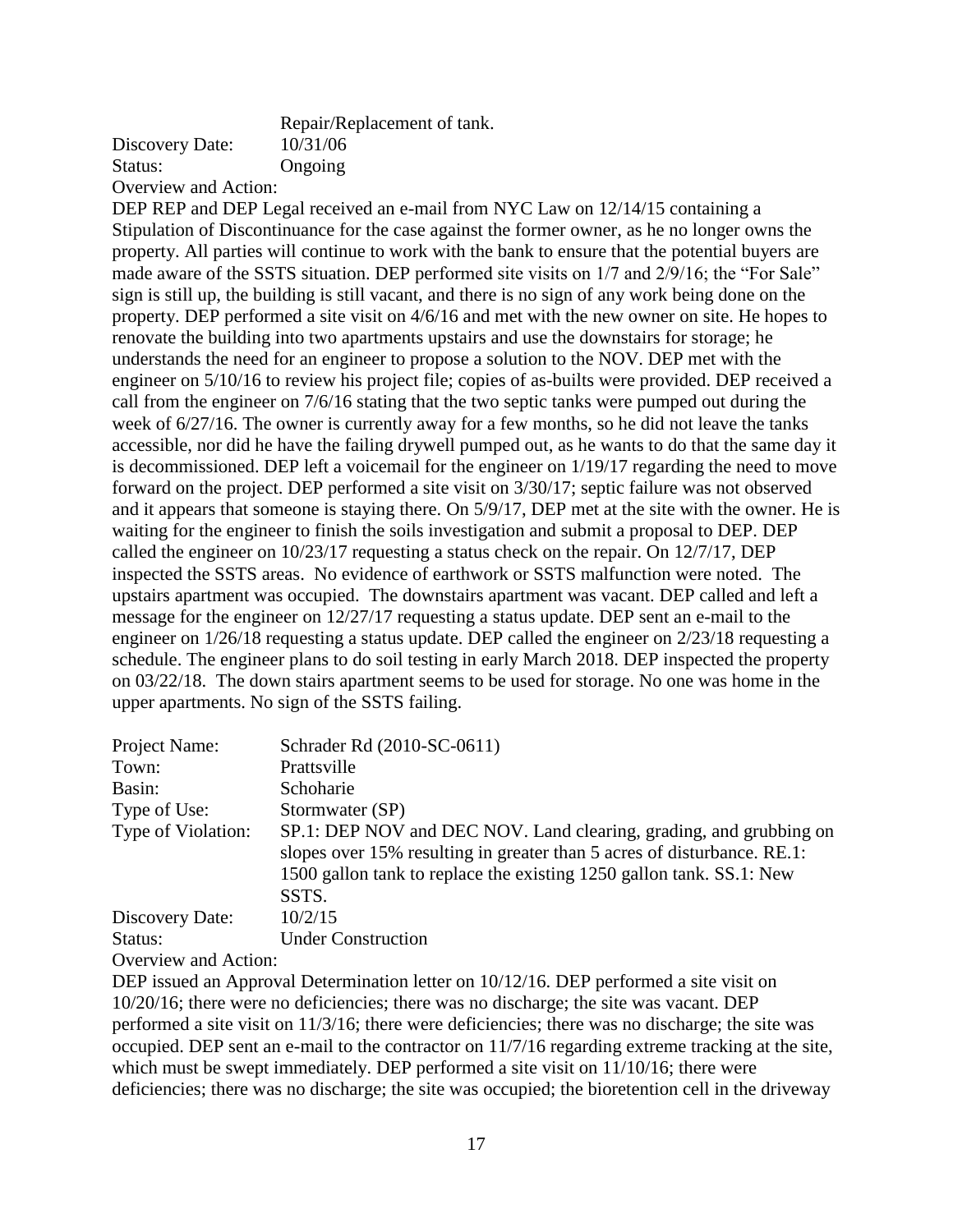Repair/Replacement of tank.

Discovery Date: 10/31/06

Status: Ongoing

Overview and Action:

DEP REP and DEP Legal received an e-mail from NYC Law on 12/14/15 containing a Stipulation of Discontinuance for the case against the former owner, as he no longer owns the property. All parties will continue to work with the bank to ensure that the potential buyers are made aware of the SSTS situation. DEP performed site visits on 1/7 and 2/9/16; the "For Sale" sign is still up, the building is still vacant, and there is no sign of any work being done on the property. DEP performed a site visit on 4/6/16 and met with the new owner on site. He hopes to renovate the building into two apartments upstairs and use the downstairs for storage; he understands the need for an engineer to propose a solution to the NOV. DEP met with the engineer on 5/10/16 to review his project file; copies of as-builts were provided. DEP received a call from the engineer on 7/6/16 stating that the two septic tanks were pumped out during the week of 6/27/16. The owner is currently away for a few months, so he did not leave the tanks accessible, nor did he have the failing drywell pumped out, as he wants to do that the same day it is decommissioned. DEP left a voicemail for the engineer on 1/19/17 regarding the need to move forward on the project. DEP performed a site visit on 3/30/17; septic failure was not observed and it appears that someone is staying there. On 5/9/17, DEP met at the site with the owner. He is waiting for the engineer to finish the soils investigation and submit a proposal to DEP. DEP called the engineer on 10/23/17 requesting a status check on the repair. On 12/7/17, DEP inspected the SSTS areas. No evidence of earthwork or SSTS malfunction were noted. The upstairs apartment was occupied. The downstairs apartment was vacant. DEP called and left a message for the engineer on 12/27/17 requesting a status update. DEP sent an e-mail to the engineer on 1/26/18 requesting a status update. DEP called the engineer on 2/23/18 requesting a schedule. The engineer plans to do soil testing in early March 2018. DEP inspected the property on 03/22/18. The down stairs apartment seems to be used for storage. No one was home in the upper apartments. No sign of the SSTS failing.

Project Name: Schrader Rd (2010-SC-0611)

Town: Prattsville

Basin: Schoharie

Type of Use: Stormwater (SP)

Type of Violation: SP.1: DEP NOV and DEC NOV. Land clearing, grading, and grubbing on slopes over 15% resulting in greater than 5 acres of disturbance. RE.1: 1500 gallon tank to replace the existing 1250 gallon tank. SS.1: New SSTS.

Discovery Date: 10/2/15

Status: Under Construction

Overview and Action:

DEP issued an Approval Determination letter on 10/12/16. DEP performed a site visit on 10/20/16; there were no deficiencies; there was no discharge; the site was vacant. DEP performed a site visit on 11/3/16; there were deficiencies; there was no discharge; the site was occupied. DEP sent an e-mail to the contractor on 11/7/16 regarding extreme tracking at the site, which must be swept immediately. DEP performed a site visit on 11/10/16; there were deficiencies; there was no discharge; the site was occupied; the bioretention cell in the driveway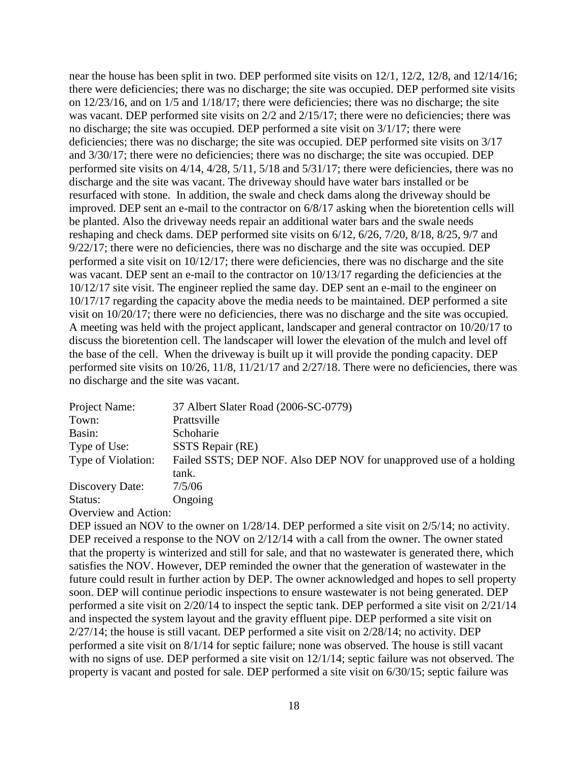near the house has been split in two. DEP performed site visits on 12/1, 12/2, 12/8, and 12/14/16; there were deficiencies; there was no discharge; the site was occupied. DEP performed site visits on 12/23/16, and on 1/5 and 1/18/17; there were deficiencies; there was no discharge; the site was vacant. DEP performed site visits on 2/2 and 2/15/17; there were no deficiencies; there was no discharge; the site was occupied. DEP performed a site visit on 3/1/17; there were deficiencies; there was no discharge; the site was occupied. DEP performed site visits on 3/17 and 3/30/17; there were no deficiencies; there was no discharge; the site was occupied. DEP performed site visits on 4/14, 4/28, 5/11, 5/18 and 5/31/17; there were deficiencies, there was no discharge and the site was vacant. The driveway should have water bars installed or be resurfaced with stone. In addition, the swale and check dams along the driveway should be improved. DEP sent an e-mail to the contractor on 6/8/17 asking when the bioretention cells will be planted. Also the driveway needs repair an additional water bars and the swale needs reshaping and check dams. DEP performed site visits on 6/12, 6/26, 7/20, 8/18, 8/25, 9/7 and 9/22/17; there were no deficiencies, there was no discharge and the site was occupied. DEP performed a site visit on 10/12/17; there were deficiencies, there was no discharge and the site was vacant. DEP sent an e-mail to the contractor on 10/13/17 regarding the deficiencies at the 10/12/17 site visit. The engineer replied the same day. DEP sent an e-mail to the engineer on 10/17/17 regarding the capacity above the media needs to be maintained. DEP performed a site visit on 10/20/17; there were no deficiencies, there was no discharge and the site was occupied. A meeting was held with the project applicant, landscaper and general contractor on 10/20/17 to discuss the bioretention cell. The landscaper will lower the elevation of the mulch and level off the base of the cell. When the driveway is built up it will provide the ponding capacity. DEP performed site visits on 10/26, 11/8, 11/21/17 and 2/27/18. There were no deficiencies, there was no discharge and the site was vacant.

| | |
|---|---|
| Project Name: | 37 Albert Slater Road (2006-SC-0779) |
| Town: | Prattsville |
| Basin: | Schoharie |
| Type of Use: | SSTS Repair (RE) |
| Type of Violation: | Failed SSTS; DEP NOF. Also DEP NOV for unapproved use of a holding tank. |
| Discovery Date: | 7/5/06 |
| Status: | Ongoing |

Overview and Action:

DEP issued an NOV to the owner on 1/28/14. DEP performed a site visit on 2/5/14; no activity. DEP received a response to the NOV on 2/12/14 with a call from the owner. The owner stated that the property is winterized and still for sale, and that no wastewater is generated there, which satisfies the NOV. However, DEP reminded the owner that the generation of wastewater in the future could result in further action by DEP. The owner acknowledged and hopes to sell property soon. DEP will continue periodic inspections to ensure wastewater is not being generated. DEP performed a site visit on 2/20/14 to inspect the septic tank. DEP performed a site visit on 2/21/14 and inspected the system layout and the gravity effluent pipe. DEP performed a site visit on 2/27/14; the house is still vacant. DEP performed a site visit on 2/28/14; no activity. DEP performed a site visit on 8/1/14 for septic failure; none was observed. The house is still vacant with no signs of use. DEP performed a site visit on 12/1/14; septic failure was not observed. The property is vacant and posted for sale. DEP performed a site visit on 6/30/15; septic failure was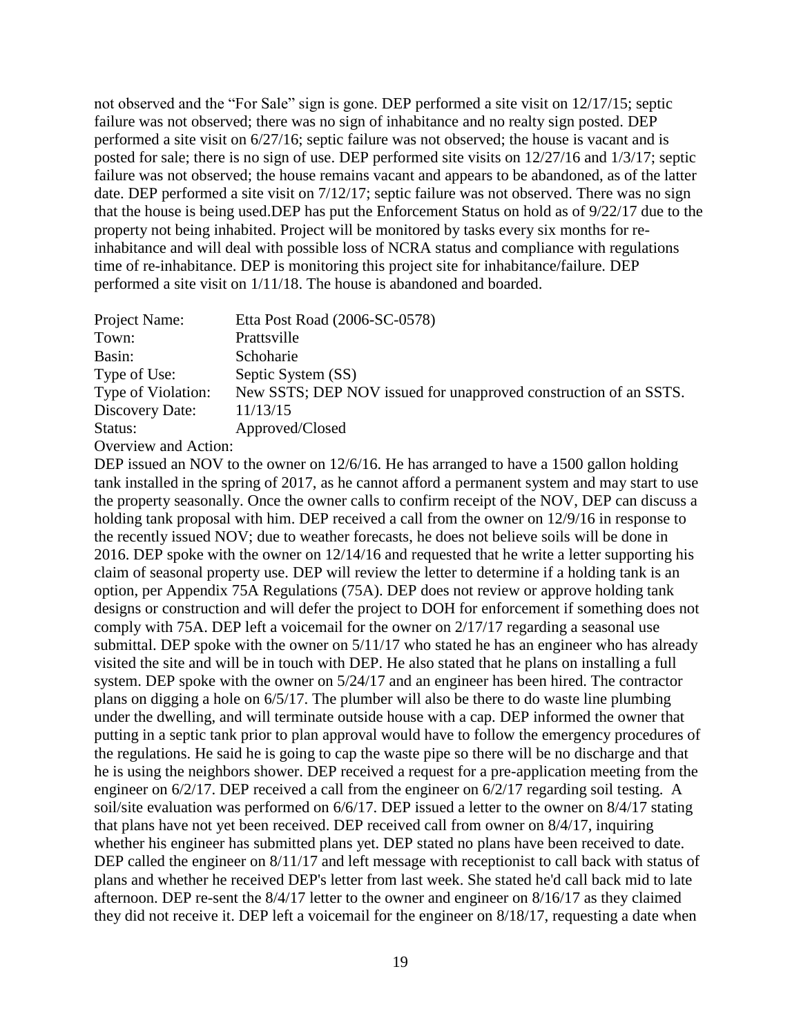not observed and the “For Sale” sign is gone. DEP performed a site visit on 12/17/15; septic failure was not observed; there was no sign of inhabitance and no realty sign posted. DEP performed a site visit on 6/27/16; septic failure was not observed; the house is vacant and is posted for sale; there is no sign of use. DEP performed site visits on 12/27/16 and 1/3/17; septic failure was not observed; the house remains vacant and appears to be abandoned, as of the latter date. DEP performed a site visit on 7/12/17; septic failure was not observed. There was no sign that the house is being used.DEP has put the Enforcement Status on hold as of 9/22/17 due to the property not being inhabited. Project will be monitored by tasks every six months for re-inhabitance and will deal with possible loss of NCRA status and compliance with regulations time of re-inhabitance. DEP is monitoring this project site for inhabitance/failure. DEP performed a site visit on 1/11/18. The house is abandoned and boarded.

| | |
|---|---|
| Project Name: | Etta Post Road (2006-SC-0578) |
| Town: | Prattsville |
| Basin: | Schoharie |
| Type of Use: | Septic System (SS) |
| Type of Violation: | New SSTS; DEP NOV issued for unapproved construction of an SSTS. |
| Discovery Date: | 11/13/15 |
| Status: | Approved/Closed |

Overview and Action:

DEP issued an NOV to the owner on 12/6/16. He has arranged to have a 1500 gallon holding tank installed in the spring of 2017, as he cannot afford a permanent system and may start to use the property seasonally. Once the owner calls to confirm receipt of the NOV, DEP can discuss a holding tank proposal with him. DEP received a call from the owner on 12/9/16 in response to the recently issued NOV; due to weather forecasts, he does not believe soils will be done in 2016. DEP spoke with the owner on 12/14/16 and requested that he write a letter supporting his claim of seasonal property use. DEP will review the letter to determine if a holding tank is an option, per Appendix 75A Regulations (75A). DEP does not review or approve holding tank designs or construction and will defer the project to DOH for enforcement if something does not comply with 75A. DEP left a voicemail for the owner on 2/17/17 regarding a seasonal use submittal. DEP spoke with the owner on 5/11/17 who stated he has an engineer who has already visited the site and will be in touch with DEP. He also stated that he plans on installing a full system. DEP spoke with the owner on 5/24/17 and an engineer has been hired. The contractor plans on digging a hole on 6/5/17. The plumber will also be there to do waste line plumbing under the dwelling, and will terminate outside house with a cap. DEP informed the owner that putting in a septic tank prior to plan approval would have to follow the emergency procedures of the regulations. He said he is going to cap the waste pipe so there will be no discharge and that he is using the neighbors shower. DEP received a request for a pre-application meeting from the engineer on 6/2/17. DEP received a call from the engineer on 6/2/17 regarding soil testing. A soil/site evaluation was performed on 6/6/17. DEP issued a letter to the owner on 8/4/17 stating that plans have not yet been received. DEP received call from owner on 8/4/17, inquiring whether his engineer has submitted plans yet. DEP stated no plans have been received to date. DEP called the engineer on 8/11/17 and left message with receptionist to call back with status of plans and whether he received DEP's letter from last week. She stated he'd call back mid to late afternoon. DEP re-sent the 8/4/17 letter to the owner and engineer on 8/16/17 as they claimed they did not receive it. DEP left a voicemail for the engineer on 8/18/17, requesting a date when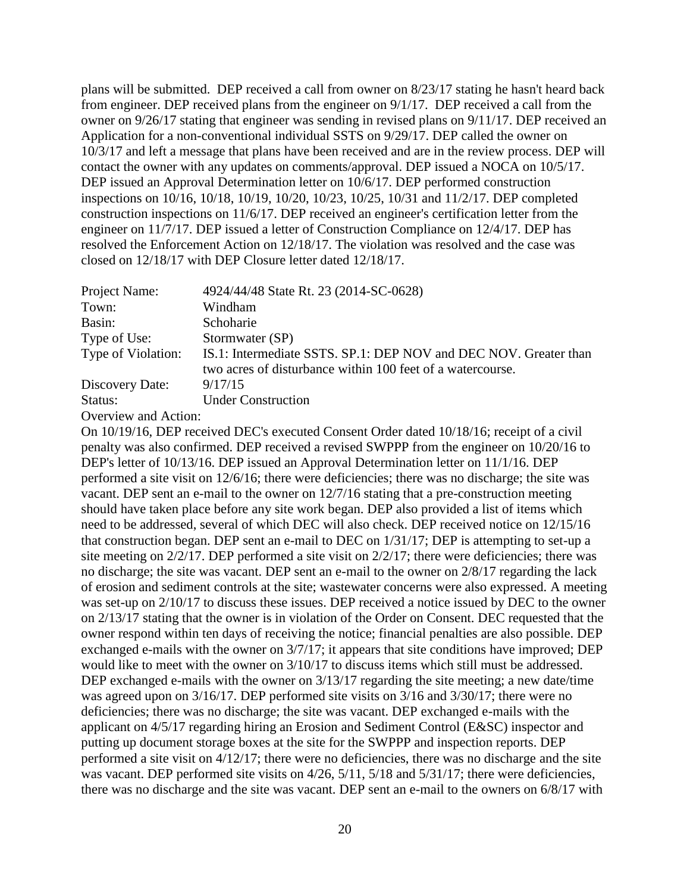plans will be submitted. DEP received a call from owner on 8/23/17 stating he hasn't heard back from engineer. DEP received plans from the engineer on 9/1/17. DEP received a call from the owner on 9/26/17 stating that engineer was sending in revised plans on 9/11/17. DEP received an Application for a non-conventional individual SSTS on 9/29/17. DEP called the owner on 10/3/17 and left a message that plans have been received and are in the review process. DEP will contact the owner with any updates on comments/approval. DEP issued a NOCA on 10/5/17. DEP issued an Approval Determination letter on 10/6/17. DEP performed construction inspections on 10/16, 10/18, 10/19, 10/20, 10/23, 10/25, 10/31 and 11/2/17. DEP completed construction inspections on 11/6/17. DEP received an engineer's certification letter from the engineer on 11/7/17. DEP issued a letter of Construction Compliance on 12/4/17. DEP has resolved the Enforcement Action on 12/18/17. The violation was resolved and the case was closed on 12/18/17 with DEP Closure letter dated 12/18/17.

| | |
|---|---|
| Project Name: | 4924/44/48 State Rt. 23 (2014-SC-0628) |
| Town: | Windham |
| Basin: | Schoharie |
| Type of Use: | Stormwater (SP) |
| Type of Violation: | IS.1: Intermediate SSTS. SP.1: DEP NOV and DEC NOV. Greater than two acres of disturbance within 100 feet of a watercourse. |
| Discovery Date: | 9/17/15 |
| Status: | Under Construction |

Overview and Action:

On 10/19/16, DEP received DEC's executed Consent Order dated 10/18/16; receipt of a civil penalty was also confirmed. DEP received a revised SWPPP from the engineer on 10/20/16 to DEP's letter of 10/13/16. DEP issued an Approval Determination letter on 11/1/16. DEP performed a site visit on 12/6/16; there were deficiencies; there was no discharge; the site was vacant. DEP sent an e-mail to the owner on 12/7/16 stating that a pre-construction meeting should have taken place before any site work began. DEP also provided a list of items which need to be addressed, several of which DEC will also check. DEP received notice on 12/15/16 that construction began. DEP sent an e-mail to DEC on 1/31/17; DEP is attempting to set-up a site meeting on 2/2/17. DEP performed a site visit on 2/2/17; there were deficiencies; there was no discharge; the site was vacant. DEP sent an e-mail to the owner on 2/8/17 regarding the lack of erosion and sediment controls at the site; wastewater concerns were also expressed. A meeting was set-up on 2/10/17 to discuss these issues. DEP received a notice issued by DEC to the owner on 2/13/17 stating that the owner is in violation of the Order on Consent. DEC requested that the owner respond within ten days of receiving the notice; financial penalties are also possible. DEP exchanged e-mails with the owner on 3/7/17; it appears that site conditions have improved; DEP would like to meet with the owner on 3/10/17 to discuss items which still must be addressed. DEP exchanged e-mails with the owner on 3/13/17 regarding the site meeting; a new date/time was agreed upon on 3/16/17. DEP performed site visits on 3/16 and 3/30/17; there were no deficiencies; there was no discharge; the site was vacant. DEP exchanged e-mails with the applicant on 4/5/17 regarding hiring an Erosion and Sediment Control (E&SC) inspector and putting up document storage boxes at the site for the SWPPP and inspection reports. DEP performed a site visit on 4/12/17; there were no deficiencies, there was no discharge and the site was vacant. DEP performed site visits on 4/26, 5/11, 5/18 and 5/31/17; there were deficiencies, there was no discharge and the site was vacant. DEP sent an e-mail to the owners on 6/8/17 with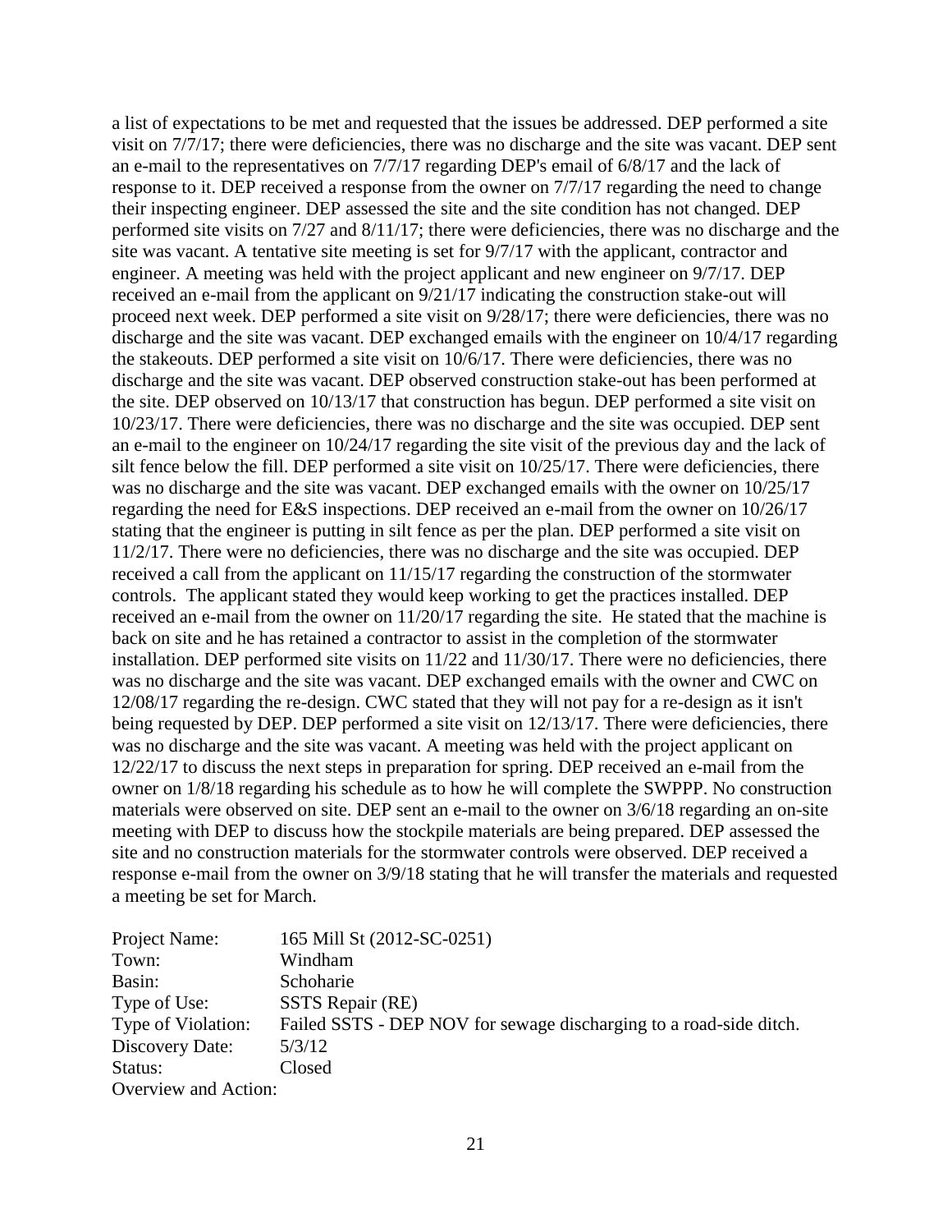a list of expectations to be met and requested that the issues be addressed. DEP performed a site visit on 7/7/17; there were deficiencies, there was no discharge and the site was vacant. DEP sent an e-mail to the representatives on 7/7/17 regarding DEP's email of 6/8/17 and the lack of response to it. DEP received a response from the owner on 7/7/17 regarding the need to change their inspecting engineer. DEP assessed the site and the site condition has not changed. DEP performed site visits on 7/27 and 8/11/17; there were deficiencies, there was no discharge and the site was vacant. A tentative site meeting is set for 9/7/17 with the applicant, contractor and engineer. A meeting was held with the project applicant and new engineer on 9/7/17. DEP received an e-mail from the applicant on 9/21/17 indicating the construction stake-out will proceed next week. DEP performed a site visit on 9/28/17; there were deficiencies, there was no discharge and the site was vacant. DEP exchanged emails with the engineer on 10/4/17 regarding the stakeouts. DEP performed a site visit on 10/6/17. There were deficiencies, there was no discharge and the site was vacant. DEP observed construction stake-out has been performed at the site. DEP observed on 10/13/17 that construction has begun. DEP performed a site visit on 10/23/17. There were deficiencies, there was no discharge and the site was occupied. DEP sent an e-mail to the engineer on 10/24/17 regarding the site visit of the previous day and the lack of silt fence below the fill. DEP performed a site visit on 10/25/17. There were deficiencies, there was no discharge and the site was vacant. DEP exchanged emails with the owner on 10/25/17 regarding the need for E&S inspections. DEP received an e-mail from the owner on 10/26/17 stating that the engineer is putting in silt fence as per the plan. DEP performed a site visit on 11/2/17. There were no deficiencies, there was no discharge and the site was occupied. DEP received a call from the applicant on 11/15/17 regarding the construction of the stormwater controls. The applicant stated they would keep working to get the practices installed. DEP received an e-mail from the owner on 11/20/17 regarding the site. He stated that the machine is back on site and he has retained a contractor to assist in the completion of the stormwater installation. DEP performed site visits on 11/22 and 11/30/17. There were no deficiencies, there was no discharge and the site was vacant. DEP exchanged emails with the owner and CWC on 12/08/17 regarding the re-design. CWC stated that they will not pay for a re-design as it isn't being requested by DEP. DEP performed a site visit on 12/13/17. There were deficiencies, there was no discharge and the site was vacant. A meeting was held with the project applicant on 12/22/17 to discuss the next steps in preparation for spring. DEP received an e-mail from the owner on 1/8/18 regarding his schedule as to how he will complete the SWPPP. No construction materials were observed on site. DEP sent an e-mail to the owner on 3/6/18 regarding an on-site meeting with DEP to discuss how the stockpile materials are being prepared. DEP assessed the site and no construction materials for the stormwater controls were observed. DEP received a response e-mail from the owner on 3/9/18 stating that he will transfer the materials and requested a meeting be set for March.

Project Name: 165 Mill St (2012-SC-0251)
Town: Windham
Basin: Schoharie
Type of Use: SSTS Repair (RE)
Type of Violation: Failed SSTS - DEP NOV for sewage discharging to a road-side ditch.
Discovery Date: 5/3/12
Status: Closed
Overview and Action: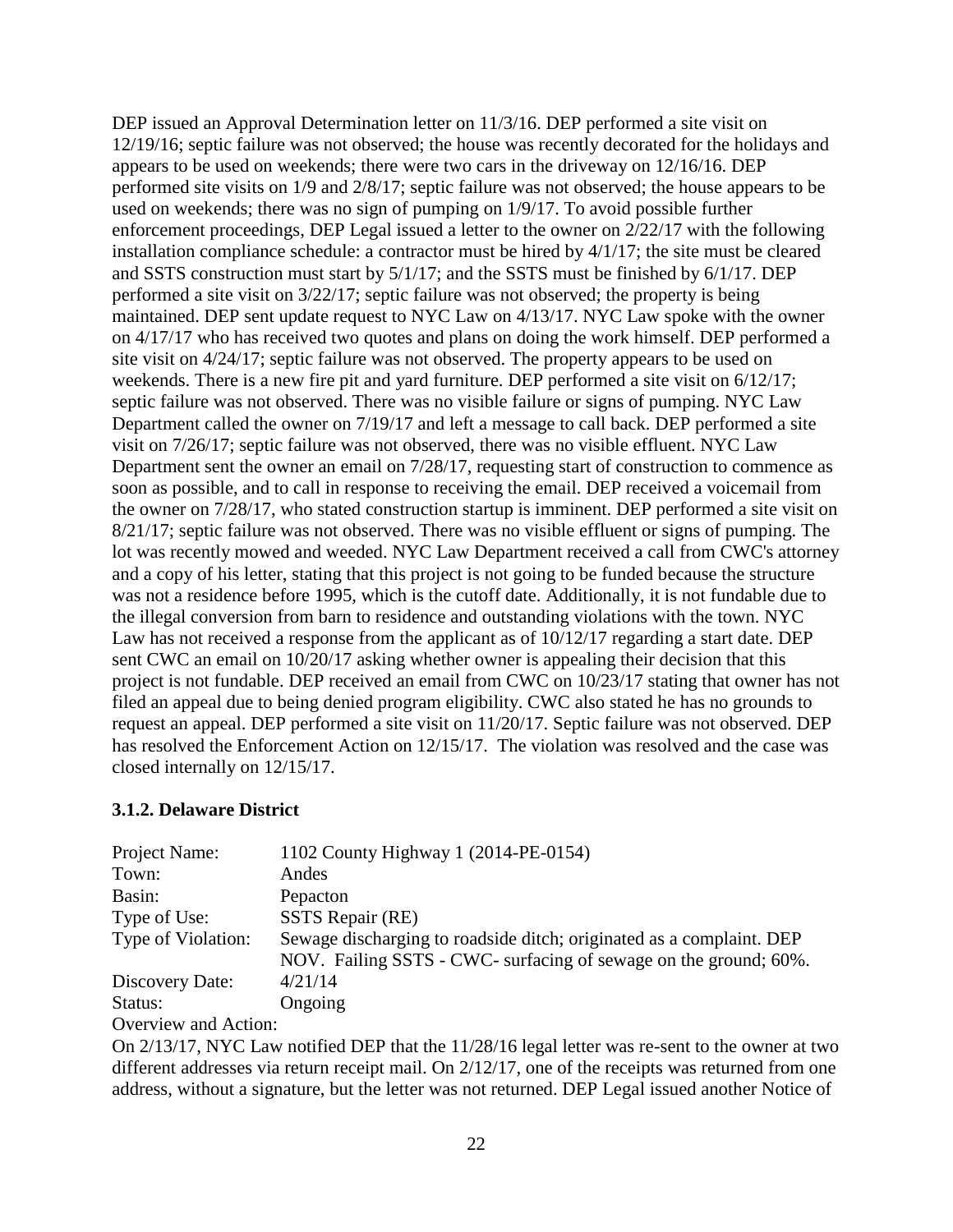DEP issued an Approval Determination letter on 11/3/16. DEP performed a site visit on 12/19/16; septic failure was not observed; the house was recently decorated for the holidays and appears to be used on weekends; there were two cars in the driveway on 12/16/16. DEP performed site visits on 1/9 and 2/8/17; septic failure was not observed; the house appears to be used on weekends; there was no sign of pumping on 1/9/17. To avoid possible further enforcement proceedings, DEP Legal issued a letter to the owner on 2/22/17 with the following installation compliance schedule: a contractor must be hired by 4/1/17; the site must be cleared and SSTS construction must start by 5/1/17; and the SSTS must be finished by 6/1/17. DEP performed a site visit on 3/22/17; septic failure was not observed; the property is being maintained. DEP sent update request to NYC Law on 4/13/17. NYC Law spoke with the owner on 4/17/17 who has received two quotes and plans on doing the work himself. DEP performed a site visit on 4/24/17; septic failure was not observed. The property appears to be used on weekends. There is a new fire pit and yard furniture. DEP performed a site visit on 6/12/17; septic failure was not observed. There was no visible failure or signs of pumping. NYC Law Department called the owner on 7/19/17 and left a message to call back. DEP performed a site visit on 7/26/17; septic failure was not observed, there was no visible effluent. NYC Law Department sent the owner an email on 7/28/17, requesting start of construction to commence as soon as possible, and to call in response to receiving the email. DEP received a voicemail from the owner on 7/28/17, who stated construction startup is imminent. DEP performed a site visit on 8/21/17; septic failure was not observed. There was no visible effluent or signs of pumping. The lot was recently mowed and weeded. NYC Law Department received a call from CWC's attorney and a copy of his letter, stating that this project is not going to be funded because the structure was not a residence before 1995, which is the cutoff date. Additionally, it is not fundable due to the illegal conversion from barn to residence and outstanding violations with the town. NYC Law has not received a response from the applicant as of 10/12/17 regarding a start date. DEP sent CWC an email on 10/20/17 asking whether owner is appealing their decision that this project is not fundable. DEP received an email from CWC on 10/23/17 stating that owner has not filed an appeal due to being denied program eligibility. CWC also stated he has no grounds to request an appeal. DEP performed a site visit on 11/20/17. Septic failure was not observed. DEP has resolved the Enforcement Action on 12/15/17. The violation was resolved and the case was closed internally on 12/15/17.

### 3.1.2. Delaware District

| | |
|---|---|
| Project Name: | 1102 County Highway 1 (2014-PE-0154) |
| Town: | Andes |
| Basin: | Pepacton |
| Type of Use: | SSTS Repair (RE) |
| Type of Violation: | Sewage discharging to roadside ditch; originated as a complaint. DEP NOV. Failing SSTS - CWC- surfacing of sewage on the ground; 60%. |
| Discovery Date: | 4/21/14 |
| Status: | Ongoing |

Overview and Action:

On 2/13/17, NYC Law notified DEP that the 11/28/16 legal letter was re-sent to the owner at two different addresses via return receipt mail. On 2/12/17, one of the receipts was returned from one address, without a signature, but the letter was not returned. DEP Legal issued another Notice of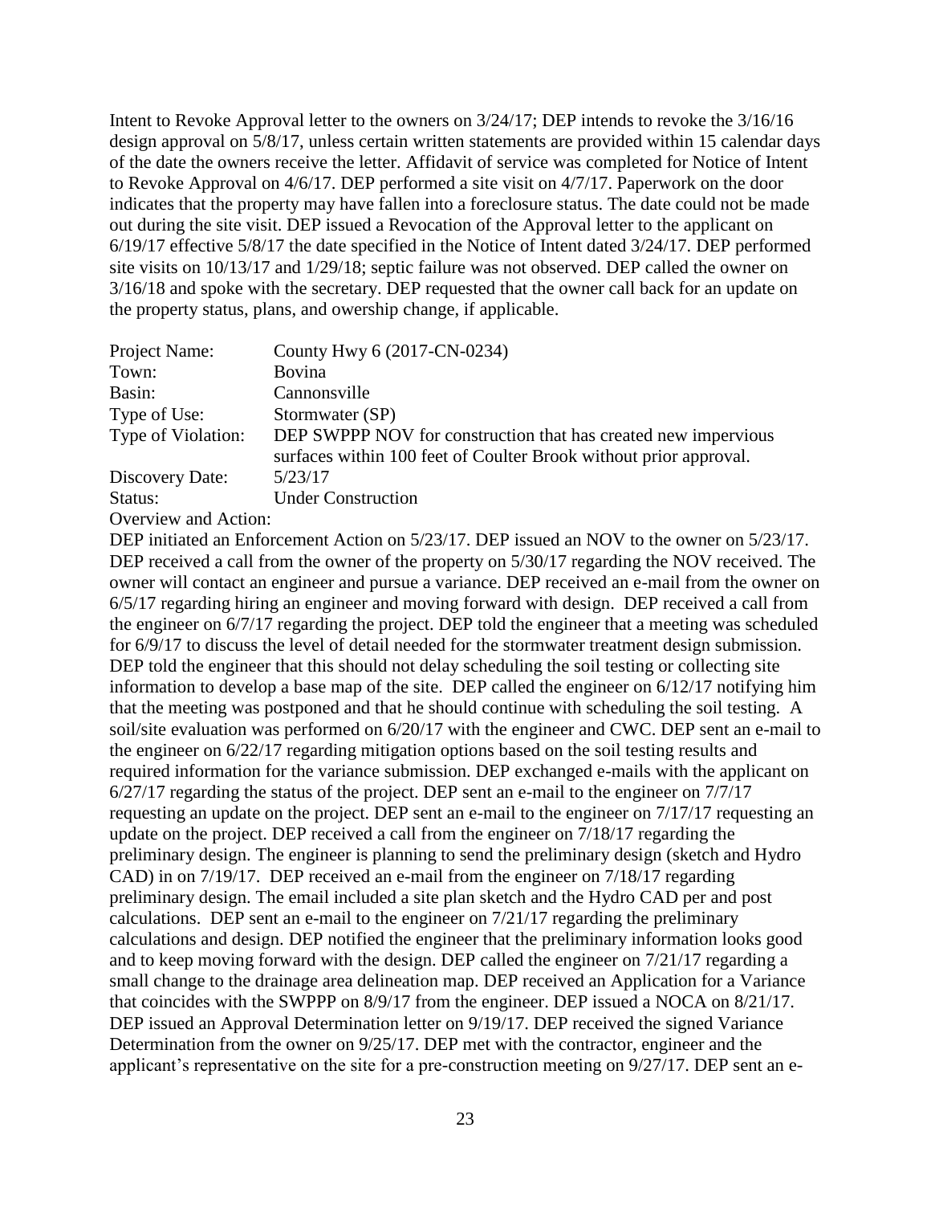Intent to Revoke Approval letter to the owners on 3/24/17; DEP intends to revoke the 3/16/16 design approval on 5/8/17, unless certain written statements are provided within 15 calendar days of the date the owners receive the letter. Affidavit of service was completed for Notice of Intent to Revoke Approval on 4/6/17. DEP performed a site visit on 4/7/17. Paperwork on the door indicates that the property may have fallen into a foreclosure status. The date could not be made out during the site visit. DEP issued a Revocation of the Approval letter to the applicant on 6/19/17 effective 5/8/17 the date specified in the Notice of Intent dated 3/24/17. DEP performed site visits on 10/13/17 and 1/29/18; septic failure was not observed. DEP called the owner on 3/16/18 and spoke with the secretary. DEP requested that the owner call back for an update on the property status, plans, and owership change, if applicable.

| | |
|---|---|
| Project Name: | County Hwy 6 (2017-CN-0234) |
| Town: | Bovina |
| Basin: | Cannonsville |
| Type of Use: | Stormwater (SP) |
| Type of Violation: | DEP SWPPP NOV for construction that has created new impervious surfaces within 100 feet of Coulter Brook without prior approval. |
| Discovery Date: | 5/23/17 |
| Status: | Under Construction |

Overview and Action:

DEP initiated an Enforcement Action on 5/23/17. DEP issued an NOV to the owner on 5/23/17. DEP received a call from the owner of the property on 5/30/17 regarding the NOV received. The owner will contact an engineer and pursue a variance. DEP received an e-mail from the owner on 6/5/17 regarding hiring an engineer and moving forward with design. DEP received a call from the engineer on 6/7/17 regarding the project. DEP told the engineer that a meeting was scheduled for 6/9/17 to discuss the level of detail needed for the stormwater treatment design submission. DEP told the engineer that this should not delay scheduling the soil testing or collecting site information to develop a base map of the site. DEP called the engineer on 6/12/17 notifying him that the meeting was postponed and that he should continue with scheduling the soil testing. A soil/site evaluation was performed on 6/20/17 with the engineer and CWC. DEP sent an e-mail to the engineer on 6/22/17 regarding mitigation options based on the soil testing results and required information for the variance submission. DEP exchanged e-mails with the applicant on 6/27/17 regarding the status of the project. DEP sent an e-mail to the engineer on 7/7/17 requesting an update on the project. DEP sent an e-mail to the engineer on 7/17/17 requesting an update on the project. DEP received a call from the engineer on 7/18/17 regarding the preliminary design. The engineer is planning to send the preliminary design (sketch and Hydro CAD) in on 7/19/17. DEP received an e-mail from the engineer on 7/18/17 regarding preliminary design. The email included a site plan sketch and the Hydro CAD per and post calculations. DEP sent an e-mail to the engineer on 7/21/17 regarding the preliminary calculations and design. DEP notified the engineer that the preliminary information looks good and to keep moving forward with the design. DEP called the engineer on 7/21/17 regarding a small change to the drainage area delineation map. DEP received an Application for a Variance that coincides with the SWPPP on 8/9/17 from the engineer. DEP issued a NOCA on 8/21/17. DEP issued an Approval Determination letter on 9/19/17. DEP received the signed Variance Determination from the owner on 9/25/17. DEP met with the contractor, engineer and the applicant's representative on the site for a pre-construction meeting on 9/27/17. DEP sent an e-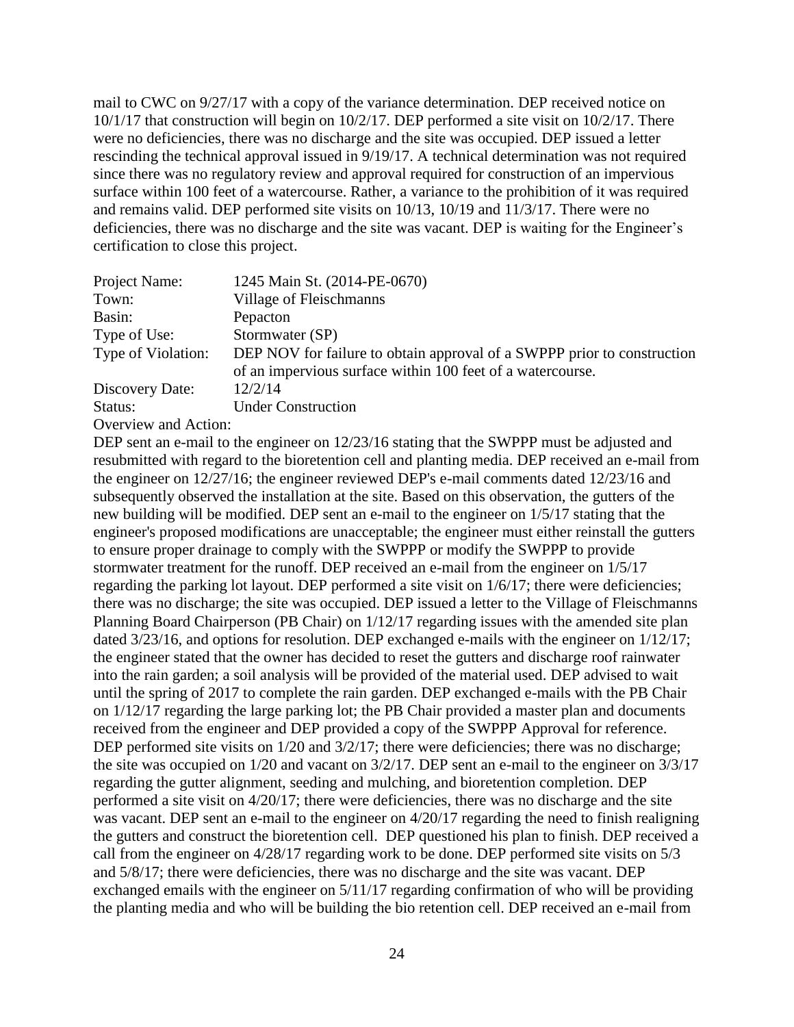mail to CWC on 9/27/17 with a copy of the variance determination. DEP received notice on 10/1/17 that construction will begin on 10/2/17. DEP performed a site visit on 10/2/17. There were no deficiencies, there was no discharge and the site was occupied. DEP issued a letter rescinding the technical approval issued in 9/19/17. A technical determination was not required since there was no regulatory review and approval required for construction of an impervious surface within 100 feet of a watercourse. Rather, a variance to the prohibition of it was required and remains valid. DEP performed site visits on 10/13, 10/19 and 11/3/17. There were no deficiencies, there was no discharge and the site was vacant. DEP is waiting for the Engineer's certification to close this project.

| | |
|---|---|
| Project Name: | 1245 Main St. (2014-PE-0670) |
| Town: | Village of Fleischmanns |
| Basin: | Pepacton |
| Type of Use: | Stormwater (SP) |
| Type of Violation: | DEP NOV for failure to obtain approval of a SWPPP prior to construction of an impervious surface within 100 feet of a watercourse. |
| Discovery Date: | 12/2/14 |
| Status: | Under Construction |

Overview and Action:

DEP sent an e-mail to the engineer on 12/23/16 stating that the SWPPP must be adjusted and resubmitted with regard to the bioretention cell and planting media. DEP received an e-mail from the engineer on 12/27/16; the engineer reviewed DEP's e-mail comments dated 12/23/16 and subsequently observed the installation at the site. Based on this observation, the gutters of the new building will be modified. DEP sent an e-mail to the engineer on 1/5/17 stating that the engineer's proposed modifications are unacceptable; the engineer must either reinstall the gutters to ensure proper drainage to comply with the SWPPP or modify the SWPPP to provide stormwater treatment for the runoff. DEP received an e-mail from the engineer on 1/5/17 regarding the parking lot layout. DEP performed a site visit on 1/6/17; there were deficiencies; there was no discharge; the site was occupied. DEP issued a letter to the Village of Fleischmanns Planning Board Chairperson (PB Chair) on 1/12/17 regarding issues with the amended site plan dated 3/23/16, and options for resolution. DEP exchanged e-mails with the engineer on 1/12/17; the engineer stated that the owner has decided to reset the gutters and discharge roof rainwater into the rain garden; a soil analysis will be provided of the material used. DEP advised to wait until the spring of 2017 to complete the rain garden. DEP exchanged e-mails with the PB Chair on 1/12/17 regarding the large parking lot; the PB Chair provided a master plan and documents received from the engineer and DEP provided a copy of the SWPPP Approval for reference. DEP performed site visits on 1/20 and 3/2/17; there were deficiencies; there was no discharge; the site was occupied on 1/20 and vacant on 3/2/17. DEP sent an e-mail to the engineer on 3/3/17 regarding the gutter alignment, seeding and mulching, and bioretention completion. DEP performed a site visit on 4/20/17; there were deficiencies, there was no discharge and the site was vacant. DEP sent an e-mail to the engineer on 4/20/17 regarding the need to finish realigning the gutters and construct the bioretention cell. DEP questioned his plan to finish. DEP received a call from the engineer on 4/28/17 regarding work to be done. DEP performed site visits on 5/3 and 5/8/17; there were deficiencies, there was no discharge and the site was vacant. DEP exchanged emails with the engineer on 5/11/17 regarding confirmation of who will be providing the planting media and who will be building the bio retention cell. DEP received an e-mail from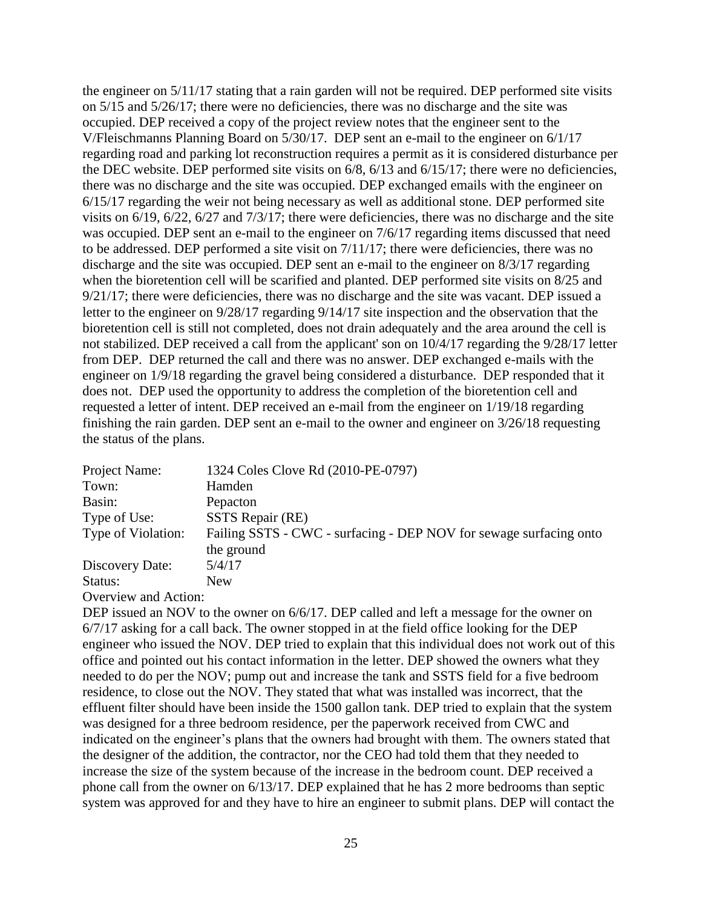the engineer on 5/11/17 stating that a rain garden will not be required. DEP performed site visits on 5/15 and 5/26/17; there were no deficiencies, there was no discharge and the site was occupied. DEP received a copy of the project review notes that the engineer sent to the V/Fleischmanns Planning Board on 5/30/17. DEP sent an e-mail to the engineer on 6/1/17 regarding road and parking lot reconstruction requires a permit as it is considered disturbance per the DEC website. DEP performed site visits on 6/8, 6/13 and 6/15/17; there were no deficiencies, there was no discharge and the site was occupied. DEP exchanged emails with the engineer on 6/15/17 regarding the weir not being necessary as well as additional stone. DEP performed site visits on 6/19, 6/22, 6/27 and 7/3/17; there were deficiencies, there was no discharge and the site was occupied. DEP sent an e-mail to the engineer on 7/6/17 regarding items discussed that need to be addressed. DEP performed a site visit on 7/11/17; there were deficiencies, there was no discharge and the site was occupied. DEP sent an e-mail to the engineer on 8/3/17 regarding when the bioretention cell will be scarified and planted. DEP performed site visits on 8/25 and 9/21/17; there were deficiencies, there was no discharge and the site was vacant. DEP issued a letter to the engineer on 9/28/17 regarding 9/14/17 site inspection and the observation that the bioretention cell is still not completed, does not drain adequately and the area around the cell is not stabilized. DEP received a call from the applicant' son on 10/4/17 regarding the 9/28/17 letter from DEP. DEP returned the call and there was no answer. DEP exchanged e-mails with the engineer on 1/9/18 regarding the gravel being considered a disturbance. DEP responded that it does not. DEP used the opportunity to address the completion of the bioretention cell and requested a letter of intent. DEP received an e-mail from the engineer on 1/19/18 regarding finishing the rain garden. DEP sent an e-mail to the owner and engineer on 3/26/18 requesting the status of the plans.

Project Name: 1324 Coles Clove Rd (2010-PE-0797)
Town: Hamden
Basin: Pepacton
Type of Use: SSTS Repair (RE)
Type of Violation: Failing SSTS - CWC - surfacing - DEP NOV for sewage surfacing onto the ground
Discovery Date: 5/4/17
Status: New

Overview and Action:

DEP issued an NOV to the owner on 6/6/17. DEP called and left a message for the owner on 6/7/17 asking for a call back. The owner stopped in at the field office looking for the DEP engineer who issued the NOV. DEP tried to explain that this individual does not work out of this office and pointed out his contact information in the letter. DEP showed the owners what they needed to do per the NOV; pump out and increase the tank and SSTS field for a five bedroom residence, to close out the NOV. They stated that what was installed was incorrect, that the effluent filter should have been inside the 1500 gallon tank. DEP tried to explain that the system was designed for a three bedroom residence, per the paperwork received from CWC and indicated on the engineer's plans that the owners had brought with them. The owners stated that the designer of the addition, the contractor, nor the CEO had told them that they needed to increase the size of the system because of the increase in the bedroom count. DEP received a phone call from the owner on 6/13/17. DEP explained that he has 2 more bedrooms than septic system was approved for and they have to hire an engineer to submit plans. DEP will contact the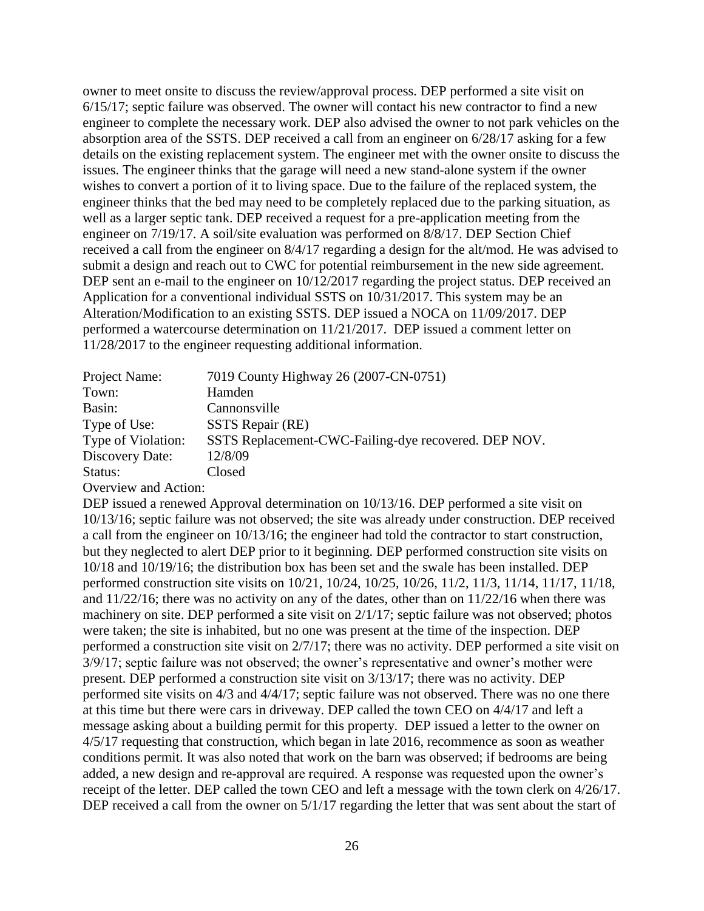owner to meet onsite to discuss the review/approval process. DEP performed a site visit on 6/15/17; septic failure was observed. The owner will contact his new contractor to find a new engineer to complete the necessary work. DEP also advised the owner to not park vehicles on the absorption area of the SSTS. DEP received a call from an engineer on 6/28/17 asking for a few details on the existing replacement system. The engineer met with the owner onsite to discuss the issues. The engineer thinks that the garage will need a new stand-alone system if the owner wishes to convert a portion of it to living space. Due to the failure of the replaced system, the engineer thinks that the bed may need to be completely replaced due to the parking situation, as well as a larger septic tank. DEP received a request for a pre-application meeting from the engineer on 7/19/17. A soil/site evaluation was performed on 8/8/17. DEP Section Chief received a call from the engineer on 8/4/17 regarding a design for the alt/mod. He was advised to submit a design and reach out to CWC for potential reimbursement in the new side agreement. DEP sent an e-mail to the engineer on 10/12/2017 regarding the project status. DEP received an Application for a conventional individual SSTS on 10/31/2017. This system may be an Alteration/Modification to an existing SSTS. DEP issued a NOCA on 11/09/2017. DEP performed a watercourse determination on 11/21/2017. DEP issued a comment letter on 11/28/2017 to the engineer requesting additional information.

Project Name: 7019 County Highway 26 (2007-CN-0751)
Town: Hamden
Basin: Cannonsville
Type of Use: SSTS Repair (RE)
Type of Violation: SSTS Replacement-CWC-Failing-dye recovered. DEP NOV.
Discovery Date: 12/8/09
Status: Closed

Overview and Action:

DEP issued a renewed Approval determination on 10/13/16. DEP performed a site visit on 10/13/16; septic failure was not observed; the site was already under construction. DEP received a call from the engineer on 10/13/16; the engineer had told the contractor to start construction, but they neglected to alert DEP prior to it beginning. DEP performed construction site visits on 10/18 and 10/19/16; the distribution box has been set and the swale has been installed. DEP performed construction site visits on 10/21, 10/24, 10/25, 10/26, 11/2, 11/3, 11/14, 11/17, 11/18, and 11/22/16; there was no activity on any of the dates, other than on 11/22/16 when there was machinery on site. DEP performed a site visit on 2/1/17; septic failure was not observed; photos were taken; the site is inhabited, but no one was present at the time of the inspection. DEP performed a construction site visit on 2/7/17; there was no activity. DEP performed a site visit on 3/9/17; septic failure was not observed; the owner's representative and owner's mother were present. DEP performed a construction site visit on 3/13/17; there was no activity. DEP performed site visits on 4/3 and 4/4/17; septic failure was not observed. There was no one there at this time but there were cars in driveway. DEP called the town CEO on 4/4/17 and left a message asking about a building permit for this property. DEP issued a letter to the owner on 4/5/17 requesting that construction, which began in late 2016, recommence as soon as weather conditions permit. It was also noted that work on the barn was observed; if bedrooms are being added, a new design and re-approval are required. A response was requested upon the owner's receipt of the letter. DEP called the town CEO and left a message with the town clerk on 4/26/17. DEP received a call from the owner on 5/1/17 regarding the letter that was sent about the start of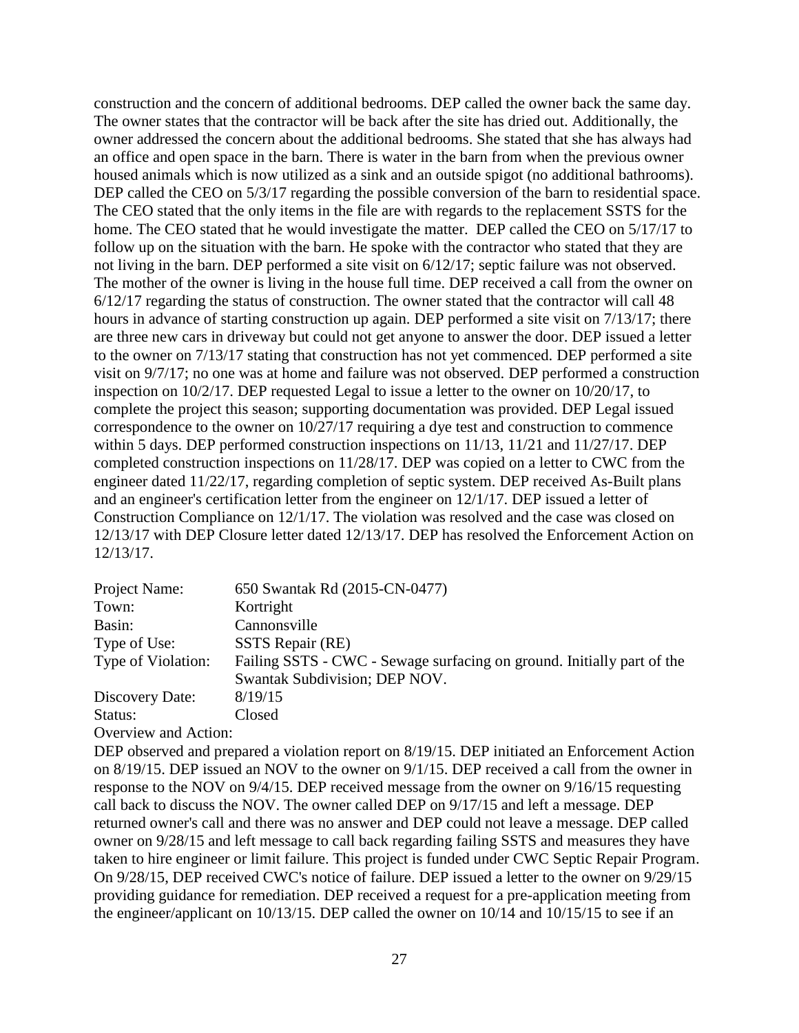construction and the concern of additional bedrooms. DEP called the owner back the same day. The owner states that the contractor will be back after the site has dried out. Additionally, the owner addressed the concern about the additional bedrooms. She stated that she has always had an office and open space in the barn. There is water in the barn from when the previous owner housed animals which is now utilized as a sink and an outside spigot (no additional bathrooms). DEP called the CEO on 5/3/17 regarding the possible conversion of the barn to residential space. The CEO stated that the only items in the file are with regards to the replacement SSTS for the home. The CEO stated that he would investigate the matter. DEP called the CEO on 5/17/17 to follow up on the situation with the barn. He spoke with the contractor who stated that they are not living in the barn. DEP performed a site visit on 6/12/17; septic failure was not observed. The mother of the owner is living in the house full time. DEP received a call from the owner on 6/12/17 regarding the status of construction. The owner stated that the contractor will call 48 hours in advance of starting construction up again. DEP performed a site visit on 7/13/17; there are three new cars in driveway but could not get anyone to answer the door. DEP issued a letter to the owner on 7/13/17 stating that construction has not yet commenced. DEP performed a site visit on 9/7/17; no one was at home and failure was not observed. DEP performed a construction inspection on 10/2/17. DEP requested Legal to issue a letter to the owner on 10/20/17, to complete the project this season; supporting documentation was provided. DEP Legal issued correspondence to the owner on 10/27/17 requiring a dye test and construction to commence within 5 days. DEP performed construction inspections on 11/13, 11/21 and 11/27/17. DEP completed construction inspections on 11/28/17. DEP was copied on a letter to CWC from the engineer dated 11/22/17, regarding completion of septic system. DEP received As-Built plans and an engineer's certification letter from the engineer on 12/1/17. DEP issued a letter of Construction Compliance on 12/1/17. The violation was resolved and the case was closed on 12/13/17 with DEP Closure letter dated 12/13/17. DEP has resolved the Enforcement Action on 12/13/17.

| | |
|---|---|
| Project Name: | 650 Swantak Rd (2015-CN-0477) |
| Town: | Kortright |
| Basin: | Cannonsville |
| Type of Use: | SSTS Repair (RE) |
| Type of Violation: | Failing SSTS - CWC - Sewage surfacing on ground. Initially part of the Swantak Subdivision; DEP NOV. |
| Discovery Date: | 8/19/15 |
| Status: | Closed |

Overview and Action:

DEP observed and prepared a violation report on 8/19/15. DEP initiated an Enforcement Action on 8/19/15. DEP issued an NOV to the owner on 9/1/15. DEP received a call from the owner in response to the NOV on 9/4/15. DEP received message from the owner on 9/16/15 requesting call back to discuss the NOV. The owner called DEP on 9/17/15 and left a message. DEP returned owner's call and there was no answer and DEP could not leave a message. DEP called owner on 9/28/15 and left message to call back regarding failing SSTS and measures they have taken to hire engineer or limit failure. This project is funded under CWC Septic Repair Program. On 9/28/15, DEP received CWC's notice of failure. DEP issued a letter to the owner on 9/29/15 providing guidance for remediation. DEP received a request for a pre-application meeting from the engineer/applicant on 10/13/15. DEP called the owner on 10/14 and 10/15/15 to see if an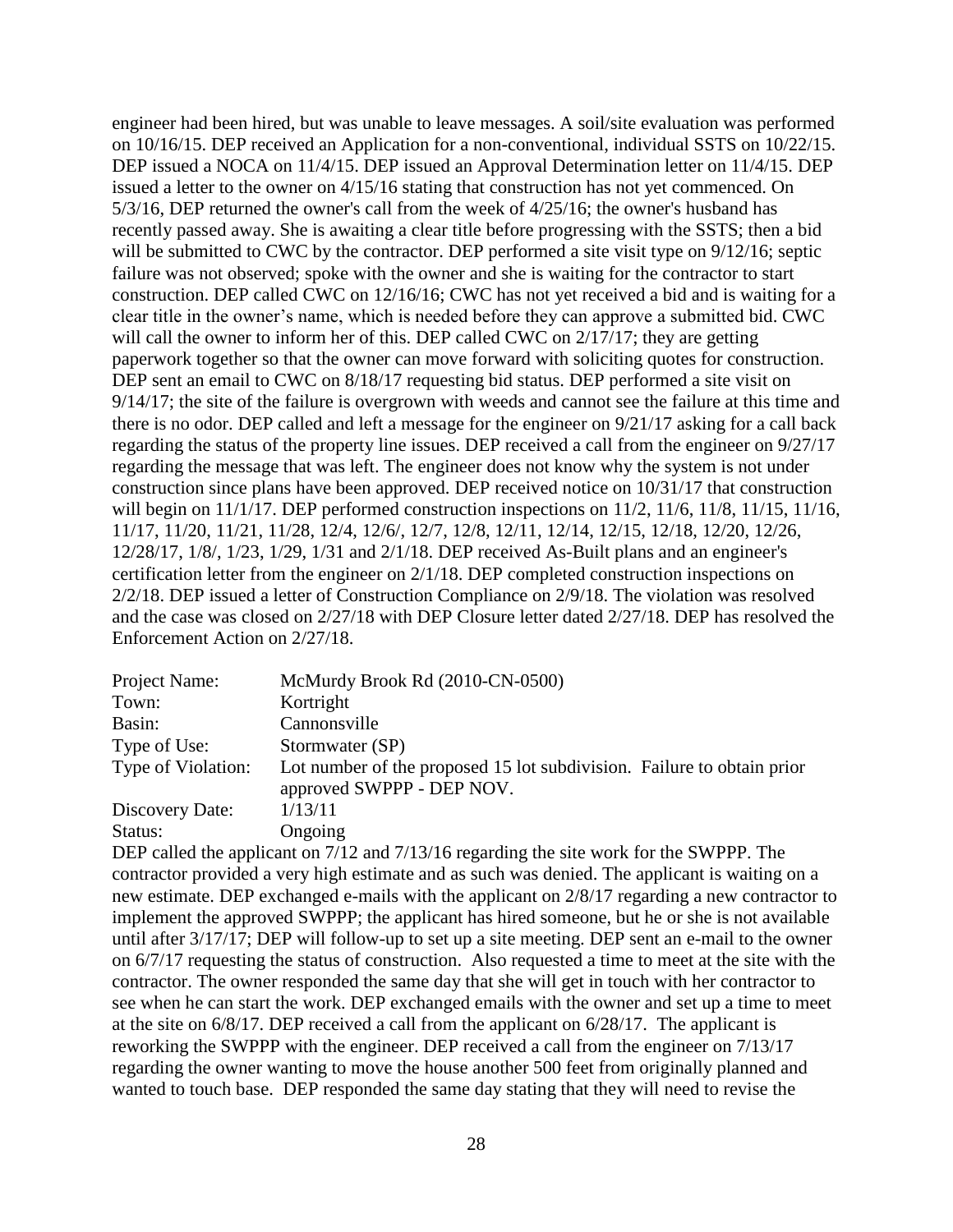engineer had been hired, but was unable to leave messages. A soil/site evaluation was performed on 10/16/15. DEP received an Application for a non-conventional, individual SSTS on 10/22/15. DEP issued a NOCA on 11/4/15. DEP issued an Approval Determination letter on 11/4/15. DEP issued a letter to the owner on 4/15/16 stating that construction has not yet commenced. On 5/3/16, DEP returned the owner's call from the week of 4/25/16; the owner's husband has recently passed away. She is awaiting a clear title before progressing with the SSTS; then a bid will be submitted to CWC by the contractor. DEP performed a site visit type on 9/12/16; septic failure was not observed; spoke with the owner and she is waiting for the contractor to start construction. DEP called CWC on 12/16/16; CWC has not yet received a bid and is waiting for a clear title in the owner's name, which is needed before they can approve a submitted bid. CWC will call the owner to inform her of this. DEP called CWC on 2/17/17; they are getting paperwork together so that the owner can move forward with soliciting quotes for construction. DEP sent an email to CWC on 8/18/17 requesting bid status. DEP performed a site visit on 9/14/17; the site of the failure is overgrown with weeds and cannot see the failure at this time and there is no odor. DEP called and left a message for the engineer on 9/21/17 asking for a call back regarding the status of the property line issues. DEP received a call from the engineer on 9/27/17 regarding the message that was left. The engineer does not know why the system is not under construction since plans have been approved. DEP received notice on 10/31/17 that construction will begin on 11/1/17. DEP performed construction inspections on 11/2, 11/6, 11/8, 11/15, 11/16, 11/17, 11/20, 11/21, 11/28, 12/4, 12/6/, 12/7, 12/8, 12/11, 12/14, 12/15, 12/18, 12/20, 12/26, 12/28/17, 1/8/, 1/23, 1/29, 1/31 and 2/1/18. DEP received As-Built plans and an engineer's certification letter from the engineer on 2/1/18. DEP completed construction inspections on 2/2/18. DEP issued a letter of Construction Compliance on 2/9/18. The violation was resolved and the case was closed on 2/27/18 with DEP Closure letter dated 2/27/18. DEP has resolved the Enforcement Action on 2/27/18.

| | |
|---|---|
| Project Name: | McMurdy Brook Rd (2010-CN-0500) |
| Town: | Kortright |
| Basin: | Cannonsville |
| Type of Use: | Stormwater (SP) |
| Type of Violation: | Lot number of the proposed 15 lot subdivision. Failure to obtain prior approved SWPPP - DEP NOV. |
| Discovery Date: | 1/13/11 |
| Status: | Ongoing |

DEP called the applicant on 7/12 and 7/13/16 regarding the site work for the SWPPP. The contractor provided a very high estimate and as such was denied. The applicant is waiting on a new estimate. DEP exchanged e-mails with the applicant on 2/8/17 regarding a new contractor to implement the approved SWPPP; the applicant has hired someone, but he or she is not available until after 3/17/17; DEP will follow-up to set up a site meeting. DEP sent an e-mail to the owner on 6/7/17 requesting the status of construction. Also requested a time to meet at the site with the contractor. The owner responded the same day that she will get in touch with her contractor to see when he can start the work. DEP exchanged emails with the owner and set up a time to meet at the site on 6/8/17. DEP received a call from the applicant on 6/28/17. The applicant is reworking the SWPPP with the engineer. DEP received a call from the engineer on 7/13/17 regarding the owner wanting to move the house another 500 feet from originally planned and wanted to touch base. DEP responded the same day stating that they will need to revise the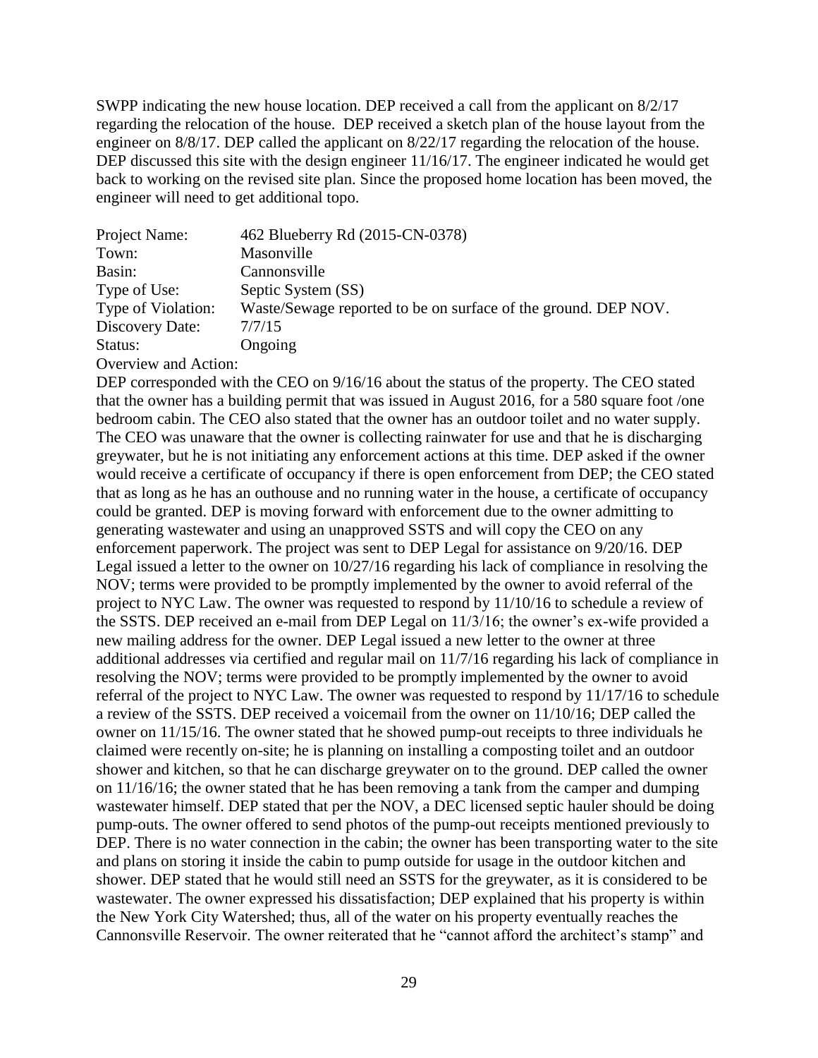SWPP indicating the new house location. DEP received a call from the applicant on 8/2/17 regarding the relocation of the house. DEP received a sketch plan of the house layout from the engineer on 8/8/17. DEP called the applicant on 8/22/17 regarding the relocation of the house. DEP discussed this site with the design engineer 11/16/17. The engineer indicated he would get back to working on the revised site plan. Since the proposed home location has been moved, the engineer will need to get additional topo.

| | |
|---|---|
| Project Name: | 462 Blueberry Rd (2015-CN-0378) |
| Town: | Masonville |
| Basin: | Cannonsville |
| Type of Use: | Septic System (SS) |
| Type of Violation: | Waste/Sewage reported to be on surface of the ground. DEP NOV. |
| Discovery Date: | 7/7/15 |
| Status: | Ongoing |

Overview and Action:

DEP corresponded with the CEO on 9/16/16 about the status of the property. The CEO stated that the owner has a building permit that was issued in August 2016, for a 580 square foot /one bedroom cabin. The CEO also stated that the owner has an outdoor toilet and no water supply. The CEO was unaware that the owner is collecting rainwater for use and that he is discharging greywater, but he is not initiating any enforcement actions at this time. DEP asked if the owner would receive a certificate of occupancy if there is open enforcement from DEP; the CEO stated that as long as he has an outhouse and no running water in the house, a certificate of occupancy could be granted. DEP is moving forward with enforcement due to the owner admitting to generating wastewater and using an unapproved SSTS and will copy the CEO on any enforcement paperwork. The project was sent to DEP Legal for assistance on 9/20/16. DEP Legal issued a letter to the owner on 10/27/16 regarding his lack of compliance in resolving the NOV; terms were provided to be promptly implemented by the owner to avoid referral of the project to NYC Law. The owner was requested to respond by 11/10/16 to schedule a review of the SSTS. DEP received an e-mail from DEP Legal on 11/3/16; the owner's ex-wife provided a new mailing address for the owner. DEP Legal issued a new letter to the owner at three additional addresses via certified and regular mail on 11/7/16 regarding his lack of compliance in resolving the NOV; terms were provided to be promptly implemented by the owner to avoid referral of the project to NYC Law. The owner was requested to respond by 11/17/16 to schedule a review of the SSTS. DEP received a voicemail from the owner on 11/10/16; DEP called the owner on 11/15/16. The owner stated that he showed pump-out receipts to three individuals he claimed were recently on-site; he is planning on installing a composting toilet and an outdoor shower and kitchen, so that he can discharge greywater on to the ground. DEP called the owner on 11/16/16; the owner stated that he has been removing a tank from the camper and dumping wastewater himself. DEP stated that per the NOV, a DEC licensed septic hauler should be doing pump-outs. The owner offered to send photos of the pump-out receipts mentioned previously to DEP. There is no water connection in the cabin; the owner has been transporting water to the site and plans on storing it inside the cabin to pump outside for usage in the outdoor kitchen and shower. DEP stated that he would still need an SSTS for the greywater, as it is considered to be wastewater. The owner expressed his dissatisfaction; DEP explained that his property is within the New York City Watershed; thus, all of the water on his property eventually reaches the Cannonsville Reservoir. The owner reiterated that he "cannot afford the architect's stamp" and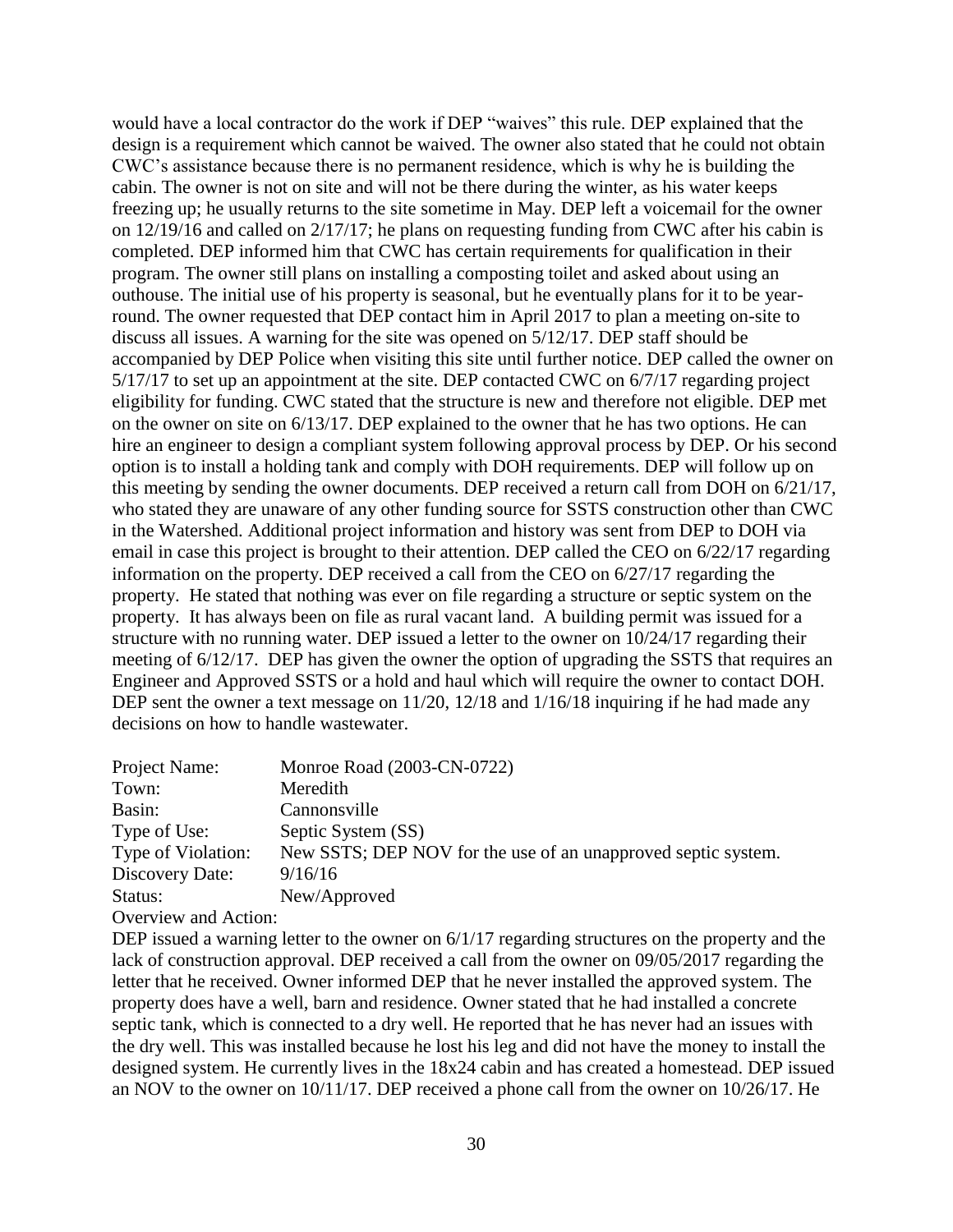would have a local contractor do the work if DEP "waives" this rule. DEP explained that the design is a requirement which cannot be waived. The owner also stated that he could not obtain CWC's assistance because there is no permanent residence, which is why he is building the cabin. The owner is not on site and will not be there during the winter, as his water keeps freezing up; he usually returns to the site sometime in May. DEP left a voicemail for the owner on 12/19/16 and called on 2/17/17; he plans on requesting funding from CWC after his cabin is completed. DEP informed him that CWC has certain requirements for qualification in their program. The owner still plans on installing a composting toilet and asked about using an outhouse. The initial use of his property is seasonal, but he eventually plans for it to be year-round. The owner requested that DEP contact him in April 2017 to plan a meeting on-site to discuss all issues. A warning for the site was opened on 5/12/17. DEP staff should be accompanied by DEP Police when visiting this site until further notice. DEP called the owner on 5/17/17 to set up an appointment at the site. DEP contacted CWC on 6/7/17 regarding project eligibility for funding. CWC stated that the structure is new and therefore not eligible. DEP met on the owner on site on 6/13/17. DEP explained to the owner that he has two options. He can hire an engineer to design a compliant system following approval process by DEP. Or his second option is to install a holding tank and comply with DOH requirements. DEP will follow up on this meeting by sending the owner documents. DEP received a return call from DOH on 6/21/17, who stated they are unaware of any other funding source for SSTS construction other than CWC in the Watershed. Additional project information and history was sent from DEP to DOH via email in case this project is brought to their attention. DEP called the CEO on 6/22/17 regarding information on the property. DEP received a call from the CEO on 6/27/17 regarding the property. He stated that nothing was ever on file regarding a structure or septic system on the property. It has always been on file as rural vacant land. A building permit was issued for a structure with no running water. DEP issued a letter to the owner on 10/24/17 regarding their meeting of 6/12/17. DEP has given the owner the option of upgrading the SSTS that requires an Engineer and Approved SSTS or a hold and haul which will require the owner to contact DOH. DEP sent the owner a text message on 11/20, 12/18 and 1/16/18 inquiring if he had made any decisions on how to handle wastewater.

Project Name: Monroe Road (2003-CN-0722)
Town: Meredith
Basin: Cannonsville
Type of Use: Septic System (SS)
Type of Violation: New SSTS; DEP NOV for the use of an unapproved septic system.
Discovery Date: 9/16/16
Status: New/Approved
Overview and Action:
DEP issued a warning letter to the owner on 6/1/17 regarding structures on the property and the lack of construction approval. DEP received a call from the owner on 09/05/2017 regarding the letter that he received. Owner informed DEP that he never installed the approved system. The property does have a well, barn and residence. Owner stated that he had installed a concrete septic tank, which is connected to a dry well. He reported that he has never had an issues with the dry well. This was installed because he lost his leg and did not have the money to install the designed system. He currently lives in the 18x24 cabin and has created a homestead. DEP issued an NOV to the owner on 10/11/17. DEP received a phone call from the owner on 10/26/17. He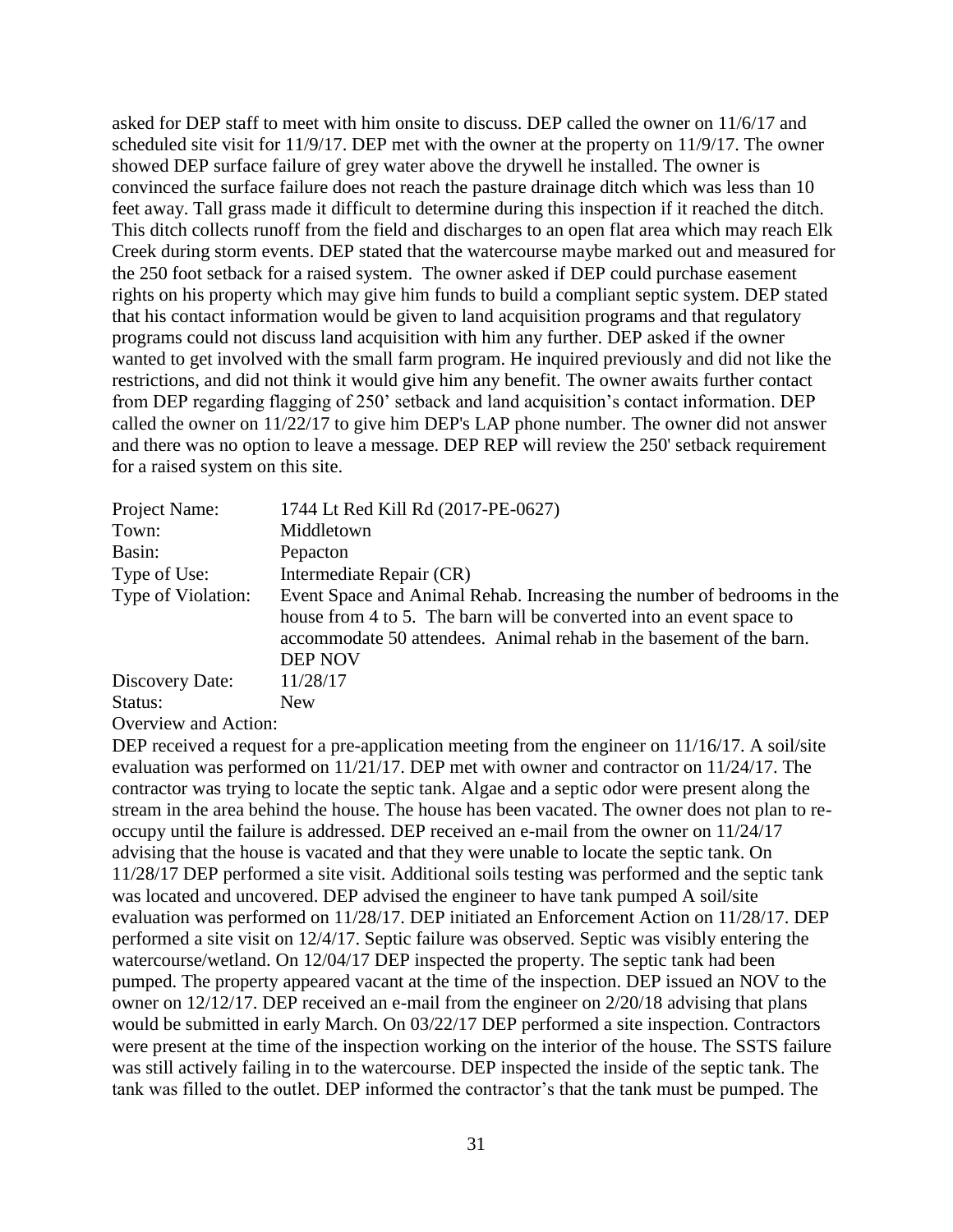asked for DEP staff to meet with him onsite to discuss. DEP called the owner on 11/6/17 and scheduled site visit for 11/9/17. DEP met with the owner at the property on 11/9/17. The owner showed DEP surface failure of grey water above the drywell he installed. The owner is convinced the surface failure does not reach the pasture drainage ditch which was less than 10 feet away. Tall grass made it difficult to determine during this inspection if it reached the ditch. This ditch collects runoff from the field and discharges to an open flat area which may reach Elk Creek during storm events. DEP stated that the watercourse maybe marked out and measured for the 250 foot setback for a raised system. The owner asked if DEP could purchase easement rights on his property which may give him funds to build a compliant septic system. DEP stated that his contact information would be given to land acquisition programs and that regulatory programs could not discuss land acquisition with him any further. DEP asked if the owner wanted to get involved with the small farm program. He inquired previously and did not like the restrictions, and did not think it would give him any benefit. The owner awaits further contact from DEP regarding flagging of 250' setback and land acquisition's contact information. DEP called the owner on 11/22/17 to give him DEP's LAP phone number. The owner did not answer and there was no option to leave a message. DEP REP will review the 250' setback requirement for a raised system on this site.

| | |
|---|---|
| Project Name: | 1744 Lt Red Kill Rd (2017-PE-0627) |
| Town: | Middletown |
| Basin: | Pepacton |
| Type of Use: | Intermediate Repair (CR) |
| Type of Violation: | Event Space and Animal Rehab. Increasing the number of bedrooms in the house from 4 to 5. The barn will be converted into an event space to accommodate 50 attendees. Animal rehab in the basement of the barn. DEP NOV |
| Discovery Date: | 11/28/17 |
| Status: | New |

Overview and Action:

DEP received a request for a pre-application meeting from the engineer on 11/16/17. A soil/site evaluation was performed on 11/21/17. DEP met with owner and contractor on 11/24/17. The contractor was trying to locate the septic tank. Algae and a septic odor were present along the stream in the area behind the house. The house has been vacated. The owner does not plan to re-occupy until the failure is addressed. DEP received an e-mail from the owner on 11/24/17 advising that the house is vacated and that they were unable to locate the septic tank. On 11/28/17 DEP performed a site visit. Additional soils testing was performed and the septic tank was located and uncovered. DEP advised the engineer to have tank pumped A soil/site evaluation was performed on 11/28/17. DEP initiated an Enforcement Action on 11/28/17. DEP performed a site visit on 12/4/17. Septic failure was observed. Septic was visibly entering the watercourse/wetland. On 12/04/17 DEP inspected the property. The septic tank had been pumped. The property appeared vacant at the time of the inspection. DEP issued an NOV to the owner on 12/12/17. DEP received an e-mail from the engineer on 2/20/18 advising that plans would be submitted in early March. On 03/22/17 DEP performed a site inspection. Contractors were present at the time of the inspection working on the interior of the house. The SSTS failure was still actively failing in to the watercourse. DEP inspected the inside of the septic tank. The tank was filled to the outlet. DEP informed the contractor's that the tank must be pumped. The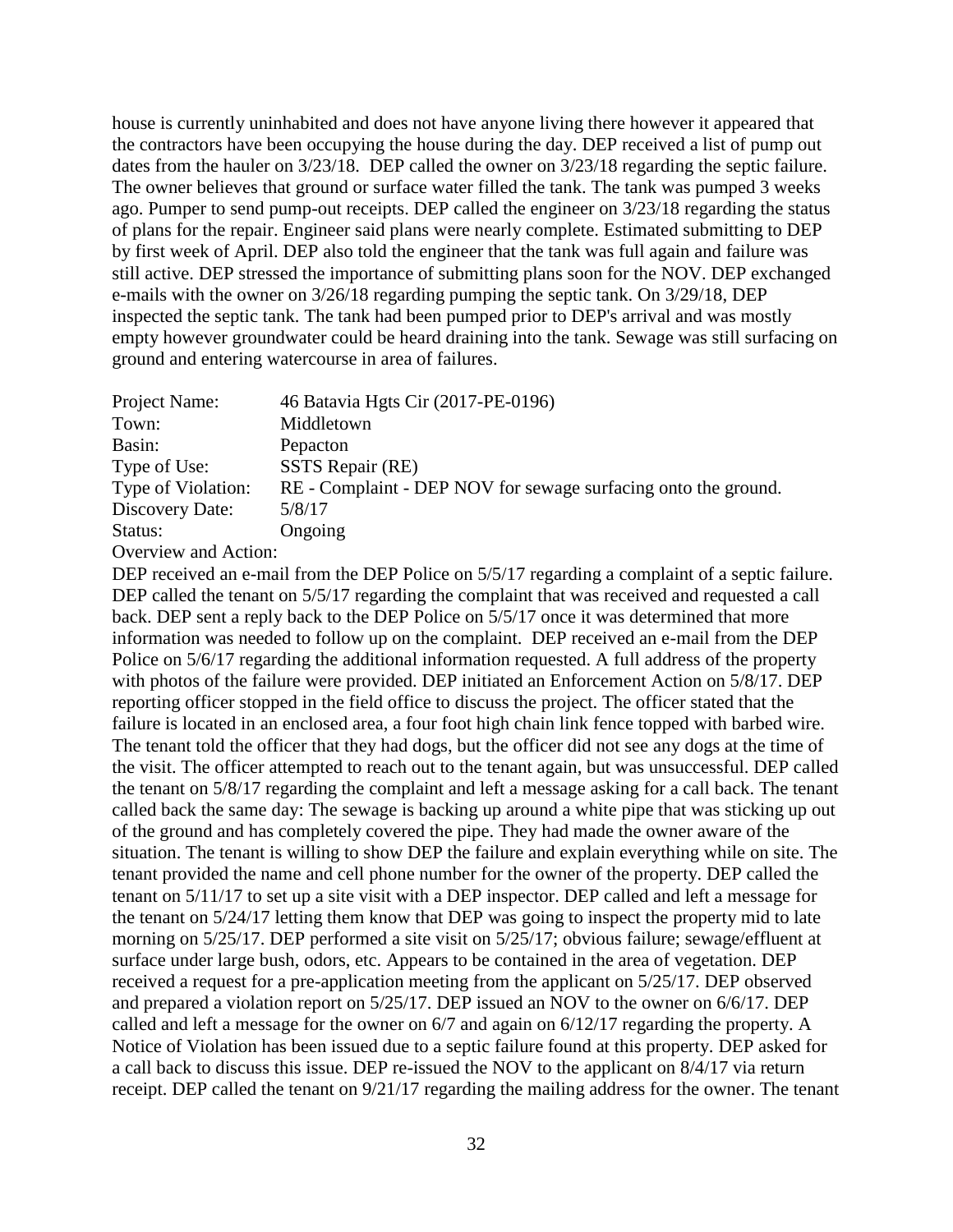house is currently uninhabited and does not have anyone living there however it appeared that the contractors have been occupying the house during the day. DEP received a list of pump out dates from the hauler on 3/23/18. DEP called the owner on 3/23/18 regarding the septic failure. The owner believes that ground or surface water filled the tank. The tank was pumped 3 weeks ago. Pumper to send pump-out receipts. DEP called the engineer on 3/23/18 regarding the status of plans for the repair. Engineer said plans were nearly complete. Estimated submitting to DEP by first week of April. DEP also told the engineer that the tank was full again and failure was still active. DEP stressed the importance of submitting plans soon for the NOV. DEP exchanged e-mails with the owner on 3/26/18 regarding pumping the septic tank. On 3/29/18, DEP inspected the septic tank. The tank had been pumped prior to DEP's arrival and was mostly empty however groundwater could be heard draining into the tank. Sewage was still surfacing on ground and entering watercourse in area of failures.

| | |
|---|---|
| Project Name: | 46 Batavia Hgts Cir (2017-PE-0196) |
| Town: | Middletown |
| Basin: | Pepacton |
| Type of Use: | SSTS Repair (RE) |
| Type of Violation: | RE - Complaint - DEP NOV for sewage surfacing onto the ground. |
| Discovery Date: | 5/8/17 |
| Status: | Ongoing |

Overview and Action:

DEP received an e-mail from the DEP Police on 5/5/17 regarding a complaint of a septic failure. DEP called the tenant on 5/5/17 regarding the complaint that was received and requested a call back. DEP sent a reply back to the DEP Police on 5/5/17 once it was determined that more information was needed to follow up on the complaint. DEP received an e-mail from the DEP Police on 5/6/17 regarding the additional information requested. A full address of the property with photos of the failure were provided. DEP initiated an Enforcement Action on 5/8/17. DEP reporting officer stopped in the field office to discuss the project. The officer stated that the failure is located in an enclosed area, a four foot high chain link fence topped with barbed wire. The tenant told the officer that they had dogs, but the officer did not see any dogs at the time of the visit. The officer attempted to reach out to the tenant again, but was unsuccessful. DEP called the tenant on 5/8/17 regarding the complaint and left a message asking for a call back. The tenant called back the same day: The sewage is backing up around a white pipe that was sticking up out of the ground and has completely covered the pipe. They had made the owner aware of the situation. The tenant is willing to show DEP the failure and explain everything while on site. The tenant provided the name and cell phone number for the owner of the property. DEP called the tenant on 5/11/17 to set up a site visit with a DEP inspector. DEP called and left a message for the tenant on 5/24/17 letting them know that DEP was going to inspect the property mid to late morning on 5/25/17. DEP performed a site visit on 5/25/17; obvious failure; sewage/effluent at surface under large bush, odors, etc. Appears to be contained in the area of vegetation. DEP received a request for a pre-application meeting from the applicant on 5/25/17. DEP observed and prepared a violation report on 5/25/17. DEP issued an NOV to the owner on 6/6/17. DEP called and left a message for the owner on 6/7 and again on 6/12/17 regarding the property. A Notice of Violation has been issued due to a septic failure found at this property. DEP asked for a call back to discuss this issue. DEP re-issued the NOV to the applicant on 8/4/17 via return receipt. DEP called the tenant on 9/21/17 regarding the mailing address for the owner. The tenant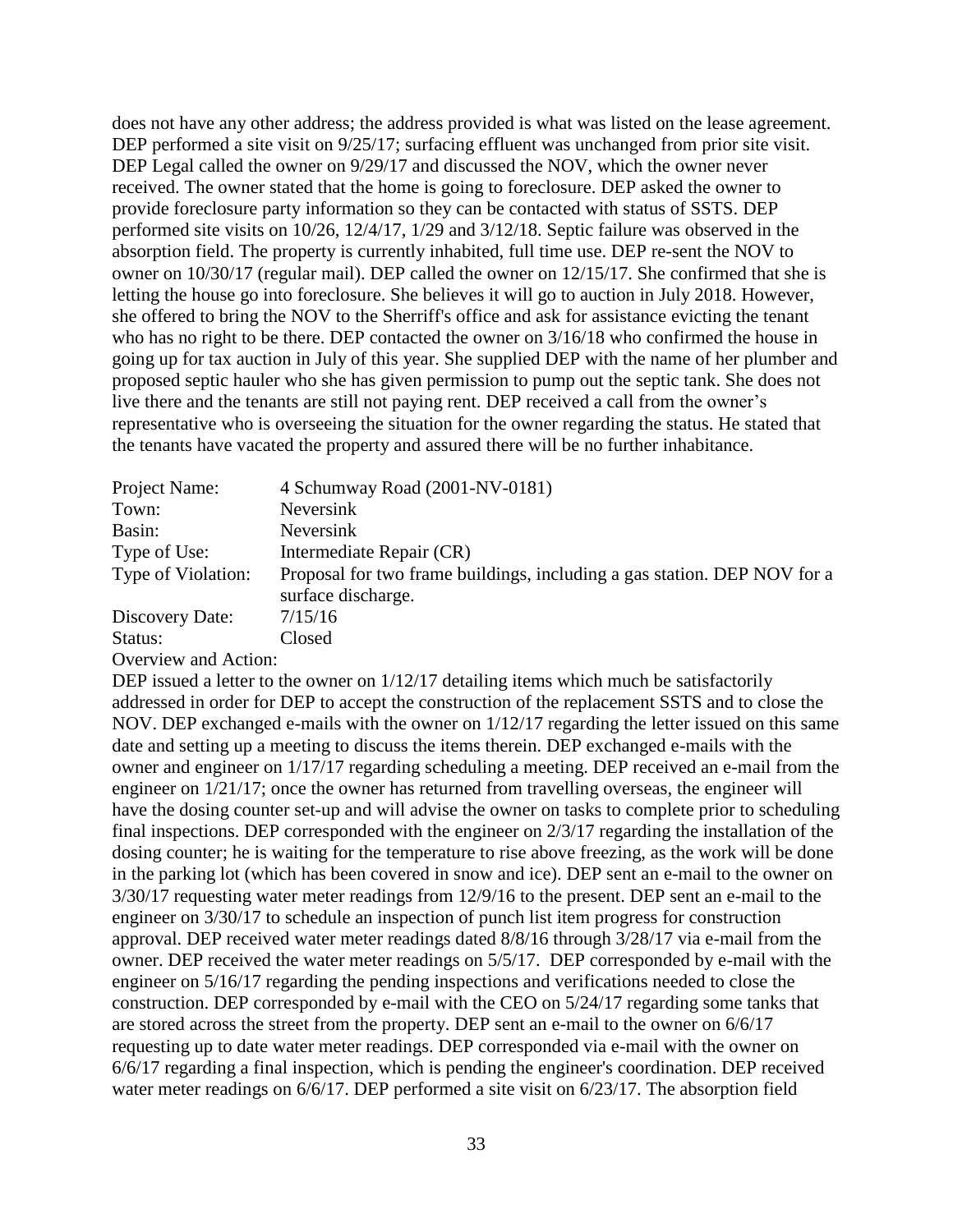does not have any other address; the address provided is what was listed on the lease agreement. DEP performed a site visit on 9/25/17; surfacing effluent was unchanged from prior site visit. DEP Legal called the owner on 9/29/17 and discussed the NOV, which the owner never received. The owner stated that the home is going to foreclosure. DEP asked the owner to provide foreclosure party information so they can be contacted with status of SSTS. DEP performed site visits on 10/26, 12/4/17, 1/29 and 3/12/18. Septic failure was observed in the absorption field. The property is currently inhabited, full time use. DEP re-sent the NOV to owner on 10/30/17 (regular mail). DEP called the owner on 12/15/17. She confirmed that she is letting the house go into foreclosure. She believes it will go to auction in July 2018. However, she offered to bring the NOV to the Sherriff's office and ask for assistance evicting the tenant who has no right to be there. DEP contacted the owner on 3/16/18 who confirmed the house in going up for tax auction in July of this year. She supplied DEP with the name of her plumber and proposed septic hauler who she has given permission to pump out the septic tank. She does not live there and the tenants are still not paying rent. DEP received a call from the owner's representative who is overseeing the situation for the owner regarding the status. He stated that the tenants have vacated the property and assured there will be no further inhabitance.

| | |
|---|---|
| Project Name: | 4 Schumway Road (2001-NV-0181) |
| Town: | Neversink |
| Basin: | Neversink |
| Type of Use: | Intermediate Repair (CR) |
| Type of Violation: | Proposal for two frame buildings, including a gas station. DEP NOV for a surface discharge. |
| Discovery Date: | 7/15/16 |
| Status: | Closed |

Overview and Action:

DEP issued a letter to the owner on 1/12/17 detailing items which much be satisfactorily addressed in order for DEP to accept the construction of the replacement SSTS and to close the NOV. DEP exchanged e-mails with the owner on 1/12/17 regarding the letter issued on this same date and setting up a meeting to discuss the items therein. DEP exchanged e-mails with the owner and engineer on 1/17/17 regarding scheduling a meeting. DEP received an e-mail from the engineer on 1/21/17; once the owner has returned from travelling overseas, the engineer will have the dosing counter set-up and will advise the owner on tasks to complete prior to scheduling final inspections. DEP corresponded with the engineer on 2/3/17 regarding the installation of the dosing counter; he is waiting for the temperature to rise above freezing, as the work will be done in the parking lot (which has been covered in snow and ice). DEP sent an e-mail to the owner on 3/30/17 requesting water meter readings from 12/9/16 to the present. DEP sent an e-mail to the engineer on 3/30/17 to schedule an inspection of punch list item progress for construction approval. DEP received water meter readings dated 8/8/16 through 3/28/17 via e-mail from the owner. DEP received the water meter readings on 5/5/17. DEP corresponded by e-mail with the engineer on 5/16/17 regarding the pending inspections and verifications needed to close the construction. DEP corresponded by e-mail with the CEO on 5/24/17 regarding some tanks that are stored across the street from the property. DEP sent an e-mail to the owner on 6/6/17 requesting up to date water meter readings. DEP corresponded via e-mail with the owner on 6/6/17 regarding a final inspection, which is pending the engineer's coordination. DEP received water meter readings on 6/6/17. DEP performed a site visit on 6/23/17. The absorption field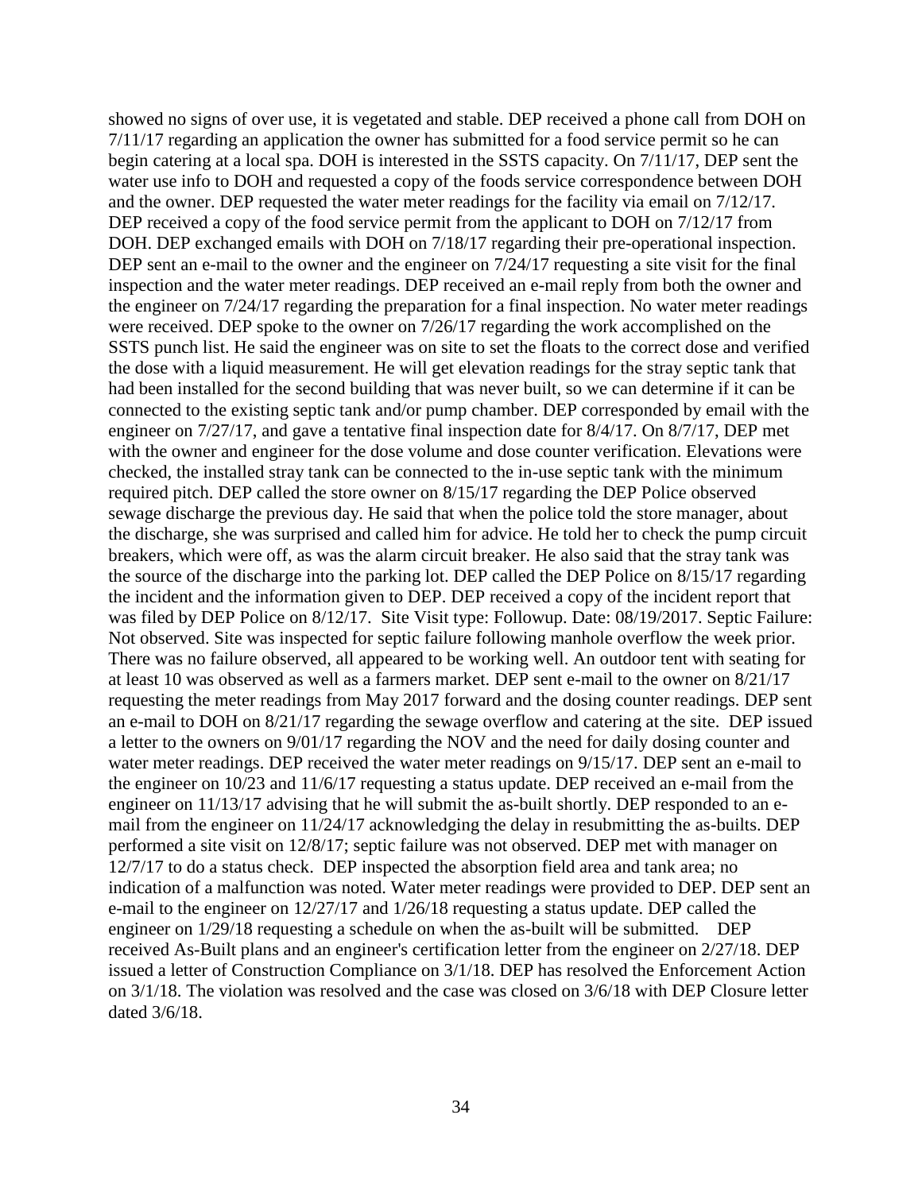showed no signs of over use, it is vegetated and stable. DEP received a phone call from DOH on 7/11/17 regarding an application the owner has submitted for a food service permit so he can begin catering at a local spa. DOH is interested in the SSTS capacity. On 7/11/17, DEP sent the water use info to DOH and requested a copy of the foods service correspondence between DOH and the owner. DEP requested the water meter readings for the facility via email on 7/12/17. DEP received a copy of the food service permit from the applicant to DOH on 7/12/17 from DOH. DEP exchanged emails with DOH on 7/18/17 regarding their pre-operational inspection. DEP sent an e-mail to the owner and the engineer on 7/24/17 requesting a site visit for the final inspection and the water meter readings. DEP received an e-mail reply from both the owner and the engineer on 7/24/17 regarding the preparation for a final inspection. No water meter readings were received. DEP spoke to the owner on 7/26/17 regarding the work accomplished on the SSTS punch list. He said the engineer was on site to set the floats to the correct dose and verified the dose with a liquid measurement. He will get elevation readings for the stray septic tank that had been installed for the second building that was never built, so we can determine if it can be connected to the existing septic tank and/or pump chamber. DEP corresponded by email with the engineer on 7/27/17, and gave a tentative final inspection date for 8/4/17. On 8/7/17, DEP met with the owner and engineer for the dose volume and dose counter verification. Elevations were checked, the installed stray tank can be connected to the in-use septic tank with the minimum required pitch. DEP called the store owner on 8/15/17 regarding the DEP Police observed sewage discharge the previous day. He said that when the police told the store manager, about the discharge, she was surprised and called him for advice. He told her to check the pump circuit breakers, which were off, as was the alarm circuit breaker. He also said that the stray tank was the source of the discharge into the parking lot. DEP called the DEP Police on 8/15/17 regarding the incident and the information given to DEP. DEP received a copy of the incident report that was filed by DEP Police on 8/12/17. Site Visit type: Followup. Date: 08/19/2017. Septic Failure: Not observed. Site was inspected for septic failure following manhole overflow the week prior. There was no failure observed, all appeared to be working well. An outdoor tent with seating for at least 10 was observed as well as a farmers market. DEP sent e-mail to the owner on 8/21/17 requesting the meter readings from May 2017 forward and the dosing counter readings. DEP sent an e-mail to DOH on 8/21/17 regarding the sewage overflow and catering at the site. DEP issued a letter to the owners on 9/01/17 regarding the NOV and the need for daily dosing counter and water meter readings. DEP received the water meter readings on 9/15/17. DEP sent an e-mail to the engineer on 10/23 and 11/6/17 requesting a status update. DEP received an e-mail from the engineer on 11/13/17 advising that he will submit the as-built shortly. DEP responded to an e-mail from the engineer on 11/24/17 acknowledging the delay in resubmitting the as-builts. DEP performed a site visit on 12/8/17; septic failure was not observed. DEP met with manager on 12/7/17 to do a status check. DEP inspected the absorption field area and tank area; no indication of a malfunction was noted. Water meter readings were provided to DEP. DEP sent an e-mail to the engineer on 12/27/17 and 1/26/18 requesting a status update. DEP called the engineer on 1/29/18 requesting a schedule on when the as-built will be submitted. DEP received As-Built plans and an engineer's certification letter from the engineer on 2/27/18. DEP issued a letter of Construction Compliance on 3/1/18. DEP has resolved the Enforcement Action on 3/1/18. The violation was resolved and the case was closed on 3/6/18 with DEP Closure letter dated 3/6/18.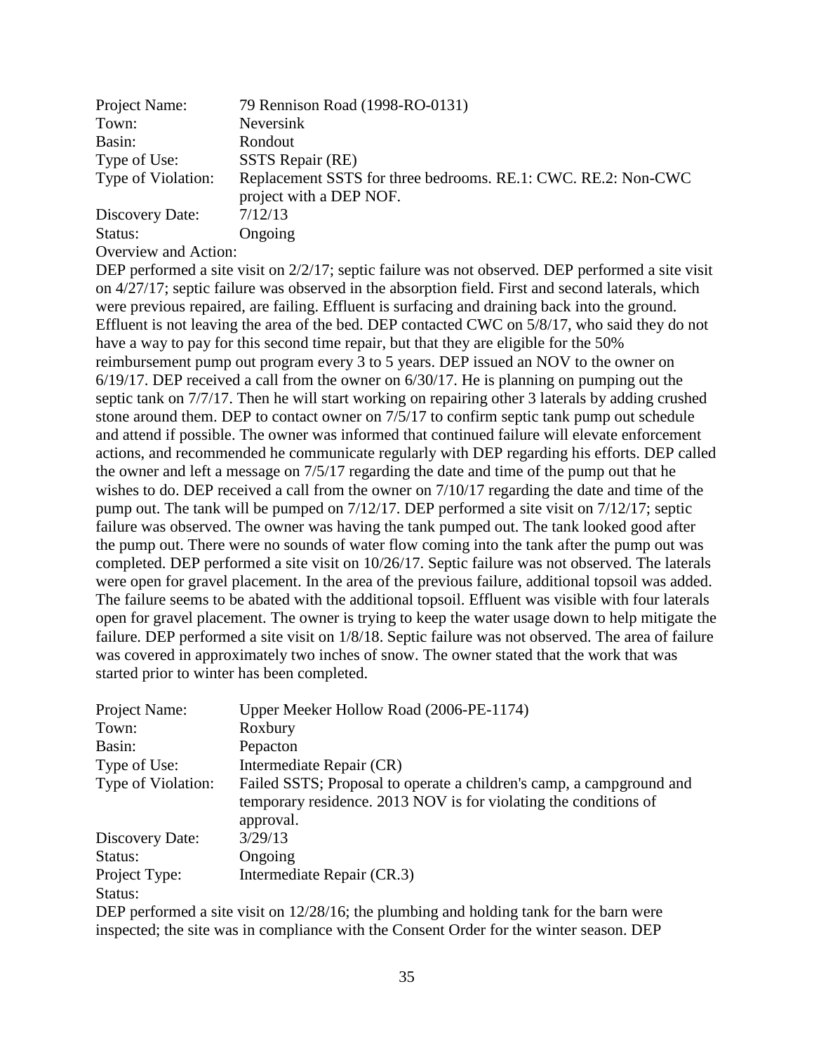| | |
|---|---|
| Project Name: | 79 Rennison Road (1998-RO-0131) |
| Town: | Neversink |
| Basin: | Rondout |
| Type of Use: | SSTS Repair (RE) |
| Type of Violation: | Replacement SSTS for three bedrooms. RE.1: CWC. RE.2: Non-CWC project with a DEP NOF. |
| Discovery Date: | 7/12/13 |
| Status: | Ongoing |

Overview and Action:

DEP performed a site visit on 2/2/17; septic failure was not observed. DEP performed a site visit on 4/27/17; septic failure was observed in the absorption field. First and second laterals, which were previous repaired, are failing. Effluent is surfacing and draining back into the ground. Effluent is not leaving the area of the bed. DEP contacted CWC on 5/8/17, who said they do not have a way to pay for this second time repair, but that they are eligible for the 50% reimbursement pump out program every 3 to 5 years. DEP issued an NOV to the owner on 6/19/17. DEP received a call from the owner on 6/30/17. He is planning on pumping out the septic tank on 7/7/17. Then he will start working on repairing other 3 laterals by adding crushed stone around them. DEP to contact owner on 7/5/17 to confirm septic tank pump out schedule and attend if possible. The owner was informed that continued failure will elevate enforcement actions, and recommended he communicate regularly with DEP regarding his efforts. DEP called the owner and left a message on 7/5/17 regarding the date and time of the pump out that he wishes to do. DEP received a call from the owner on 7/10/17 regarding the date and time of the pump out. The tank will be pumped on 7/12/17. DEP performed a site visit on 7/12/17; septic failure was observed. The owner was having the tank pumped out. The tank looked good after the pump out. There were no sounds of water flow coming into the tank after the pump out was completed. DEP performed a site visit on 10/26/17. Septic failure was not observed. The laterals were open for gravel placement. In the area of the previous failure, additional topsoil was added. The failure seems to be abated with the additional topsoil. Effluent was visible with four laterals open for gravel placement. The owner is trying to keep the water usage down to help mitigate the failure. DEP performed a site visit on 1/8/18. Septic failure was not observed. The area of failure was covered in approximately two inches of snow. The owner stated that the work that was started prior to winter has been completed.

| | |
|---|---|
| Project Name: | Upper Meeker Hollow Road (2006-PE-1174) |
| Town: | Roxbury |
| Basin: | Pepacton |
| Type of Use: | Intermediate Repair (CR) |
| Type of Violation: | Failed SSTS; Proposal to operate a children's camp, a campground and temporary residence. 2013 NOV is for violating the conditions of approval. |
| Discovery Date: | 3/29/13 |
| Status: | Ongoing |
| Project Type: | Intermediate Repair (CR.3) |
| Status: | |

DEP performed a site visit on 12/28/16; the plumbing and holding tank for the barn were inspected; the site was in compliance with the Consent Order for the winter season. DEP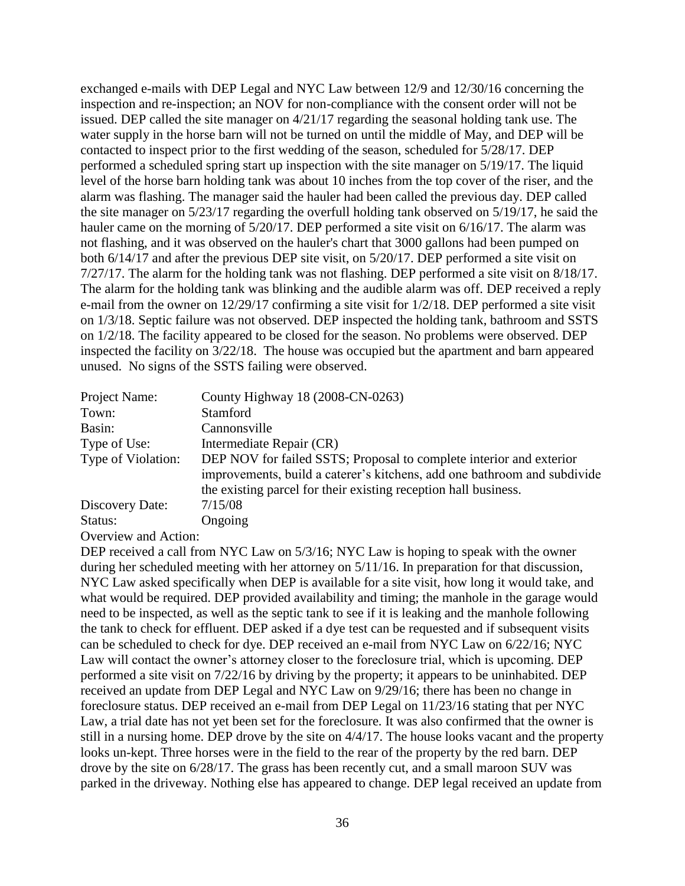exchanged e-mails with DEP Legal and NYC Law between 12/9 and 12/30/16 concerning the inspection and re-inspection; an NOV for non-compliance with the consent order will not be issued. DEP called the site manager on 4/21/17 regarding the seasonal holding tank use. The water supply in the horse barn will not be turned on until the middle of May, and DEP will be contacted to inspect prior to the first wedding of the season, scheduled for 5/28/17. DEP performed a scheduled spring start up inspection with the site manager on 5/19/17. The liquid level of the horse barn holding tank was about 10 inches from the top cover of the riser, and the alarm was flashing. The manager said the hauler had been called the previous day. DEP called the site manager on 5/23/17 regarding the overfull holding tank observed on 5/19/17, he said the hauler came on the morning of 5/20/17. DEP performed a site visit on 6/16/17. The alarm was not flashing, and it was observed on the hauler's chart that 3000 gallons had been pumped on both 6/14/17 and after the previous DEP site visit, on 5/20/17. DEP performed a site visit on 7/27/17. The alarm for the holding tank was not flashing. DEP performed a site visit on 8/18/17. The alarm for the holding tank was blinking and the audible alarm was off. DEP received a reply e-mail from the owner on 12/29/17 confirming a site visit for 1/2/18. DEP performed a site visit on 1/3/18. Septic failure was not observed. DEP inspected the holding tank, bathroom and SSTS on 1/2/18. The facility appeared to be closed for the season. No problems were observed. DEP inspected the facility on 3/22/18. The house was occupied but the apartment and barn appeared unused. No signs of the SSTS failing were observed.

| | |
|---|---|
| Project Name: | County Highway 18 (2008-CN-0263) |
| Town: | Stamford |
| Basin: | Cannonsville |
| Type of Use: | Intermediate Repair (CR) |
| Type of Violation: | DEP NOV for failed SSTS; Proposal to complete interior and exterior improvements, build a caterer's kitchens, add one bathroom and subdivide the existing parcel for their existing reception hall business. |
| Discovery Date: | 7/15/08 |
| Status: | Ongoing |

Overview and Action:

DEP received a call from NYC Law on 5/3/16; NYC Law is hoping to speak with the owner during her scheduled meeting with her attorney on 5/11/16. In preparation for that discussion, NYC Law asked specifically when DEP is available for a site visit, how long it would take, and what would be required. DEP provided availability and timing; the manhole in the garage would need to be inspected, as well as the septic tank to see if it is leaking and the manhole following the tank to check for effluent. DEP asked if a dye test can be requested and if subsequent visits can be scheduled to check for dye. DEP received an e-mail from NYC Law on 6/22/16; NYC Law will contact the owner's attorney closer to the foreclosure trial, which is upcoming. DEP performed a site visit on 7/22/16 by driving by the property; it appears to be uninhabited. DEP received an update from DEP Legal and NYC Law on 9/29/16; there has been no change in foreclosure status. DEP received an e-mail from DEP Legal on 11/23/16 stating that per NYC Law, a trial date has not yet been set for the foreclosure. It was also confirmed that the owner is still in a nursing home. DEP drove by the site on 4/4/17. The house looks vacant and the property looks un-kept. Three horses were in the field to the rear of the property by the red barn. DEP drove by the site on 6/28/17. The grass has been recently cut, and a small maroon SUV was parked in the driveway. Nothing else has appeared to change. DEP legal received an update from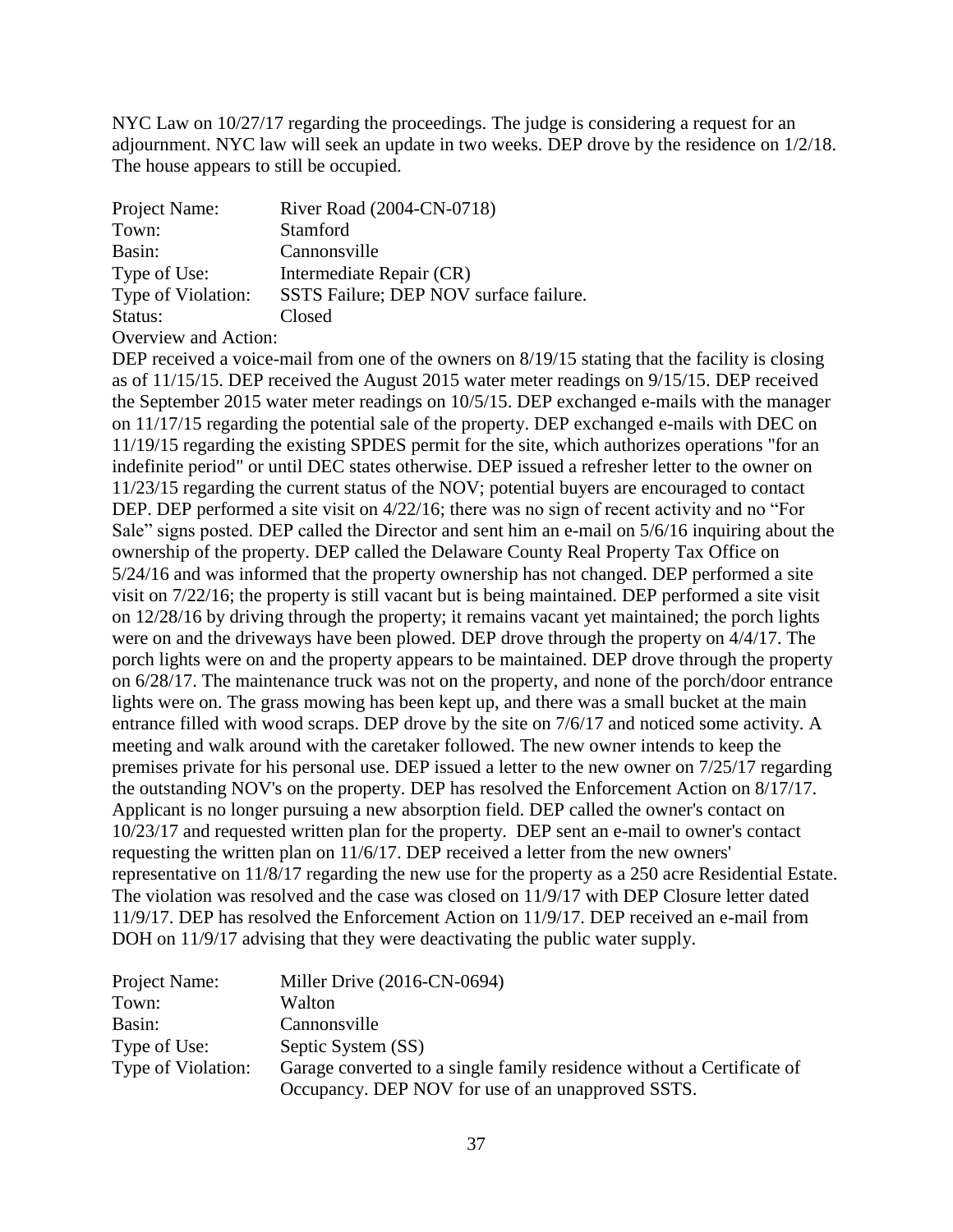NYC Law on 10/27/17 regarding the proceedings. The judge is considering a request for an adjournment. NYC law will seek an update in two weeks. DEP drove by the residence on 1/2/18. The house appears to still be occupied.

| | |
|---|---|
| Project Name: | River Road (2004-CN-0718) |
| Town: | Stamford |
| Basin: | Cannonsville |
| Type of Use: | Intermediate Repair (CR) |
| Type of Violation: | SSTS Failure; DEP NOV surface failure. |
| Status: | Closed |

Overview and Action:

DEP received a voice-mail from one of the owners on 8/19/15 stating that the facility is closing as of 11/15/15. DEP received the August 2015 water meter readings on 9/15/15. DEP received the September 2015 water meter readings on 10/5/15. DEP exchanged e-mails with the manager on 11/17/15 regarding the potential sale of the property. DEP exchanged e-mails with DEC on 11/19/15 regarding the existing SPDES permit for the site, which authorizes operations "for an indefinite period" or until DEC states otherwise. DEP issued a refresher letter to the owner on 11/23/15 regarding the current status of the NOV; potential buyers are encouraged to contact DEP. DEP performed a site visit on 4/22/16; there was no sign of recent activity and no "For Sale" signs posted. DEP called the Director and sent him an e-mail on 5/6/16 inquiring about the ownership of the property. DEP called the Delaware County Real Property Tax Office on 5/24/16 and was informed that the property ownership has not changed. DEP performed a site visit on 7/22/16; the property is still vacant but is being maintained. DEP performed a site visit on 12/28/16 by driving through the property; it remains vacant yet maintained; the porch lights were on and the driveways have been plowed. DEP drove through the property on 4/4/17. The porch lights were on and the property appears to be maintained. DEP drove through the property on 6/28/17. The maintenance truck was not on the property, and none of the porch/door entrance lights were on. The grass mowing has been kept up, and there was a small bucket at the main entrance filled with wood scraps. DEP drove by the site on 7/6/17 and noticed some activity. A meeting and walk around with the caretaker followed. The new owner intends to keep the premises private for his personal use. DEP issued a letter to the new owner on 7/25/17 regarding the outstanding NOV's on the property. DEP has resolved the Enforcement Action on 8/17/17. Applicant is no longer pursuing a new absorption field. DEP called the owner's contact on 10/23/17 and requested written plan for the property. DEP sent an e-mail to owner's contact requesting the written plan on 11/6/17. DEP received a letter from the new owners' representative on 11/8/17 regarding the new use for the property as a 250 acre Residential Estate. The violation was resolved and the case was closed on 11/9/17 with DEP Closure letter dated 11/9/17. DEP has resolved the Enforcement Action on 11/9/17. DEP received an e-mail from DOH on 11/9/17 advising that they were deactivating the public water supply.

| | |
|---|---|
| Project Name: | Miller Drive (2016-CN-0694) |
| Town: | Walton |
| Basin: | Cannonsville |
| Type of Use: | Septic System (SS) |
| Type of Violation: | Garage converted to a single family residence without a Certificate of Occupancy. DEP NOV for use of an unapproved SSTS. |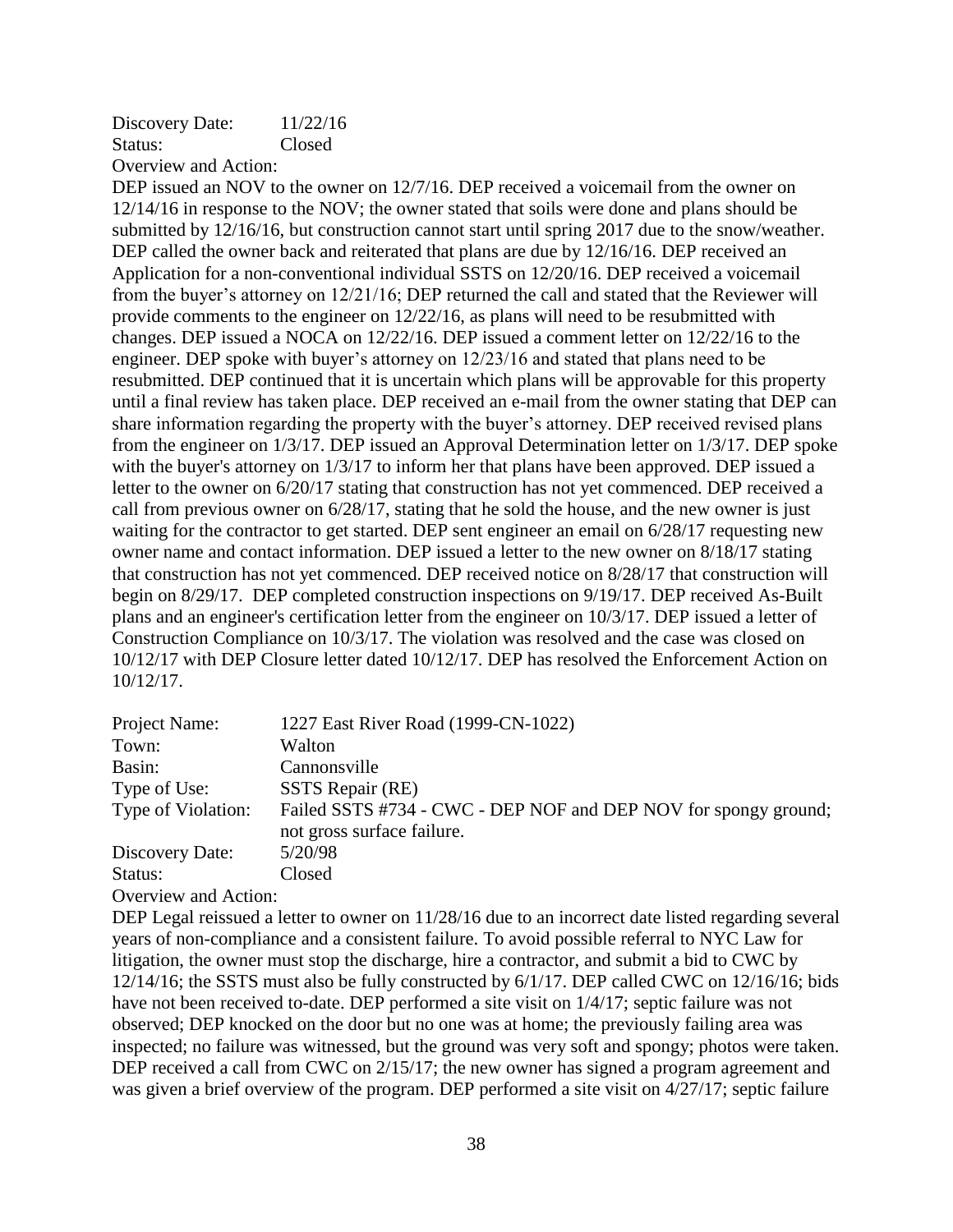Discovery Date: 11/22/16
Status: Closed
Overview and Action:
DEP issued an NOV to the owner on 12/7/16. DEP received a voicemail from the owner on 12/14/16 in response to the NOV; the owner stated that soils were done and plans should be submitted by 12/16/16, but construction cannot start until spring 2017 due to the snow/weather. DEP called the owner back and reiterated that plans are due by 12/16/16. DEP received an Application for a non-conventional individual SSTS on 12/20/16. DEP received a voicemail from the buyer's attorney on 12/21/16; DEP returned the call and stated that the Reviewer will provide comments to the engineer on 12/22/16, as plans will need to be resubmitted with changes. DEP issued a NOCA on 12/22/16. DEP issued a comment letter on 12/22/16 to the engineer. DEP spoke with buyer's attorney on 12/23/16 and stated that plans need to be resubmitted. DEP continued that it is uncertain which plans will be approvable for this property until a final review has taken place. DEP received an e-mail from the owner stating that DEP can share information regarding the property with the buyer's attorney. DEP received revised plans from the engineer on 1/3/17. DEP issued an Approval Determination letter on 1/3/17. DEP spoke with the buyer's attorney on 1/3/17 to inform her that plans have been approved. DEP issued a letter to the owner on 6/20/17 stating that construction has not yet commenced. DEP received a call from previous owner on 6/28/17, stating that he sold the house, and the new owner is just waiting for the contractor to get started. DEP sent engineer an email on 6/28/17 requesting new owner name and contact information. DEP issued a letter to the new owner on 8/18/17 stating that construction has not yet commenced. DEP received notice on 8/28/17 that construction will begin on 8/29/17. DEP completed construction inspections on 9/19/17. DEP received As-Built plans and an engineer's certification letter from the engineer on 10/3/17. DEP issued a letter of Construction Compliance on 10/3/17. The violation was resolved and the case was closed on 10/12/17 with DEP Closure letter dated 10/12/17. DEP has resolved the Enforcement Action on 10/12/17.

Project Name: 1227 East River Road (1999-CN-1022)
Town: Walton
Basin: Cannonsville
Type of Use: SSTS Repair (RE)
Type of Violation: Failed SSTS #734 - CWC - DEP NOF and DEP NOV for spongy ground; not gross surface failure.
Discovery Date: 5/20/98
Status: Closed
Overview and Action:
DEP Legal reissued a letter to owner on 11/28/16 due to an incorrect date listed regarding several years of non-compliance and a consistent failure. To avoid possible referral to NYC Law for litigation, the owner must stop the discharge, hire a contractor, and submit a bid to CWC by 12/14/16; the SSTS must also be fully constructed by 6/1/17. DEP called CWC on 12/16/16; bids have not been received to-date. DEP performed a site visit on 1/4/17; septic failure was not observed; DEP knocked on the door but no one was at home; the previously failing area was inspected; no failure was witnessed, but the ground was very soft and spongy; photos were taken. DEP received a call from CWC on 2/15/17; the new owner has signed a program agreement and was given a brief overview of the program. DEP performed a site visit on 4/27/17; septic failure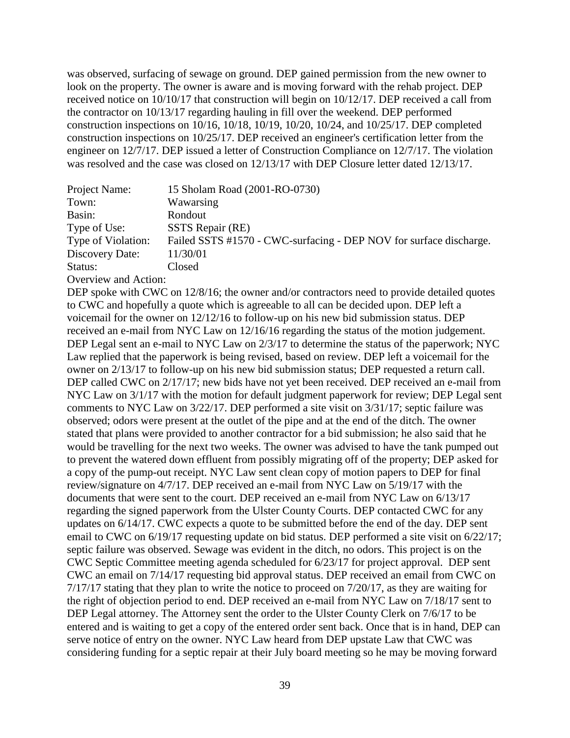was observed, surfacing of sewage on ground. DEP gained permission from the new owner to look on the property. The owner is aware and is moving forward with the rehab project. DEP received notice on 10/10/17 that construction will begin on 10/12/17. DEP received a call from the contractor on 10/13/17 regarding hauling in fill over the weekend. DEP performed construction inspections on 10/16, 10/18, 10/19, 10/20, 10/24, and 10/25/17. DEP completed construction inspections on 10/25/17. DEP received an engineer's certification letter from the engineer on 12/7/17. DEP issued a letter of Construction Compliance on 12/7/17. The violation was resolved and the case was closed on 12/13/17 with DEP Closure letter dated 12/13/17.

Project Name: 15 Sholam Road (2001-RO-0730)
Town: Wawarsing
Basin: Rondout
Type of Use: SSTS Repair (RE)
Type of Violation: Failed SSTS #1570 - CWC-surfacing - DEP NOV for surface discharge.
Discovery Date: 11/30/01
Status: Closed
Overview and Action:
DEP spoke with CWC on 12/8/16; the owner and/or contractors need to provide detailed quotes to CWC and hopefully a quote which is agreeable to all can be decided upon. DEP left a voicemail for the owner on 12/12/16 to follow-up on his new bid submission status. DEP received an e-mail from NYC Law on 12/16/16 regarding the status of the motion judgement. DEP Legal sent an e-mail to NYC Law on 2/3/17 to determine the status of the paperwork; NYC Law replied that the paperwork is being revised, based on review. DEP left a voicemail for the owner on 2/13/17 to follow-up on his new bid submission status; DEP requested a return call. DEP called CWC on 2/17/17; new bids have not yet been received. DEP received an e-mail from NYC Law on 3/1/17 with the motion for default judgment paperwork for review; DEP Legal sent comments to NYC Law on 3/22/17. DEP performed a site visit on 3/31/17; septic failure was observed; odors were present at the outlet of the pipe and at the end of the ditch. The owner stated that plans were provided to another contractor for a bid submission; he also said that he would be travelling for the next two weeks. The owner was advised to have the tank pumped out to prevent the watered down effluent from possibly migrating off of the property; DEP asked for a copy of the pump-out receipt. NYC Law sent clean copy of motion papers to DEP for final review/signature on 4/7/17. DEP received an e-mail from NYC Law on 5/19/17 with the documents that were sent to the court. DEP received an e-mail from NYC Law on 6/13/17 regarding the signed paperwork from the Ulster County Courts. DEP contacted CWC for any updates on 6/14/17. CWC expects a quote to be submitted before the end of the day. DEP sent email to CWC on 6/19/17 requesting update on bid status. DEP performed a site visit on 6/22/17; septic failure was observed. Sewage was evident in the ditch, no odors. This project is on the CWC Septic Committee meeting agenda scheduled for 6/23/17 for project approval. DEP sent CWC an email on 7/14/17 requesting bid approval status. DEP received an email from CWC on 7/17/17 stating that they plan to write the notice to proceed on 7/20/17, as they are waiting for the right of objection period to end. DEP received an e-mail from NYC Law on 7/18/17 sent to DEP Legal attorney. The Attorney sent the order to the Ulster County Clerk on 7/6/17 to be entered and is waiting to get a copy of the entered order sent back. Once that is in hand, DEP can serve notice of entry on the owner. NYC Law heard from DEP upstate Law that CWC was considering funding for a septic repair at their July board meeting so he may be moving forward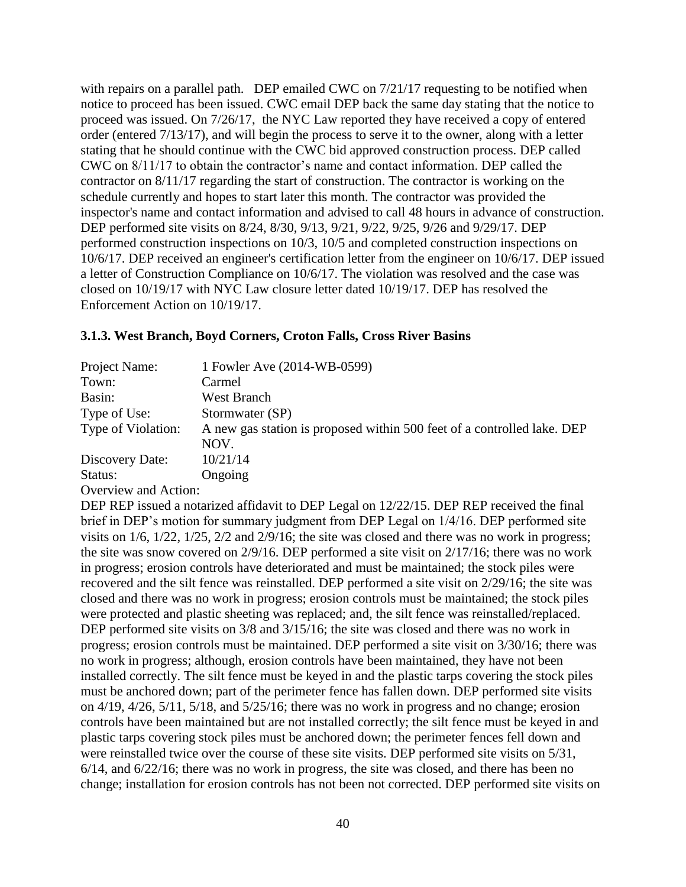with repairs on a parallel path. DEP emailed CWC on 7/21/17 requesting to be notified when notice to proceed has been issued. CWC email DEP back the same day stating that the notice to proceed was issued. On 7/26/17, the NYC Law reported they have received a copy of entered order (entered 7/13/17), and will begin the process to serve it to the owner, along with a letter stating that he should continue with the CWC bid approved construction process. DEP called CWC on 8/11/17 to obtain the contractor's name and contact information. DEP called the contractor on 8/11/17 regarding the start of construction. The contractor is working on the schedule currently and hopes to start later this month. The contractor was provided the inspector's name and contact information and advised to call 48 hours in advance of construction. DEP performed site visits on 8/24, 8/30, 9/13, 9/21, 9/22, 9/25, 9/26 and 9/29/17. DEP performed construction inspections on 10/3, 10/5 and completed construction inspections on 10/6/17. DEP received an engineer's certification letter from the engineer on 10/6/17. DEP issued a letter of Construction Compliance on 10/6/17. The violation was resolved and the case was closed on 10/19/17 with NYC Law closure letter dated 10/19/17. DEP has resolved the Enforcement Action on 10/19/17.

### 3.1.3. West Branch, Boyd Corners, Croton Falls, Cross River Basins

| | |
|---|---|
| Project Name: | 1 Fowler Ave (2014-WB-0599) |
| Town: | Carmel |
| Basin: | West Branch |
| Type of Use: | Stormwater (SP) |
| Type of Violation: | A new gas station is proposed within 500 feet of a controlled lake. DEP NOV. |
| Discovery Date: | 10/21/14 |
| Status: | Ongoing |

Overview and Action:

DEP REP issued a notarized affidavit to DEP Legal on 12/22/15. DEP REP received the final brief in DEP's motion for summary judgment from DEP Legal on 1/4/16. DEP performed site visits on 1/6, 1/22, 1/25, 2/2 and 2/9/16; the site was closed and there was no work in progress; the site was snow covered on 2/9/16. DEP performed a site visit on 2/17/16; there was no work in progress; erosion controls have deteriorated and must be maintained; the stock piles were recovered and the silt fence was reinstalled. DEP performed a site visit on 2/29/16; the site was closed and there was no work in progress; erosion controls must be maintained; the stock piles were protected and plastic sheeting was replaced; and, the silt fence was reinstalled/replaced. DEP performed site visits on 3/8 and 3/15/16; the site was closed and there was no work in progress; erosion controls must be maintained. DEP performed a site visit on 3/30/16; there was no work in progress; although, erosion controls have been maintained, they have not been installed correctly. The silt fence must be keyed in and the plastic tarps covering the stock piles must be anchored down; part of the perimeter fence has fallen down. DEP performed site visits on 4/19, 4/26, 5/11, 5/18, and 5/25/16; there was no work in progress and no change; erosion controls have been maintained but are not installed correctly; the silt fence must be keyed in and plastic tarps covering stock piles must be anchored down; the perimeter fences fell down and were reinstalled twice over the course of these site visits. DEP performed site visits on 5/31, 6/14, and 6/22/16; there was no work in progress, the site was closed, and there has been no change; installation for erosion controls has not been not corrected. DEP performed site visits on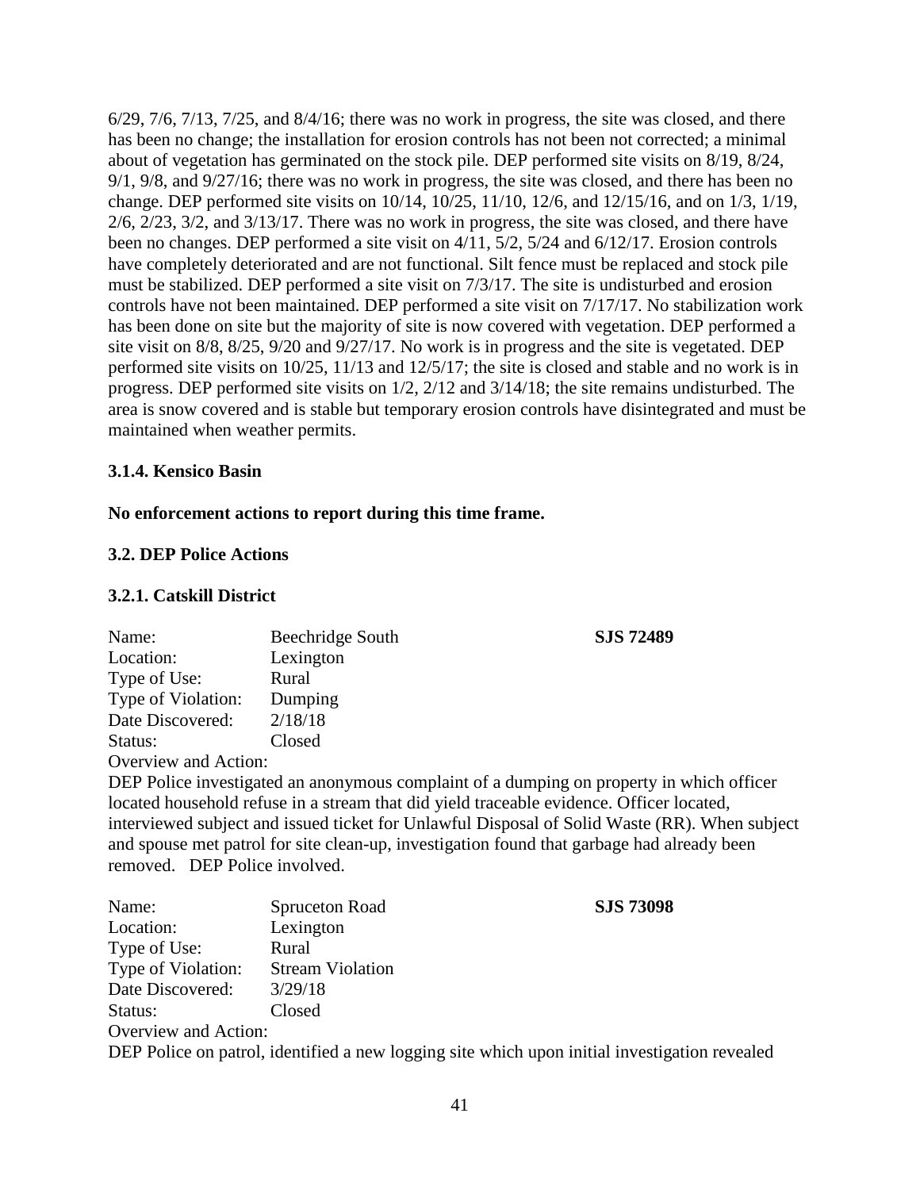6/29, 7/6, 7/13, 7/25, and 8/4/16; there was no work in progress, the site was closed, and there has been no change; the installation for erosion controls has not been not corrected; a minimal about of vegetation has germinated on the stock pile. DEP performed site visits on 8/19, 8/24, 9/1, 9/8, and 9/27/16; there was no work in progress, the site was closed, and there has been no change. DEP performed site visits on 10/14, 10/25, 11/10, 12/6, and 12/15/16, and on 1/3, 1/19, 2/6, 2/23, 3/2, and 3/13/17. There was no work in progress, the site was closed, and there have been no changes. DEP performed a site visit on 4/11, 5/2, 5/24 and 6/12/17. Erosion controls have completely deteriorated and are not functional. Silt fence must be replaced and stock pile must be stabilized. DEP performed a site visit on 7/3/17. The site is undisturbed and erosion controls have not been maintained. DEP performed a site visit on 7/17/17. No stabilization work has been done on site but the majority of site is now covered with vegetation. DEP performed a site visit on 8/8, 8/25, 9/20 and 9/27/17. No work is in progress and the site is vegetated. DEP performed site visits on 10/25, 11/13 and 12/5/17; the site is closed and stable and no work is in progress. DEP performed site visits on 1/2, 2/12 and 3/14/18; the site remains undisturbed. The area is snow covered and is stable but temporary erosion controls have disintegrated and must be maintained when weather permits.

### 3.1.4. Kensico Basin

**No enforcement actions to report during this time frame.**

## 3.2. DEP Police Actions

### 3.2.1. Catskill District

Name: Beechridge South **SJS 72489**
Location: Lexington
Type of Use: Rural
Type of Violation: Dumping
Date Discovered: 2/18/18
Status: Closed
Overview and Action:
DEP Police investigated an anonymous complaint of a dumping on property in which officer located household refuse in a stream that did yield traceable evidence. Officer located, interviewed subject and issued ticket for Unlawful Disposal of Solid Waste (RR). When subject and spouse met patrol for site clean-up, investigation found that garbage had already been removed. DEP Police involved.

Name: Spruceton Road **SJS 73098**
Location: Lexington
Type of Use: Rural
Type of Violation: Stream Violation
Date Discovered: 3/29/18
Status: Closed
Overview and Action:
DEP Police on patrol, identified a new logging site which upon initial investigation revealed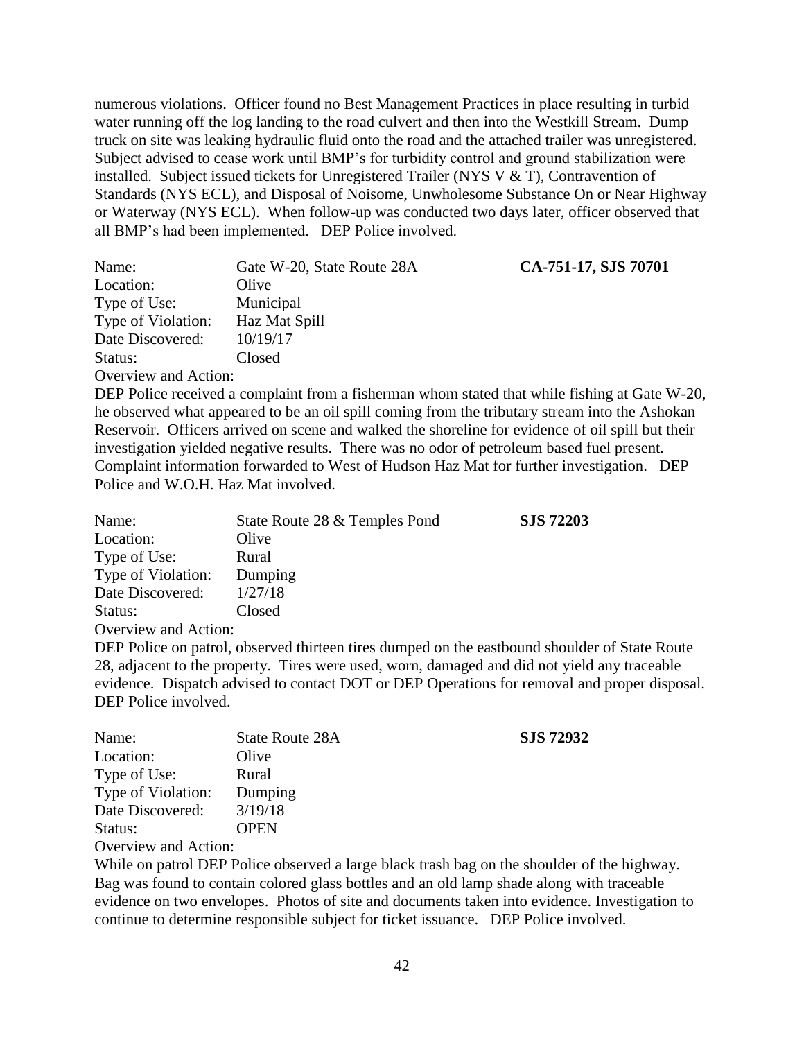numerous violations. Officer found no Best Management Practices in place resulting in turbid water running off the log landing to the road culvert and then into the Westkill Stream. Dump truck on site was leaking hydraulic fluid onto the road and the attached trailer was unregistered. Subject advised to cease work until BMP's for turbidity control and ground stabilization were installed. Subject issued tickets for Unregistered Trailer (NYS V & T), Contravention of Standards (NYS ECL), and Disposal of Noisome, Unwholesome Substance On or Near Highway or Waterway (NYS ECL). When follow-up was conducted two days later, officer observed that all BMP's had been implemented. DEP Police involved.

Name: Gate W-20, State Route 28A **CA-751-17, SJS 70701**
Location: Olive
Type of Use: Municipal
Type of Violation: Haz Mat Spill
Date Discovered: 10/19/17
Status: Closed
Overview and Action:
DEP Police received a complaint from a fisherman whom stated that while fishing at Gate W-20, he observed what appeared to be an oil spill coming from the tributary stream into the Ashokan Reservoir. Officers arrived on scene and walked the shoreline for evidence of oil spill but their investigation yielded negative results. There was no odor of petroleum based fuel present. Complaint information forwarded to West of Hudson Haz Mat for further investigation. DEP Police and W.O.H. Haz Mat involved.

Name: State Route 28 & Temples Pond **SJS 72203**
Location: Olive
Type of Use: Rural
Type of Violation: Dumping
Date Discovered: 1/27/18
Status: Closed
Overview and Action:
DEP Police on patrol, observed thirteen tires dumped on the eastbound shoulder of State Route 28, adjacent to the property. Tires were used, worn, damaged and did not yield any traceable evidence. Dispatch advised to contact DOT or DEP Operations for removal and proper disposal. DEP Police involved.

Name: State Route 28A **SJS 72932**
Location: Olive
Type of Use: Rural
Type of Violation: Dumping
Date Discovered: 3/19/18
Status: OPEN
Overview and Action:
While on patrol DEP Police observed a large black trash bag on the shoulder of the highway. Bag was found to contain colored glass bottles and an old lamp shade along with traceable evidence on two envelopes. Photos of site and documents taken into evidence. Investigation to continue to determine responsible subject for ticket issuance. DEP Police involved.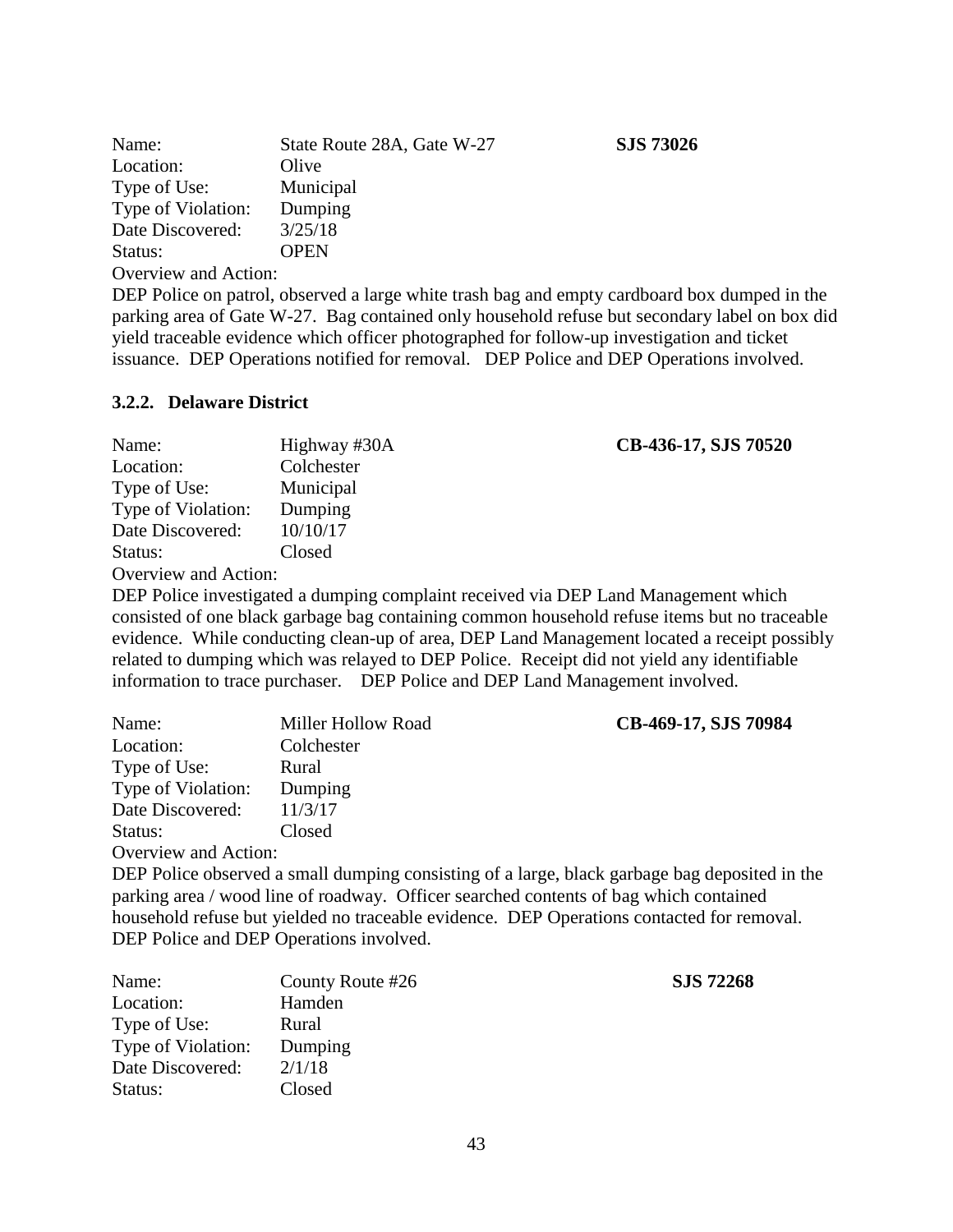Name: State Route 28A, Gate W-27 **SJS 73026**
Location: Olive
Type of Use: Municipal
Type of Violation: Dumping
Date Discovered: 3/25/18
Status: OPEN
Overview and Action:
DEP Police on patrol, observed a large white trash bag and empty cardboard box dumped in the parking area of Gate W-27. Bag contained only household refuse but secondary label on box did yield traceable evidence which officer photographed for follow-up investigation and ticket issuance. DEP Operations notified for removal. DEP Police and DEP Operations involved.

### 3.2.2. Delaware District

Name: Highway #30A **CB-436-17, SJS 70520**
Location: Colchester
Type of Use: Municipal
Type of Violation: Dumping
Date Discovered: 10/10/17
Status: Closed
Overview and Action:
DEP Police investigated a dumping complaint received via DEP Land Management which consisted of one black garbage bag containing common household refuse items but no traceable evidence. While conducting clean-up of area, DEP Land Management located a receipt possibly related to dumping which was relayed to DEP Police. Receipt did not yield any identifiable information to trace purchaser. DEP Police and DEP Land Management involved.

Name: Miller Hollow Road **CB-469-17, SJS 70984**
Location: Colchester
Type of Use: Rural
Type of Violation: Dumping
Date Discovered: 11/3/17
Status: Closed
Overview and Action:
DEP Police observed a small dumping consisting of a large, black garbage bag deposited in the parking area / wood line of roadway. Officer searched contents of bag which contained household refuse but yielded no traceable evidence. DEP Operations contacted for removal. DEP Police and DEP Operations involved.

Name: County Route #26 **SJS 72268**
Location: Hamden
Type of Use: Rural
Type of Violation: Dumping
Date Discovered: 2/1/18
Status: Closed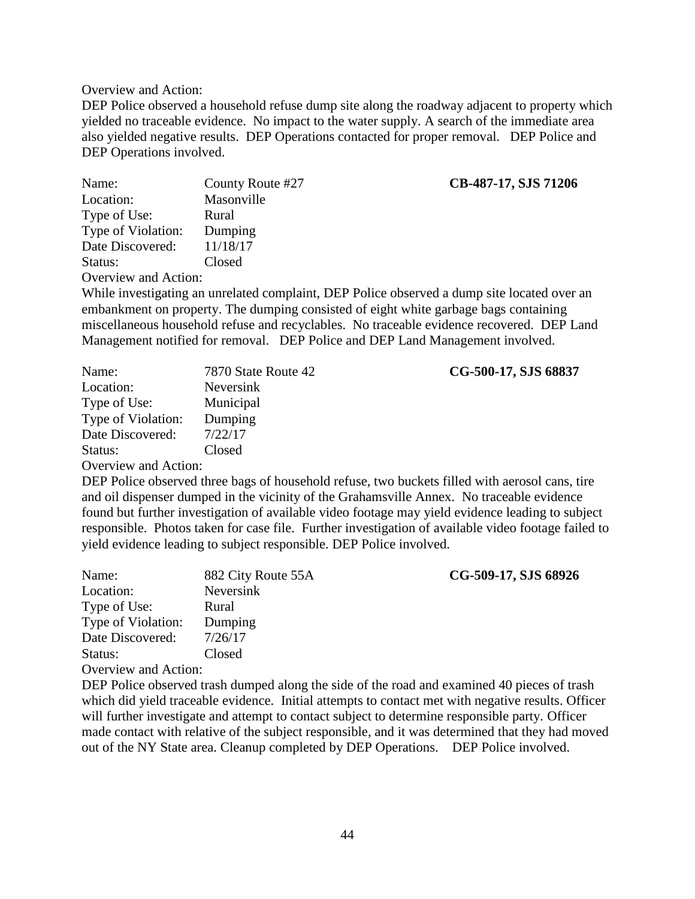Overview and Action:

DEP Police observed a household refuse dump site along the roadway adjacent to property which yielded no traceable evidence. No impact to the water supply. A search of the immediate area also yielded negative results. DEP Operations contacted for proper removal. DEP Police and DEP Operations involved.

Name: County Route #27 **CB-487-17, SJS 71206**
Location: Masonville
Type of Use: Rural
Type of Violation: Dumping
Date Discovered: 11/18/17
Status: Closed
Overview and Action:

While investigating an unrelated complaint, DEP Police observed a dump site located over an embankment on property. The dumping consisted of eight white garbage bags containing miscellaneous household refuse and recyclables. No traceable evidence recovered. DEP Land Management notified for removal. DEP Police and DEP Land Management involved.

Name: 7870 State Route 42 **CG-500-17, SJS 68837**
Location: Neversink
Type of Use: Municipal
Type of Violation: Dumping
Date Discovered: 7/22/17
Status: Closed
Overview and Action:

DEP Police observed three bags of household refuse, two buckets filled with aerosol cans, tire and oil dispenser dumped in the vicinity of the Grahamsville Annex. No traceable evidence found but further investigation of available video footage may yield evidence leading to subject responsible. Photos taken for case file. Further investigation of available video footage failed to yield evidence leading to subject responsible. DEP Police involved.

Name: 882 City Route 55A **CG-509-17, SJS 68926**
Location: Neversink
Type of Use: Rural
Type of Violation: Dumping
Date Discovered: 7/26/17
Status: Closed
Overview and Action:

DEP Police observed trash dumped along the side of the road and examined 40 pieces of trash which did yield traceable evidence. Initial attempts to contact met with negative results. Officer will further investigate and attempt to contact subject to determine responsible party. Officer made contact with relative of the subject responsible, and it was determined that they had moved out of the NY State area. Cleanup completed by DEP Operations. DEP Police involved.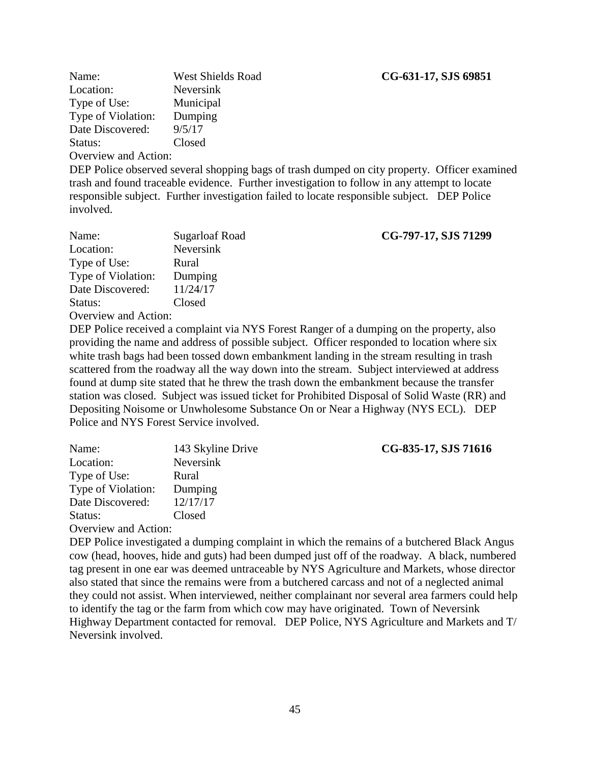Name: West Shields Road **CG-631-17, SJS 69851**
Location: Neversink
Type of Use: Municipal
Type of Violation: Dumping
Date Discovered: 9/5/17
Status: Closed
Overview and Action:
DEP Police observed several shopping bags of trash dumped on city property. Officer examined trash and found traceable evidence. Further investigation to follow in any attempt to locate responsible subject. Further investigation failed to locate responsible subject. DEP Police involved.

Name: Sugarloaf Road **CG-797-17, SJS 71299**
Location: Neversink
Type of Use: Rural
Type of Violation: Dumping
Date Discovered: 11/24/17
Status: Closed
Overview and Action:
DEP Police received a complaint via NYS Forest Ranger of a dumping on the property, also providing the name and address of possible subject. Officer responded to location where six white trash bags had been tossed down embankment landing in the stream resulting in trash scattered from the roadway all the way down into the stream. Subject interviewed at address found at dump site stated that he threw the trash down the embankment because the transfer station was closed. Subject was issued ticket for Prohibited Disposal of Solid Waste (RR) and Depositing Noisome or Unwholesome Substance On or Near a Highway (NYS ECL). DEP Police and NYS Forest Service involved.

Name: 143 Skyline Drive **CG-835-17, SJS 71616**
Location: Neversink
Type of Use: Rural
Type of Violation: Dumping
Date Discovered: 12/17/17
Status: Closed
Overview and Action:
DEP Police investigated a dumping complaint in which the remains of a butchered Black Angus cow (head, hooves, hide and guts) had been dumped just off of the roadway. A black, numbered tag present in one ear was deemed untraceable by NYS Agriculture and Markets, whose director also stated that since the remains were from a butchered carcass and not of a neglected animal they could not assist. When interviewed, neither complainant nor several area farmers could help to identify the tag or the farm from which cow may have originated. Town of Neversink Highway Department contacted for removal. DEP Police, NYS Agriculture and Markets and T/ Neversink involved.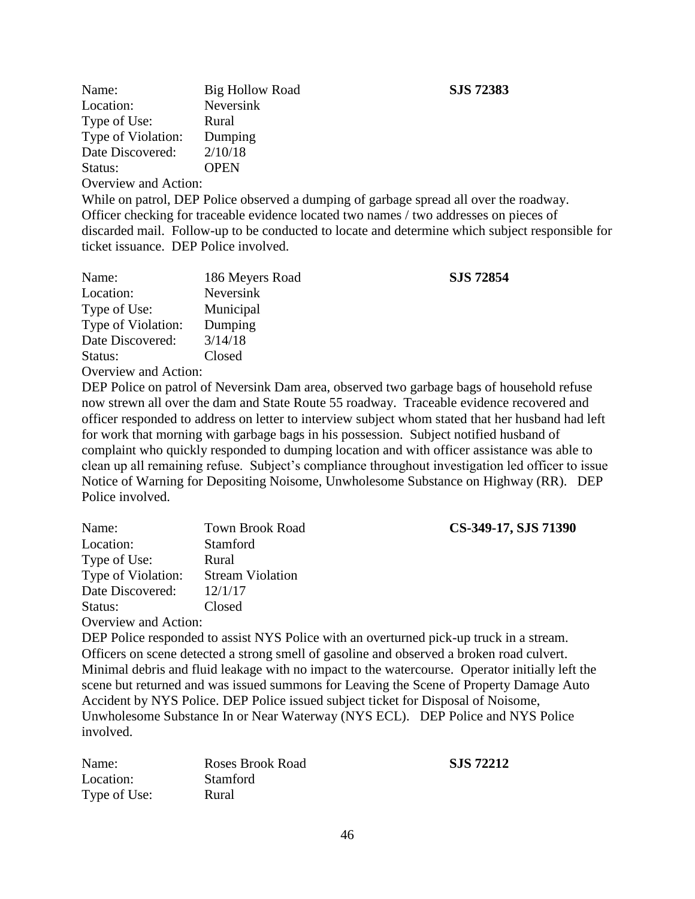Name: Big Hollow Road **SJS 72383**
Location: Neversink
Type of Use: Rural
Type of Violation: Dumping
Date Discovered: 2/10/18
Status: OPEN
Overview and Action:
While on patrol, DEP Police observed a dumping of garbage spread all over the roadway. Officer checking for traceable evidence located two names / two addresses on pieces of discarded mail. Follow-up to be conducted to locate and determine which subject responsible for ticket issuance. DEP Police involved.

Name: 186 Meyers Road **SJS 72854**
Location: Neversink
Type of Use: Municipal
Type of Violation: Dumping
Date Discovered: 3/14/18
Status: Closed
Overview and Action:
DEP Police on patrol of Neversink Dam area, observed two garbage bags of household refuse now strewn all over the dam and State Route 55 roadway. Traceable evidence recovered and officer responded to address on letter to interview subject whom stated that her husband had left for work that morning with garbage bags in his possession. Subject notified husband of complaint who quickly responded to dumping location and with officer assistance was able to clean up all remaining refuse. Subject's compliance throughout investigation led officer to issue Notice of Warning for Depositing Noisome, Unwholesome Substance on Highway (RR). DEP Police involved.

Name: Town Brook Road **CS-349-17, SJS 71390**
Location: Stamford
Type of Use: Rural
Type of Violation: Stream Violation
Date Discovered: 12/1/17
Status: Closed
Overview and Action:
DEP Police responded to assist NYS Police with an overturned pick-up truck in a stream. Officers on scene detected a strong smell of gasoline and observed a broken road culvert. Minimal debris and fluid leakage with no impact to the watercourse. Operator initially left the scene but returned and was issued summons for Leaving the Scene of Property Damage Auto Accident by NYS Police. DEP Police issued subject ticket for Disposal of Noisome, Unwholesome Substance In or Near Waterway (NYS ECL). DEP Police and NYS Police involved.

Name: Roses Brook Road **SJS 72212**
Location: Stamford
Type of Use: Rural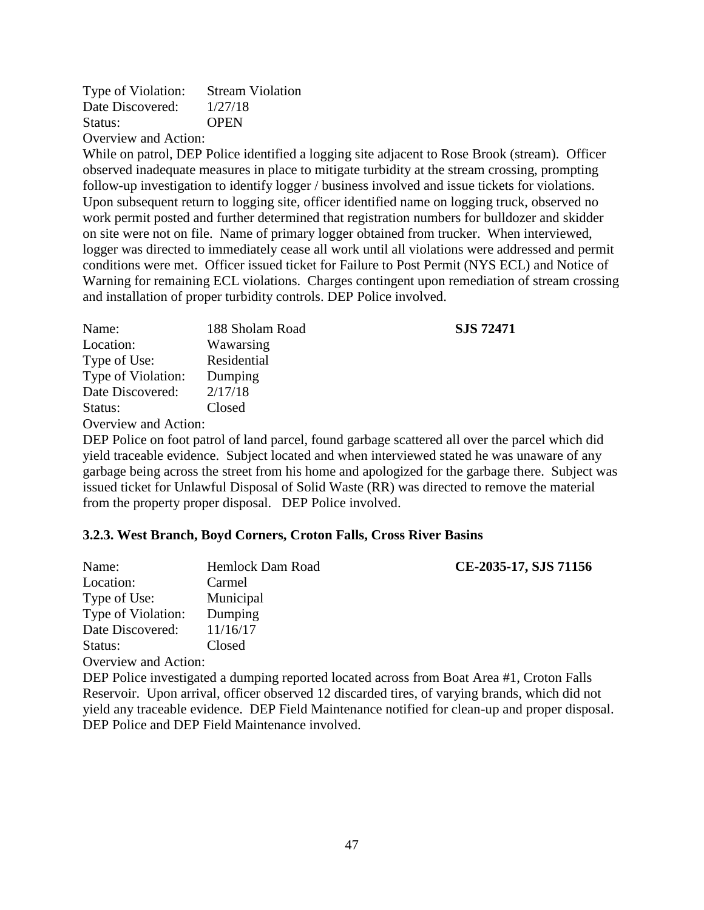Type of Violation: Stream Violation
Date Discovered: 1/27/18
Status: OPEN

Overview and Action:

While on patrol, DEP Police identified a logging site adjacent to Rose Brook (stream). Officer observed inadequate measures in place to mitigate turbidity at the stream crossing, prompting follow-up investigation to identify logger / business involved and issue tickets for violations. Upon subsequent return to logging site, officer identified name on logging truck, observed no work permit posted and further determined that registration numbers for bulldozer and skidder on site were not on file. Name of primary logger obtained from trucker. When interviewed, logger was directed to immediately cease all work until all violations were addressed and permit conditions were met. Officer issued ticket for Failure to Post Permit (NYS ECL) and Notice of Warning for remaining ECL violations. Charges contingent upon remediation of stream crossing and installation of proper turbidity controls. DEP Police involved.

Name: 188 Sholam Road **SJS 72471**
Location: Wawarsing
Type of Use: Residential
Type of Violation: Dumping
Date Discovered: 2/17/18
Status: Closed

Overview and Action:

DEP Police on foot patrol of land parcel, found garbage scattered all over the parcel which did yield traceable evidence. Subject located and when interviewed stated he was unaware of any garbage being across the street from his home and apologized for the garbage there. Subject was issued ticket for Unlawful Disposal of Solid Waste (RR) was directed to remove the material from the property proper disposal. DEP Police involved.

### 3.2.3. West Branch, Boyd Corners, Croton Falls, Cross River Basins

Name: Hemlock Dam Road **CE-2035-17, SJS 71156**
Location: Carmel
Type of Use: Municipal
Type of Violation: Dumping
Date Discovered: 11/16/17
Status: Closed

Overview and Action:

DEP Police investigated a dumping reported located across from Boat Area #1, Croton Falls Reservoir. Upon arrival, officer observed 12 discarded tires, of varying brands, which did not yield any traceable evidence. DEP Field Maintenance notified for clean-up and proper disposal. DEP Police and DEP Field Maintenance involved.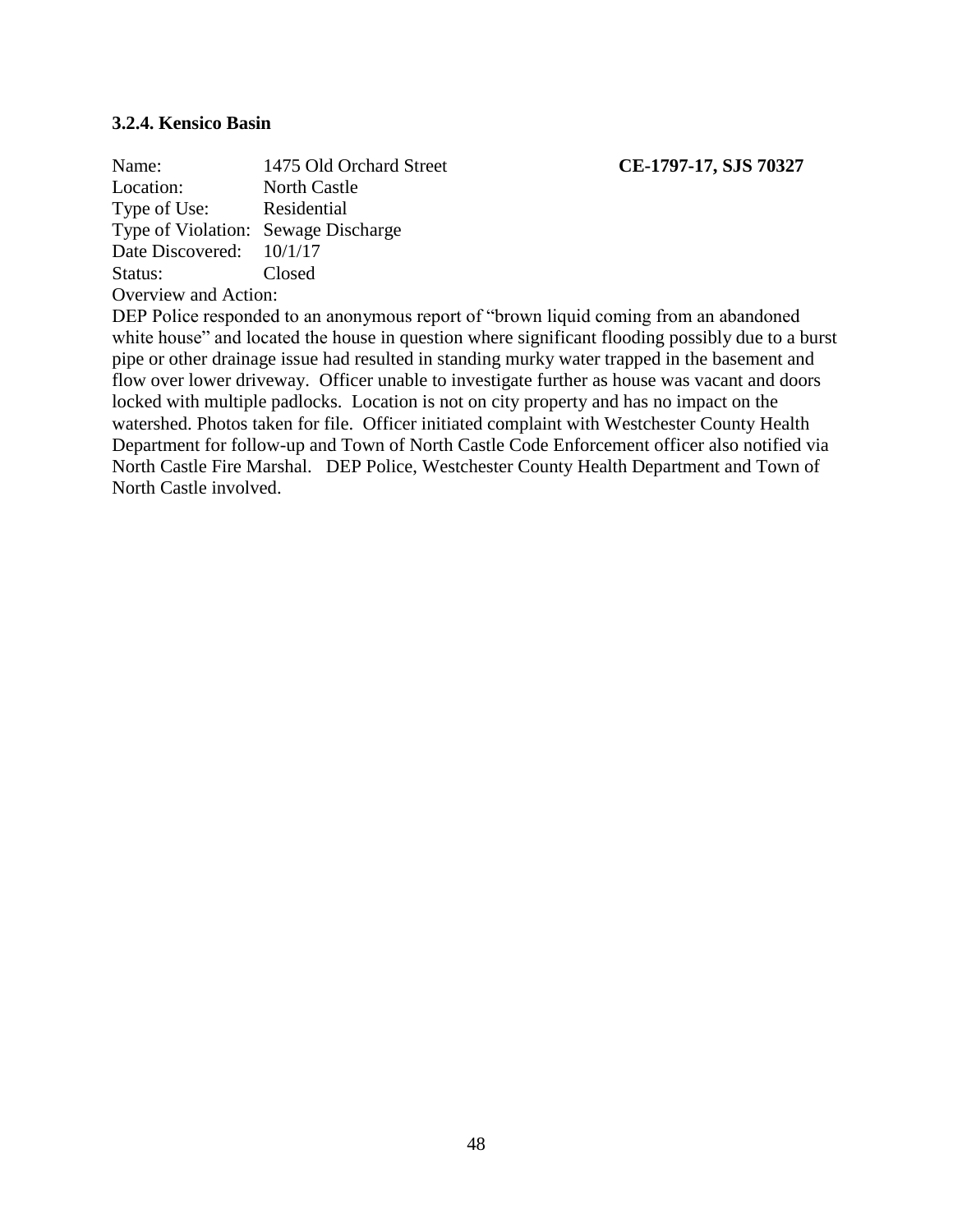### 3.2.4. Kensico Basin

Name: 1475 Old Orchard Street **CE-1797-17, SJS 70327**
Location: North Castle
Type of Use: Residential
Type of Violation: Sewage Discharge
Date Discovered: 10/1/17
Status: Closed
Overview and Action:
DEP Police responded to an anonymous report of "brown liquid coming from an abandoned white house" and located the house in question where significant flooding possibly due to a burst pipe or other drainage issue had resulted in standing murky water trapped in the basement and flow over lower driveway. Officer unable to investigate further as house was vacant and doors locked with multiple padlocks. Location is not on city property and has no impact on the watershed. Photos taken for file. Officer initiated complaint with Westchester County Health Department for follow-up and Town of North Castle Code Enforcement officer also notified via North Castle Fire Marshal. DEP Police, Westchester County Health Department and Town of North Castle involved.